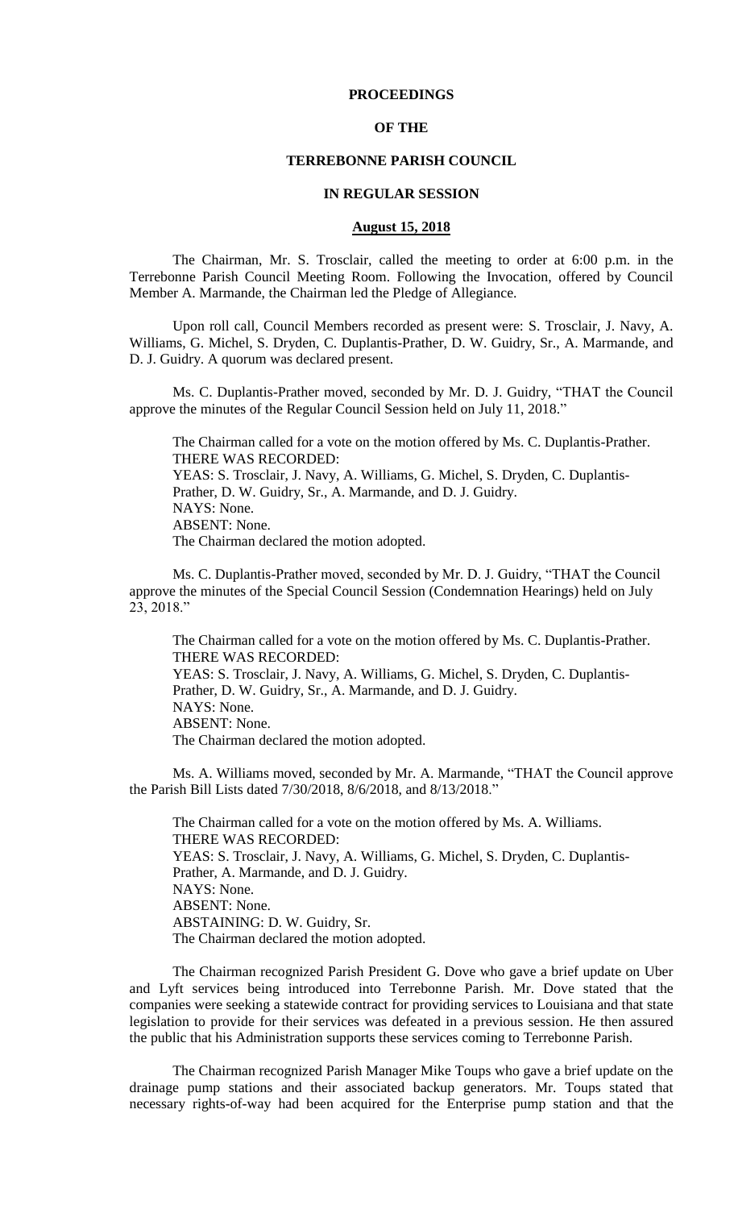**PROCEEDINGS**

**OF THE**

**TERREBONNE PARISH COUNCIL**

**IN REGULAR SESSION**

**August 15, 2018**

The Chairman, Mr. S. Trosclair, called the meeting to order at 6:00 p.m. in the Terrebonne Parish Council Meeting Room. Following the Invocation, offered by Council Member A. Marmande, the Chairman led the Pledge of Allegiance.

Upon roll call, Council Members recorded as present were: S. Trosclair, J. Navy, A. Williams, G. Michel, S. Dryden, C. Duplantis-Prather, D. W. Guidry, Sr., A. Marmande, and D. J. Guidry. A quorum was declared present.

Ms. C. Duplantis-Prather moved, seconded by Mr. D. J. Guidry, "THAT the Council approve the minutes of the Regular Council Session held on July 11, 2018."

The Chairman called for a vote on the motion offered by Ms. C. Duplantis-Prather.
THERE WAS RECORDED:
YEAS: S. Trosclair, J. Navy, A. Williams, G. Michel, S. Dryden, C. Duplantis-Prather, D. W. Guidry, Sr., A. Marmande, and D. J. Guidry.
NAYS: None.
ABSENT: None.
The Chairman declared the motion adopted.

Ms. C. Duplantis-Prather moved, seconded by Mr. D. J. Guidry, "THAT the Council approve the minutes of the Special Council Session (Condemnation Hearings) held on July 23, 2018."

The Chairman called for a vote on the motion offered by Ms. C. Duplantis-Prather.
THERE WAS RECORDED:
YEAS: S. Trosclair, J. Navy, A. Williams, G. Michel, S. Dryden, C. Duplantis-Prather, D. W. Guidry, Sr., A. Marmande, and D. J. Guidry.
NAYS: None.
ABSENT: None.
The Chairman declared the motion adopted.

Ms. A. Williams moved, seconded by Mr. A. Marmande, "THAT the Council approve the Parish Bill Lists dated 7/30/2018, 8/6/2018, and 8/13/2018."

The Chairman called for a vote on the motion offered by Ms. A. Williams.
THERE WAS RECORDED:
YEAS: S. Trosclair, J. Navy, A. Williams, G. Michel, S. Dryden, C. Duplantis-Prather, A. Marmande, and D. J. Guidry.
NAYS: None.
ABSENT: None.
ABSTAINING: D. W. Guidry, Sr.
The Chairman declared the motion adopted.

The Chairman recognized Parish President G. Dove who gave a brief update on Uber and Lyft services being introduced into Terrebonne Parish. Mr. Dove stated that the companies were seeking a statewide contract for providing services to Louisiana and that state legislation to provide for their services was defeated in a previous session. He then assured the public that his Administration supports these services coming to Terrebonne Parish.

The Chairman recognized Parish Manager Mike Toups who gave a brief update on the drainage pump stations and their associated backup generators. Mr. Toups stated that necessary rights-of-way had been acquired for the Enterprise pump station and that the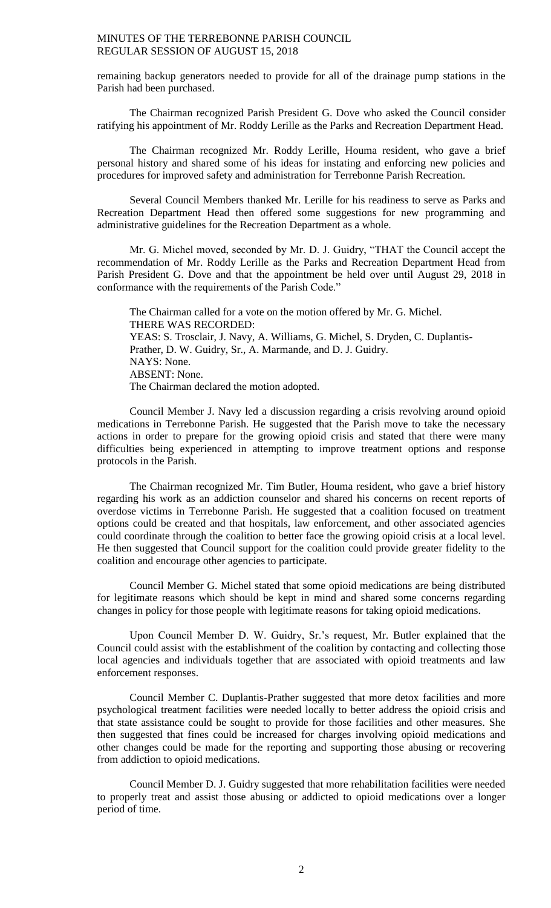remaining backup generators needed to provide for all of the drainage pump stations in the Parish had been purchased.

The Chairman recognized Parish President G. Dove who asked the Council consider ratifying his appointment of Mr. Roddy Lerille as the Parks and Recreation Department Head.

The Chairman recognized Mr. Roddy Lerille, Houma resident, who gave a brief personal history and shared some of his ideas for instating and enforcing new policies and procedures for improved safety and administration for Terrebonne Parish Recreation.

Several Council Members thanked Mr. Lerille for his readiness to serve as Parks and Recreation Department Head then offered some suggestions for new programming and administrative guidelines for the Recreation Department as a whole.

Mr. G. Michel moved, seconded by Mr. D. J. Guidry, "THAT the Council accept the recommendation of Mr. Roddy Lerille as the Parks and Recreation Department Head from Parish President G. Dove and that the appointment be held over until August 29, 2018 in conformance with the requirements of the Parish Code."

The Chairman called for a vote on the motion offered by Mr. G. Michel.
THERE WAS RECORDED:
YEAS: S. Trosclair, J. Navy, A. Williams, G. Michel, S. Dryden, C. Duplantis-Prather, D. W. Guidry, Sr., A. Marmande, and D. J. Guidry.
NAYS: None.
ABSENT: None.
The Chairman declared the motion adopted.

Council Member J. Navy led a discussion regarding a crisis revolving around opioid medications in Terrebonne Parish. He suggested that the Parish move to take the necessary actions in order to prepare for the growing opioid crisis and stated that there were many difficulties being experienced in attempting to improve treatment options and response protocols in the Parish.

The Chairman recognized Mr. Tim Butler, Houma resident, who gave a brief history regarding his work as an addiction counselor and shared his concerns on recent reports of overdose victims in Terrebonne Parish. He suggested that a coalition focused on treatment options could be created and that hospitals, law enforcement, and other associated agencies could coordinate through the coalition to better face the growing opioid crisis at a local level. He then suggested that Council support for the coalition could provide greater fidelity to the coalition and encourage other agencies to participate.

Council Member G. Michel stated that some opioid medications are being distributed for legitimate reasons which should be kept in mind and shared some concerns regarding changes in policy for those people with legitimate reasons for taking opioid medications.

Upon Council Member D. W. Guidry, Sr.'s request, Mr. Butler explained that the Council could assist with the establishment of the coalition by contacting and collecting those local agencies and individuals together that are associated with opioid treatments and law enforcement responses.

Council Member C. Duplantis-Prather suggested that more detox facilities and more psychological treatment facilities were needed locally to better address the opioid crisis and that state assistance could be sought to provide for those facilities and other measures. She then suggested that fines could be increased for charges involving opioid medications and other changes could be made for the reporting and supporting those abusing or recovering from addiction to opioid medications.

Council Member D. J. Guidry suggested that more rehabilitation facilities were needed to properly treat and assist those abusing or addicted to opioid medications over a longer period of time.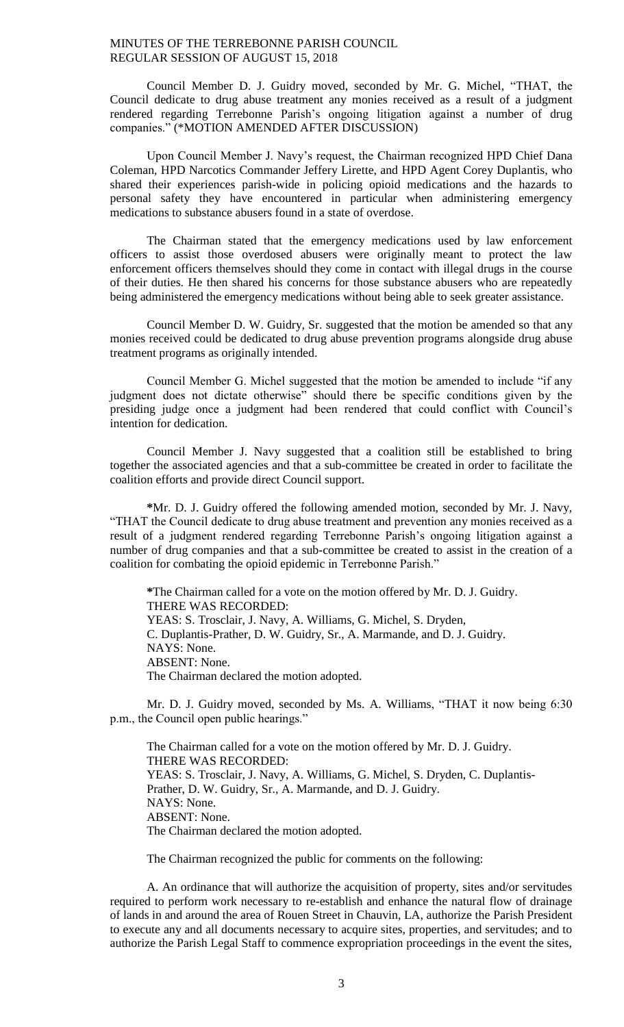Council Member D. J. Guidry moved, seconded by Mr. G. Michel, "THAT, the Council dedicate to drug abuse treatment any monies received as a result of a judgment rendered regarding Terrebonne Parish's ongoing litigation against a number of drug companies." (*MOTION AMENDED AFTER DISCUSSION)

Upon Council Member J. Navy's request, the Chairman recognized HPD Chief Dana Coleman, HPD Narcotics Commander Jeffery Lirette, and HPD Agent Corey Duplantis, who shared their experiences parish-wide in policing opioid medications and the hazards to personal safety they have encountered in particular when administering emergency medications to substance abusers found in a state of overdose.

The Chairman stated that the emergency medications used by law enforcement officers to assist those overdosed abusers were originally meant to protect the law enforcement officers themselves should they come in contact with illegal drugs in the course of their duties. He then shared his concerns for those substance abusers who are repeatedly being administered the emergency medications without being able to seek greater assistance.

Council Member D. W. Guidry, Sr. suggested that the motion be amended so that any monies received could be dedicated to drug abuse prevention programs alongside drug abuse treatment programs as originally intended.

Council Member G. Michel suggested that the motion be amended to include "if any judgment does not dictate otherwise" should there be specific conditions given by the presiding judge once a judgment had been rendered that could conflict with Council's intention for dedication.

Council Member J. Navy suggested that a coalition still be established to bring together the associated agencies and that a sub-committee be created in order to facilitate the coalition efforts and provide direct Council support.

*Mr. D. J. Guidry offered the following amended motion, seconded by Mr. J. Navy, "THAT the Council dedicate to drug abuse treatment and prevention any monies received as a result of a judgment rendered regarding Terrebonne Parish's ongoing litigation against a number of drug companies and that a sub-committee be created to assist in the creation of a coalition for combating the opioid epidemic in Terrebonne Parish."

*The Chairman called for a vote on the motion offered by Mr. D. J. Guidry.
THERE WAS RECORDED:
YEAS: S. Trosclair, J. Navy, A. Williams, G. Michel, S. Dryden, C. Duplantis-Prather, D. W. Guidry, Sr., A. Marmande, and D. J. Guidry.
NAYS: None.
ABSENT: None.
The Chairman declared the motion adopted.

Mr. D. J. Guidry moved, seconded by Ms. A. Williams, "THAT it now being 6:30 p.m., the Council open public hearings."

The Chairman called for a vote on the motion offered by Mr. D. J. Guidry.
THERE WAS RECORDED:
YEAS: S. Trosclair, J. Navy, A. Williams, G. Michel, S. Dryden, C. Duplantis-Prather, D. W. Guidry, Sr., A. Marmande, and D. J. Guidry.
NAYS: None.
ABSENT: None.
The Chairman declared the motion adopted.

The Chairman recognized the public for comments on the following:

A. An ordinance that will authorize the acquisition of property, sites and/or servitudes required to perform work necessary to re-establish and enhance the natural flow of drainage of lands in and around the area of Rouen Street in Chauvin, LA, authorize the Parish President to execute any and all documents necessary to acquire sites, properties, and servitudes; and to authorize the Parish Legal Staff to commence expropriation proceedings in the event the sites,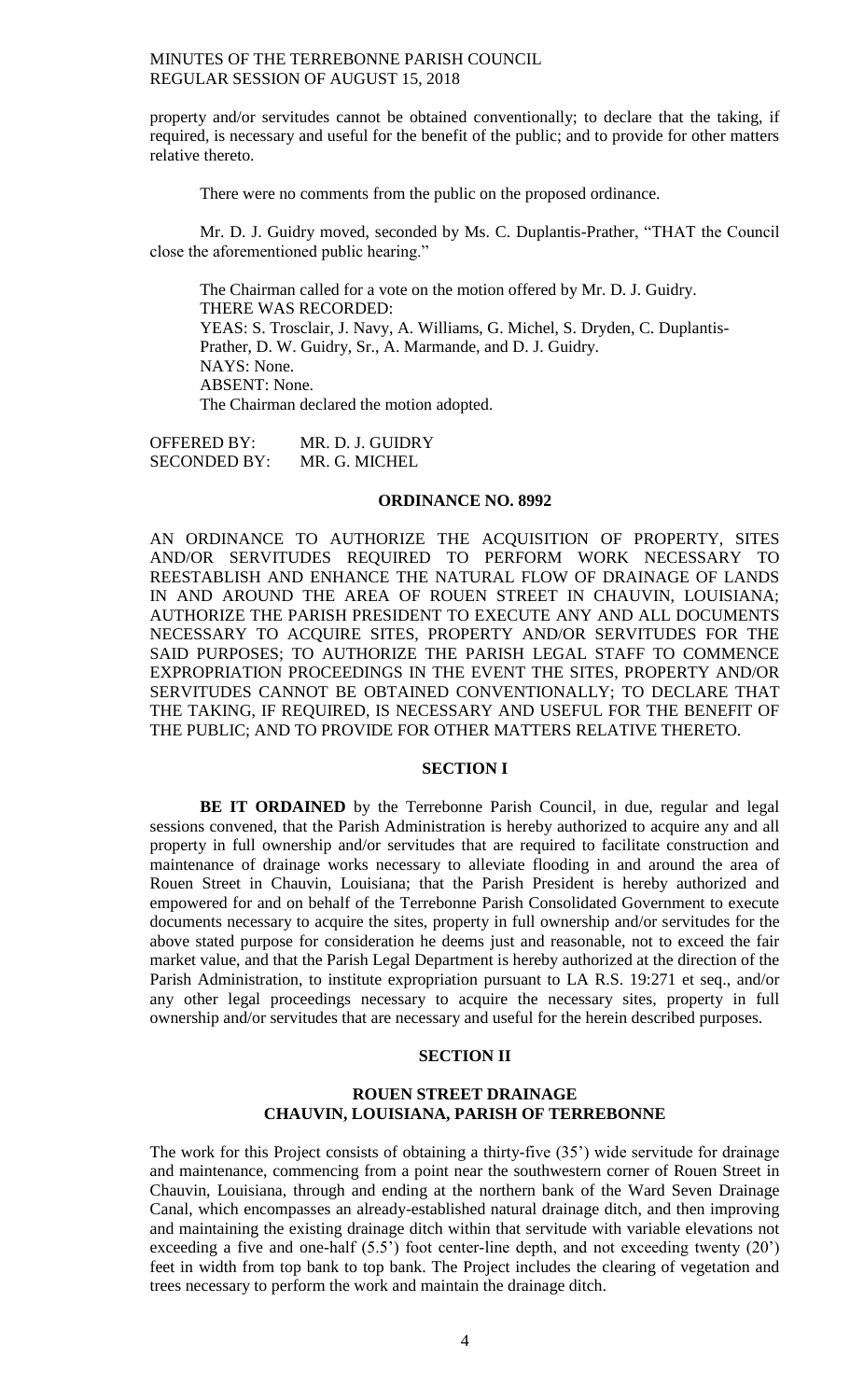property and/or servitudes cannot be obtained conventionally; to declare that the taking, if required, is necessary and useful for the benefit of the public; and to provide for other matters relative thereto.

There were no comments from the public on the proposed ordinance.

Mr. D. J. Guidry moved, seconded by Ms. C. Duplantis-Prather, "THAT the Council close the aforementioned public hearing."

The Chairman called for a vote on the motion offered by Mr. D. J. Guidry.
THERE WAS RECORDED:
YEAS: S. Trosclair, J. Navy, A. Williams, G. Michel, S. Dryden, C. Duplantis-Prather, D. W. Guidry, Sr., A. Marmande, and D. J. Guidry.
NAYS: None.
ABSENT: None.
The Chairman declared the motion adopted.

OFFERED BY: MR. D. J. GUIDRY
SECONDED BY: MR. G. MICHEL

## ORDINANCE NO. 8992

AN ORDINANCE TO AUTHORIZE THE ACQUISITION OF PROPERTY, SITES AND/OR SERVITUDES REQUIRED TO PERFORM WORK NECESSARY TO REESTABLISH AND ENHANCE THE NATURAL FLOW OF DRAINAGE OF LANDS IN AND AROUND THE AREA OF ROUEN STREET IN CHAUVIN, LOUISIANA; AUTHORIZE THE PARISH PRESIDENT TO EXECUTE ANY AND ALL DOCUMENTS NECESSARY TO ACQUIRE SITES, PROPERTY AND/OR SERVITUDES FOR THE SAID PURPOSES; TO AUTHORIZE THE PARISH LEGAL STAFF TO COMMENCE EXPROPRIATION PROCEEDINGS IN THE EVENT THE SITES, PROPERTY AND/OR SERVITUDES CANNOT BE OBTAINED CONVENTIONALLY; TO DECLARE THAT THE TAKING, IF REQUIRED, IS NECESSARY AND USEFUL FOR THE BENEFIT OF THE PUBLIC; AND TO PROVIDE FOR OTHER MATTERS RELATIVE THERETO.

### SECTION I

**BE IT ORDAINED** by the Terrebonne Parish Council, in due, regular and legal sessions convened, that the Parish Administration is hereby authorized to acquire any and all property in full ownership and/or servitudes that are required to facilitate construction and maintenance of drainage works necessary to alleviate flooding in and around the area of Rouen Street in Chauvin, Louisiana; that the Parish President is hereby authorized and empowered for and on behalf of the Terrebonne Parish Consolidated Government to execute documents necessary to acquire the sites, property in full ownership and/or servitudes for the above stated purpose for consideration he deems just and reasonable, not to exceed the fair market value, and that the Parish Legal Department is hereby authorized at the direction of the Parish Administration, to institute expropriation pursuant to LA R.S. 19:271 et seq., and/or any other legal proceedings necessary to acquire the necessary sites, property in full ownership and/or servitudes that are necessary and useful for the herein described purposes.

### SECTION II

**ROUEN STREET DRAINAGE**
**CHAUVIN, LOUISIANA, PARISH OF TERREBONNE**

The work for this Project consists of obtaining a thirty-five (35') wide servitude for drainage and maintenance, commencing from a point near the southwestern corner of Rouen Street in Chauvin, Louisiana, through and ending at the northern bank of the Ward Seven Drainage Canal, which encompasses an already-established natural drainage ditch, and then improving and maintaining the existing drainage ditch within that servitude with variable elevations not exceeding a five and one-half (5.5') foot center-line depth, and not exceeding twenty (20') feet in width from top bank to top bank. The Project includes the clearing of vegetation and trees necessary to perform the work and maintain the drainage ditch.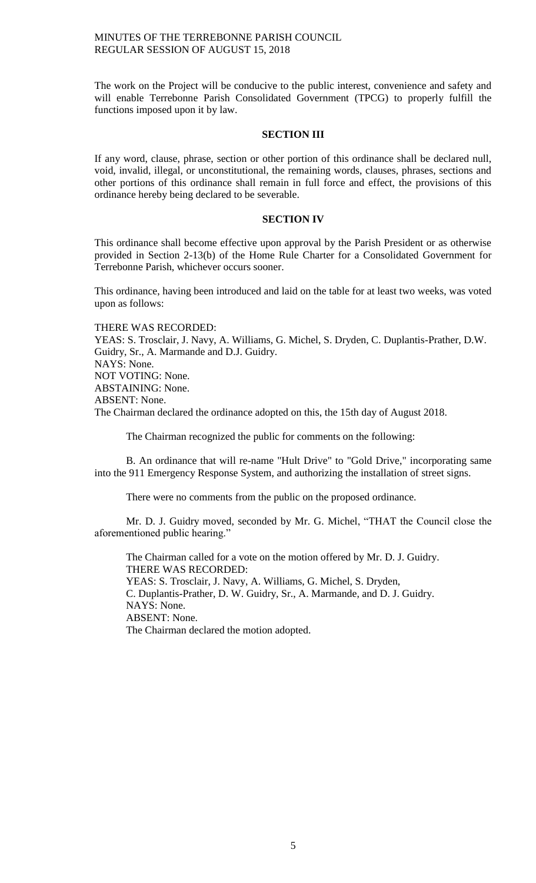The work on the Project will be conducive to the public interest, convenience and safety and will enable Terrebonne Parish Consolidated Government (TPCG) to properly fulfill the functions imposed upon it by law.

**SECTION III**

If any word, clause, phrase, section or other portion of this ordinance shall be declared null, void, invalid, illegal, or unconstitutional, the remaining words, clauses, phrases, sections and other portions of this ordinance shall remain in full force and effect, the provisions of this ordinance hereby being declared to be severable.

**SECTION IV**

This ordinance shall become effective upon approval by the Parish President or as otherwise provided in Section 2-13(b) of the Home Rule Charter for a Consolidated Government for Terrebonne Parish, whichever occurs sooner.

This ordinance, having been introduced and laid on the table for at least two weeks, was voted upon as follows:

THERE WAS RECORDED:
YEAS: S. Trosclair, J. Navy, A. Williams, G. Michel, S. Dryden, C. Duplantis-Prather, D.W. Guidry, Sr., A. Marmande and D.J. Guidry.
NAYS: None.
NOT VOTING: None.
ABSTAINING: None.
ABSENT: None.
The Chairman declared the ordinance adopted on this, the 15th day of August 2018.

The Chairman recognized the public for comments on the following:

B. An ordinance that will re-name "Hult Drive" to "Gold Drive," incorporating same into the 911 Emergency Response System, and authorizing the installation of street signs.

There were no comments from the public on the proposed ordinance.

Mr. D. J. Guidry moved, seconded by Mr. G. Michel, "THAT the Council close the aforementioned public hearing."

The Chairman called for a vote on the motion offered by Mr. D. J. Guidry.
THERE WAS RECORDED:
YEAS: S. Trosclair, J. Navy, A. Williams, G. Michel, S. Dryden, C. Duplantis-Prather, D. W. Guidry, Sr., A. Marmande, and D. J. Guidry.
NAYS: None.
ABSENT: None.
The Chairman declared the motion adopted.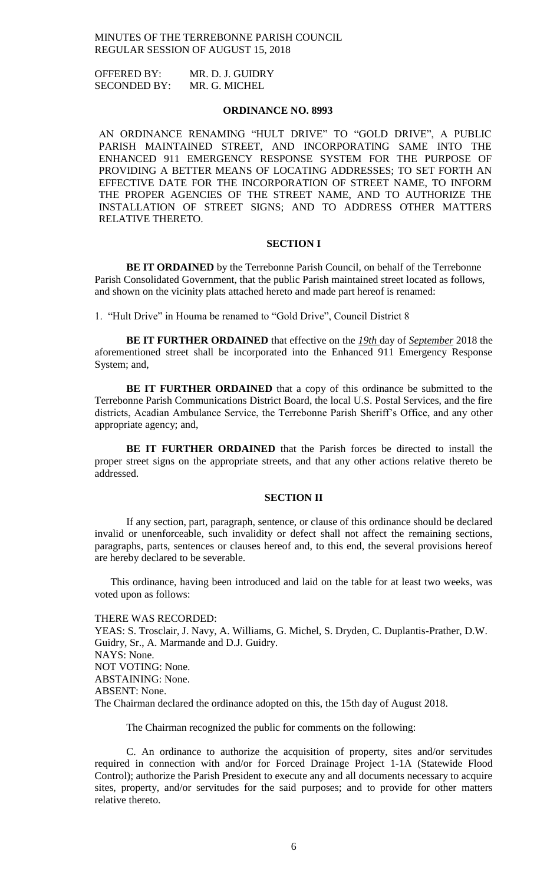OFFERED BY: MR. D. J. GUIDRY
SECONDED BY: MR. G. MICHEL

## ORDINANCE NO. 8993

AN ORDINANCE RENAMING "HULT DRIVE" TO "GOLD DRIVE", A PUBLIC PARISH MAINTAINED STREET, AND INCORPORATING SAME INTO THE ENHANCED 911 EMERGENCY RESPONSE SYSTEM FOR THE PURPOSE OF PROVIDING A BETTER MEANS OF LOCATING ADDRESSES; TO SET FORTH AN EFFECTIVE DATE FOR THE INCORPORATION OF STREET NAME, TO INFORM THE PROPER AGENCIES OF THE STREET NAME, AND TO AUTHORIZE THE INSTALLATION OF STREET SIGNS; AND TO ADDRESS OTHER MATTERS RELATIVE THERETO.

### SECTION I

**BE IT ORDAINED** by the Terrebonne Parish Council, on behalf of the Terrebonne Parish Consolidated Government, that the public Parish maintained street located as follows, and shown on the vicinity plats attached hereto and made part hereof is renamed:

1. "Hult Drive" in Houma be renamed to "Gold Drive", Council District 8

**BE IT FURTHER ORDAINED** that effective on the ***19th*** day of ***September*** 2018 the aforementioned street shall be incorporated into the Enhanced 911 Emergency Response System; and,

**BE IT FURTHER ORDAINED** that a copy of this ordinance be submitted to the Terrebonne Parish Communications District Board, the local U.S. Postal Services, and the fire districts, Acadian Ambulance Service, the Terrebonne Parish Sheriff's Office, and any other appropriate agency; and,

**BE IT FURTHER ORDAINED** that the Parish forces be directed to install the proper street signs on the appropriate streets, and that any other actions relative thereto be addressed.

### SECTION II

If any section, part, paragraph, sentence, or clause of this ordinance should be declared invalid or unenforceable, such invalidity or defect shall not affect the remaining sections, paragraphs, parts, sentences or clauses hereof and, to this end, the several provisions hereof are hereby declared to be severable.

This ordinance, having been introduced and laid on the table for at least two weeks, was voted upon as follows:

THERE WAS RECORDED:
YEAS: S. Trosclair, J. Navy, A. Williams, G. Michel, S. Dryden, C. Duplantis-Prather, D.W. Guidry, Sr., A. Marmande and D.J. Guidry.
NAYS: None.
NOT VOTING: None.
ABSTAINING: None.
ABSENT: None.
The Chairman declared the ordinance adopted on this, the 15th day of August 2018.

The Chairman recognized the public for comments on the following:

C. An ordinance to authorize the acquisition of property, sites and/or servitudes required in connection with and/or for Forced Drainage Project 1-1A (Statewide Flood Control); authorize the Parish President to execute any and all documents necessary to acquire sites, property, and/or servitudes for the said purposes; and to provide for other matters relative thereto.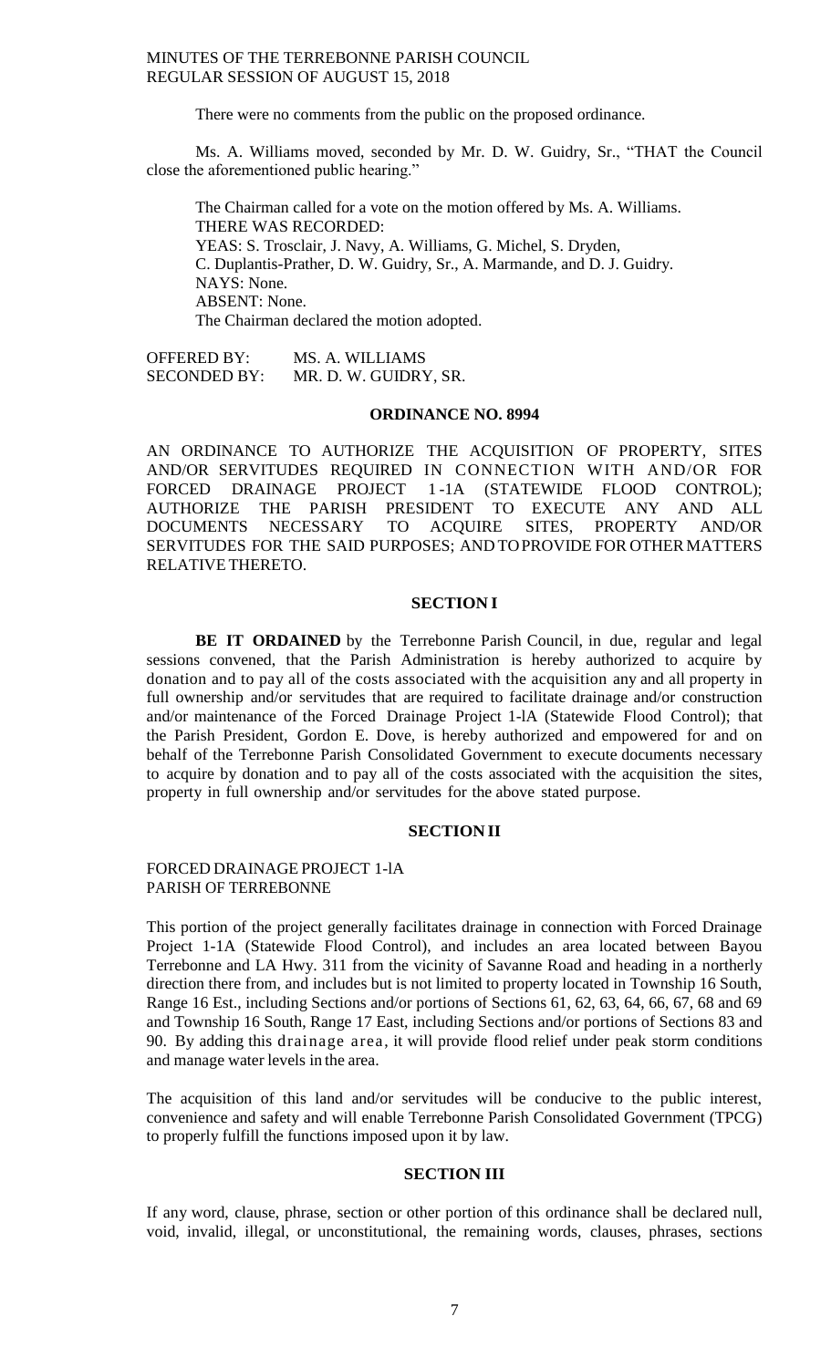There were no comments from the public on the proposed ordinance.

Ms. A. Williams moved, seconded by Mr. D. W. Guidry, Sr., "THAT the Council close the aforementioned public hearing."

The Chairman called for a vote on the motion offered by Ms. A. Williams.
THERE WAS RECORDED:
YEAS: S. Trosclair, J. Navy, A. Williams, G. Michel, S. Dryden, C. Duplantis-Prather, D. W. Guidry, Sr., A. Marmande, and D. J. Guidry.
NAYS: None.
ABSENT: None.
The Chairman declared the motion adopted.

OFFERED BY: MS. A. WILLIAMS
SECONDED BY: MR. D. W. GUIDRY, SR.

**ORDINANCE NO. 8994**

AN ORDINANCE TO AUTHORIZE THE ACQUISITION OF PROPERTY, SITES AND/OR SERVITUDES REQUIRED IN CONNECTION WITH AND/OR FOR FORCED DRAINAGE PROJECT 1-1A (STATEWIDE FLOOD CONTROL); AUTHORIZE THE PARISH PRESIDENT TO EXECUTE ANY AND ALL DOCUMENTS NECESSARY TO ACQUIRE SITES, PROPERTY AND/OR SERVITUDES FOR THE SAID PURPOSES; AND TO PROVIDE FOR OTHER MATTERS RELATIVE THERETO.

**SECTION I**

**BE IT ORDAINED** by the Terrebonne Parish Council, in due, regular and legal sessions convened, that the Parish Administration is hereby authorized to acquire by donation and to pay all of the costs associated with the acquisition any and all property in full ownership and/or servitudes that are required to facilitate drainage and/or construction and/or maintenance of the Forced Drainage Project 1-lA (Statewide Flood Control); that the Parish President, Gordon E. Dove, is hereby authorized and empowered for and on behalf of the Terrebonne Parish Consolidated Government to execute documents necessary to acquire by donation and to pay all of the costs associated with the acquisition the sites, property in full ownership and/or servitudes for the above stated purpose.

**SECTION II**

FORCED DRAINAGE PROJECT 1-lA
PARISH OF TERREBONNE

This portion of the project generally facilitates drainage in connection with Forced Drainage Project 1-1A (Statewide Flood Control), and includes an area located between Bayou Terrebonne and LA Hwy. 311 from the vicinity of Savanne Road and heading in a northerly direction there from, and includes but is not limited to property located in Township 16 South, Range 16 Est., including Sections and/or portions of Sections 61, 62, 63, 64, 66, 67, 68 and 69 and Township 16 South, Range 17 East, including Sections and/or portions of Sections 83 and 90. By adding this drainage area, it will provide flood relief under peak storm conditions and manage water levels in the area.

The acquisition of this land and/or servitudes will be conducive to the public interest, convenience and safety and will enable Terrebonne Parish Consolidated Government (TPCG) to properly fulfill the functions imposed upon it by law.

**SECTION III**

If any word, clause, phrase, section or other portion of this ordinance shall be declared null, void, invalid, illegal, or unconstitutional, the remaining words, clauses, phrases, sections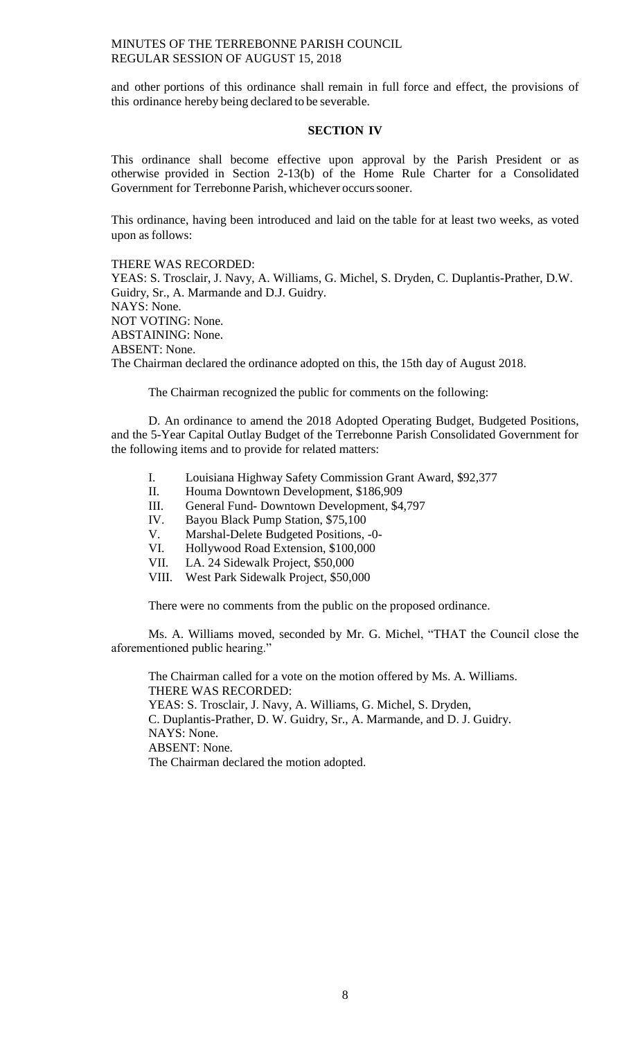and other portions of this ordinance shall remain in full force and effect, the provisions of this ordinance hereby being declared to be severable.

**SECTION IV**

This ordinance shall become effective upon approval by the Parish President or as otherwise provided in Section 2-13(b) of the Home Rule Charter for a Consolidated Government for Terrebonne Parish, whichever occurs sooner.

This ordinance, having been introduced and laid on the table for at least two weeks, as voted upon as follows:

THERE WAS RECORDED:
YEAS: S. Trosclair, J. Navy, A. Williams, G. Michel, S. Dryden, C. Duplantis-Prather, D.W. Guidry, Sr., A. Marmande and D.J. Guidry.
NAYS: None.
NOT VOTING: None.
ABSTAINING: None.
ABSENT: None.
The Chairman declared the ordinance adopted on this, the 15th day of August 2018.

The Chairman recognized the public for comments on the following:

D. An ordinance to amend the 2018 Adopted Operating Budget, Budgeted Positions, and the 5-Year Capital Outlay Budget of the Terrebonne Parish Consolidated Government for the following items and to provide for related matters:

I. Louisiana Highway Safety Commission Grant Award, $92,377
II. Houma Downtown Development, $186,909
III. General Fund- Downtown Development, $4,797
IV. Bayou Black Pump Station, $75,100
V. Marshal-Delete Budgeted Positions, -0-
VI. Hollywood Road Extension, $100,000
VII. LA. 24 Sidewalk Project, $50,000
VIII. West Park Sidewalk Project, $50,000

There were no comments from the public on the proposed ordinance.

Ms. A. Williams moved, seconded by Mr. G. Michel, "THAT the Council close the aforementioned public hearing."

The Chairman called for a vote on the motion offered by Ms. A. Williams.
THERE WAS RECORDED:
YEAS: S. Trosclair, J. Navy, A. Williams, G. Michel, S. Dryden, C. Duplantis-Prather, D. W. Guidry, Sr., A. Marmande, and D. J. Guidry.
NAYS: None.
ABSENT: None.
The Chairman declared the motion adopted.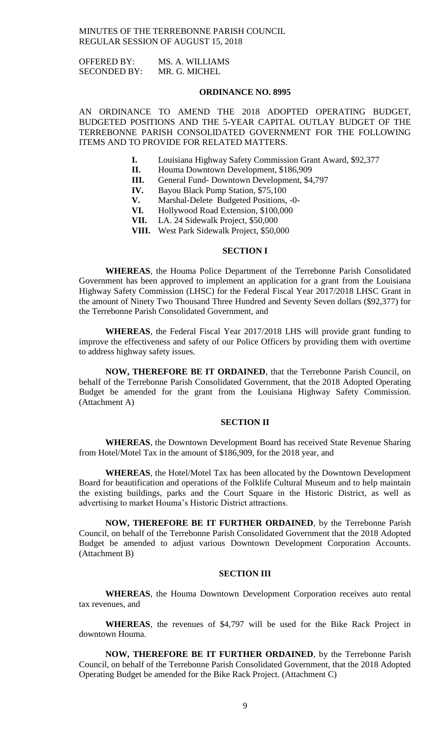MINUTES OF THE TERREBONNE PARISH COUNCIL
REGULAR SESSION OF AUGUST 15, 2018

OFFERED BY: MS. A. WILLIAMS
SECONDED BY: MR. G. MICHEL

## ORDINANCE NO. 8995

AN ORDINANCE TO AMEND THE 2018 ADOPTED OPERATING BUDGET, BUDGETED POSITIONS AND THE 5-YEAR CAPITAL OUTLAY BUDGET OF THE TERREBONNE PARISH CONSOLIDATED GOVERNMENT FOR THE FOLLOWING ITEMS AND TO PROVIDE FOR RELATED MATTERS.

- **I.** Louisiana Highway Safety Commission Grant Award, $92,377
- **II.** Houma Downtown Development, $186,909
- **III.** General Fund- Downtown Development, $4,797
- **IV.** Bayou Black Pump Station, $75,100
- **V.** Marshal-Delete Budgeted Positions, -0-
- **VI.** Hollywood Road Extension, $100,000
- **VII.** LA. 24 Sidewalk Project, $50,000
- **VIII.** West Park Sidewalk Project, $50,000

### SECTION I

**WHEREAS**, the Houma Police Department of the Terrebonne Parish Consolidated Government has been approved to implement an application for a grant from the Louisiana Highway Safety Commission (LHSC) for the Federal Fiscal Year 2017/2018 LHSC Grant in the amount of Ninety Two Thousand Three Hundred and Seventy Seven dollars ($92,377) for the Terrebonne Parish Consolidated Government, and

**WHEREAS**, the Federal Fiscal Year 2017/2018 LHS will provide grant funding to improve the effectiveness and safety of our Police Officers by providing them with overtime to address highway safety issues.

**NOW, THEREFORE BE IT ORDAINED**, that the Terrebonne Parish Council, on behalf of the Terrebonne Parish Consolidated Government, that the 2018 Adopted Operating Budget be amended for the grant from the Louisiana Highway Safety Commission. (Attachment A)

### SECTION II

**WHEREAS**, the Downtown Development Board has received State Revenue Sharing from Hotel/Motel Tax in the amount of $186,909, for the 2018 year, and

**WHEREAS**, the Hotel/Motel Tax has been allocated by the Downtown Development Board for beautification and operations of the Folklife Cultural Museum and to help maintain the existing buildings, parks and the Court Square in the Historic District, as well as advertising to market Houma's Historic District attractions.

**NOW, THEREFORE BE IT FURTHER ORDAINED**, by the Terrebonne Parish Council, on behalf of the Terrebonne Parish Consolidated Government that the 2018 Adopted Budget be amended to adjust various Downtown Development Corporation Accounts. (Attachment B)

### SECTION III

**WHEREAS**, the Houma Downtown Development Corporation receives auto rental tax revenues, and

**WHEREAS**, the revenues of $4,797 will be used for the Bike Rack Project in downtown Houma.

**NOW, THEREFORE BE IT FURTHER ORDAINED**, by the Terrebonne Parish Council, on behalf of the Terrebonne Parish Consolidated Government, that the 2018 Adopted Operating Budget be amended for the Bike Rack Project. (Attachment C)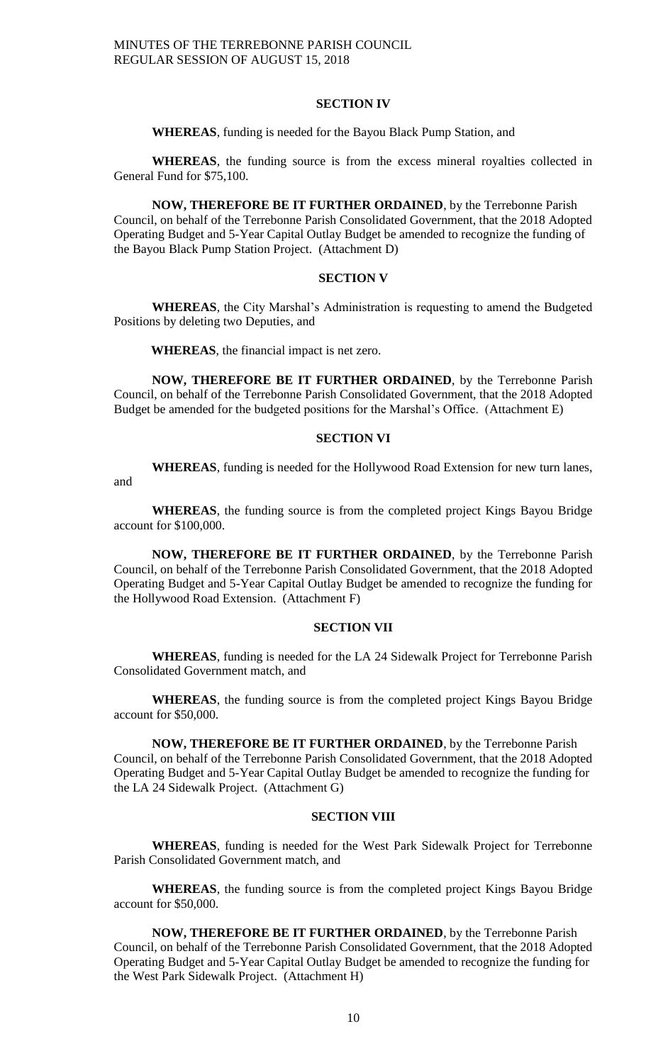### SECTION IV

**WHEREAS**, funding is needed for the Bayou Black Pump Station, and

**WHEREAS**, the funding source is from the excess mineral royalties collected in General Fund for $75,100.

**NOW, THEREFORE BE IT FURTHER ORDAINED**, by the Terrebonne Parish Council, on behalf of the Terrebonne Parish Consolidated Government, that the 2018 Adopted Operating Budget and 5-Year Capital Outlay Budget be amended to recognize the funding of the Bayou Black Pump Station Project. (Attachment D)

### SECTION V

**WHEREAS**, the City Marshal's Administration is requesting to amend the Budgeted Positions by deleting two Deputies, and

**WHEREAS**, the financial impact is net zero.

**NOW, THEREFORE BE IT FURTHER ORDAINED**, by the Terrebonne Parish Council, on behalf of the Terrebonne Parish Consolidated Government, that the 2018 Adopted Budget be amended for the budgeted positions for the Marshal's Office. (Attachment E)

### SECTION VI

**WHEREAS**, funding is needed for the Hollywood Road Extension for new turn lanes, and

**WHEREAS**, the funding source is from the completed project Kings Bayou Bridge account for $100,000.

**NOW, THEREFORE BE IT FURTHER ORDAINED**, by the Terrebonne Parish Council, on behalf of the Terrebonne Parish Consolidated Government, that the 2018 Adopted Operating Budget and 5-Year Capital Outlay Budget be amended to recognize the funding for the Hollywood Road Extension. (Attachment F)

### SECTION VII

**WHEREAS**, funding is needed for the LA 24 Sidewalk Project for Terrebonne Parish Consolidated Government match, and

**WHEREAS**, the funding source is from the completed project Kings Bayou Bridge account for $50,000.

**NOW, THEREFORE BE IT FURTHER ORDAINED**, by the Terrebonne Parish Council, on behalf of the Terrebonne Parish Consolidated Government, that the 2018 Adopted Operating Budget and 5-Year Capital Outlay Budget be amended to recognize the funding for the LA 24 Sidewalk Project. (Attachment G)

### SECTION VIII

**WHEREAS**, funding is needed for the West Park Sidewalk Project for Terrebonne Parish Consolidated Government match, and

**WHEREAS**, the funding source is from the completed project Kings Bayou Bridge account for $50,000.

**NOW, THEREFORE BE IT FURTHER ORDAINED**, by the Terrebonne Parish Council, on behalf of the Terrebonne Parish Consolidated Government, that the 2018 Adopted Operating Budget and 5-Year Capital Outlay Budget be amended to recognize the funding for the West Park Sidewalk Project. (Attachment H)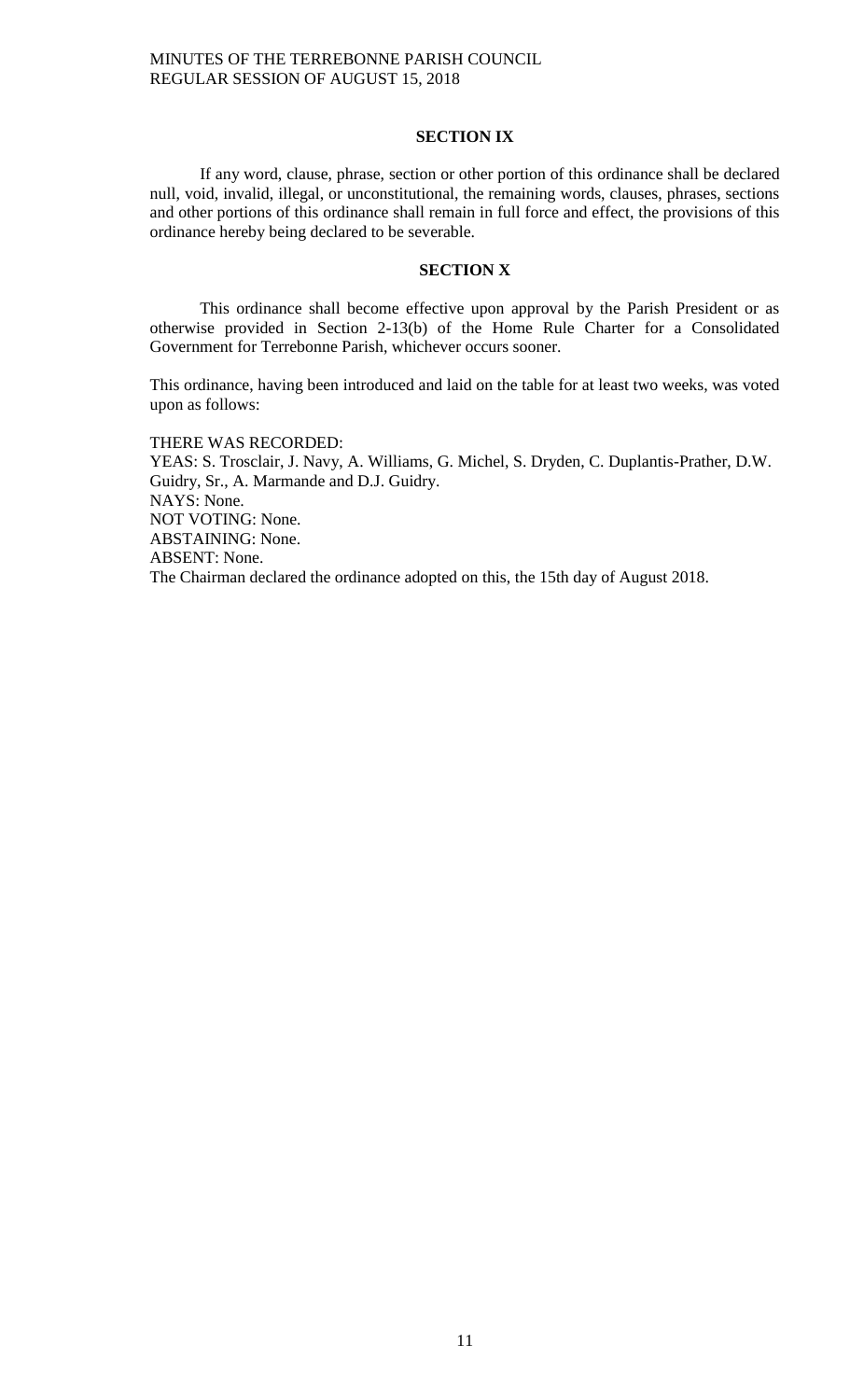## SECTION IX

If any word, clause, phrase, section or other portion of this ordinance shall be declared null, void, invalid, illegal, or unconstitutional, the remaining words, clauses, phrases, sections and other portions of this ordinance shall remain in full force and effect, the provisions of this ordinance hereby being declared to be severable.

## SECTION X

This ordinance shall become effective upon approval by the Parish President or as otherwise provided in Section 2-13(b) of the Home Rule Charter for a Consolidated Government for Terrebonne Parish, whichever occurs sooner.

This ordinance, having been introduced and laid on the table for at least two weeks, was voted upon as follows:

THERE WAS RECORDED:
YEAS: S. Trosclair, J. Navy, A. Williams, G. Michel, S. Dryden, C. Duplantis-Prather, D.W. Guidry, Sr., A. Marmande and D.J. Guidry.
NAYS: None.
NOT VOTING: None.
ABSTAINING: None.
ABSENT: None.
The Chairman declared the ordinance adopted on this, the 15th day of August 2018.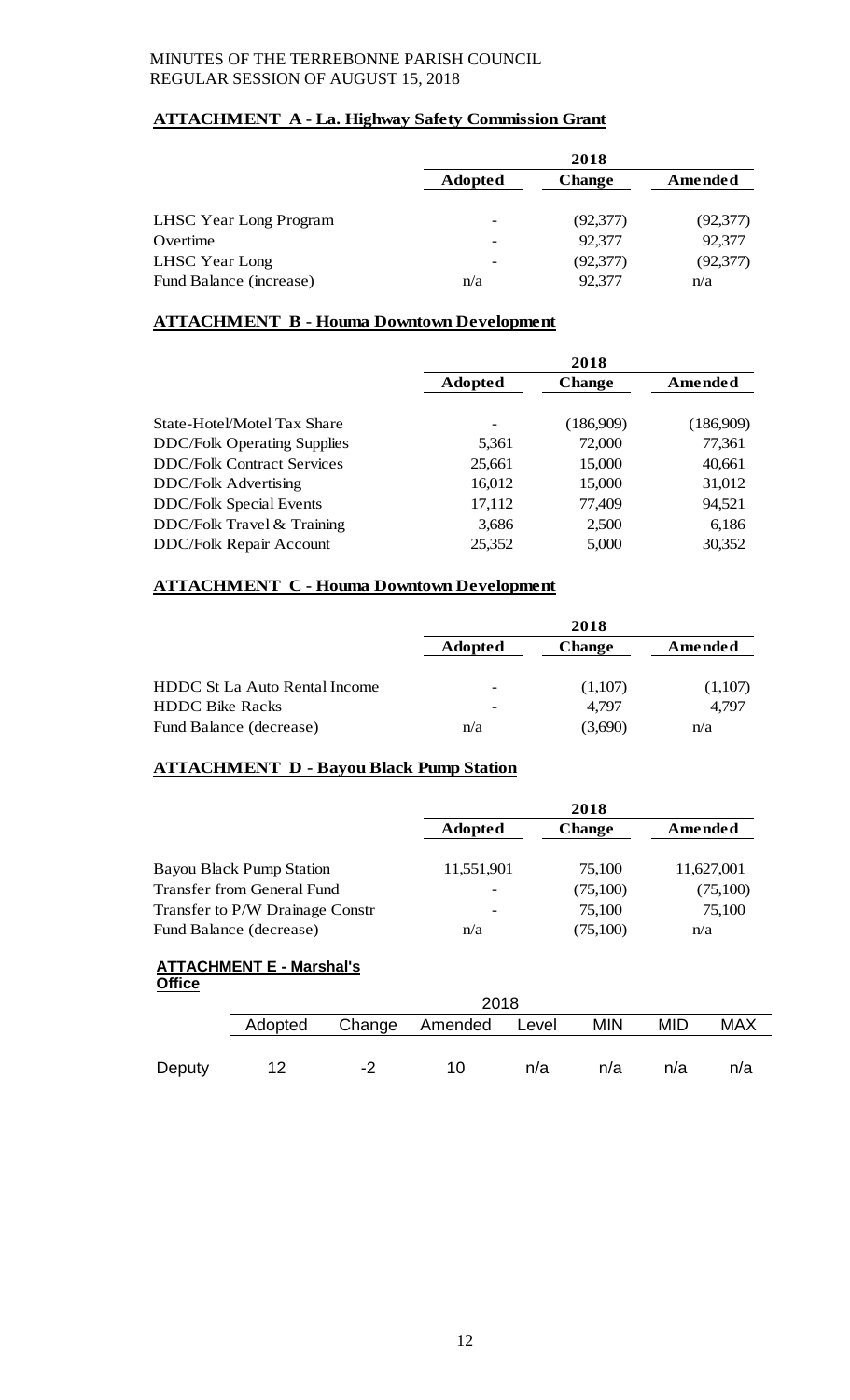MINUTES OF THE TERREBONNE PARISH COUNCIL
REGULAR SESSION OF AUGUST 15, 2018

**ATTACHMENT A - La. Highway Safety Commission Grant**

| | 2018 | | |
|---|---|---|---|
| | **Adopted** | **Change** | **Amended** |
| LHSC Year Long Program | - | (92,377) | (92,377) |
| Overtime | - | 92,377 | 92,377 |
| LHSC Year Long | - | (92,377) | (92,377) |
| Fund Balance (increase) | n/a | 92,377 | n/a |

**ATTACHMENT B - Houma Downtown Development**

| | 2018 | | |
|---|---|---|---|
| | **Adopted** | **Change** | **Amended** |
| State-Hotel/Motel Tax Share | - | (186,909) | (186,909) |
| DDC/Folk Operating Supplies | 5,361 | 72,000 | 77,361 |
| DDC/Folk Contract Services | 25,661 | 15,000 | 40,661 |
| DDC/Folk Advertising | 16,012 | 15,000 | 31,012 |
| DDC/Folk Special Events | 17,112 | 77,409 | 94,521 |
| DDC/Folk Travel & Training | 3,686 | 2,500 | 6,186 |
| DDC/Folk Repair Account | 25,352 | 5,000 | 30,352 |

**ATTACHMENT C - Houma Downtown Development**

| | 2018 | | |
|---|---|---|---|
| | **Adopted** | **Change** | **Amended** |
| HDDC St La Auto Rental Income | - | (1,107) | (1,107) |
| HDDC Bike Racks | - | 4,797 | 4,797 |
| Fund Balance (decrease) | n/a | (3,690) | n/a |

**ATTACHMENT D - Bayou Black Pump Station**

| | 2018 | | |
|---|---|---|---|
| | **Adopted** | **Change** | **Amended** |
| Bayou Black Pump Station | 11,551,901 | 75,100 | 11,627,001 |
| Transfer from General Fund | - | (75,100) | (75,100) |
| Transfer to P/W Drainage Constr | - | 75,100 | 75,100 |
| Fund Balance (decrease) | n/a | (75,100) | n/a |

**ATTACHMENT E - Marshal's Office**

| | 2018 | | | | | | |
|---|---|---|---|---|---|---|---|
| | Adopted | Change | Amended | Level | MIN | MID | MAX |
| Deputy | 12 | -2 | 10 | n/a | n/a | n/a | n/a |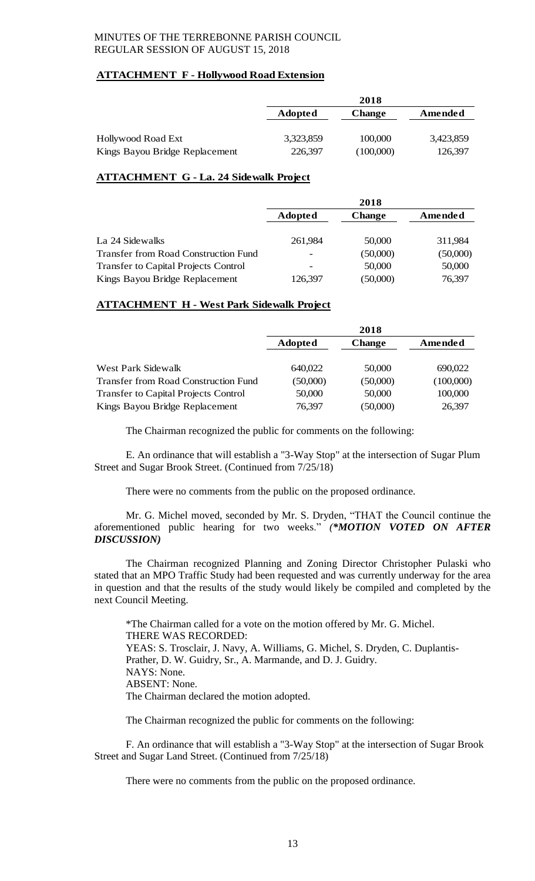## ATTACHMENT F - Hollywood Road Extension

| | 2018 | | |
|---|---|---|---|
| | **Adopted** | **Change** | **Amended** |
| Hollywood Road Ext | 3,323,859 | 100,000 | 3,423,859 |
| Kings Bayou Bridge Replacement | 226,397 | (100,000) | 126,397 |

## ATTACHMENT G - La. 24 Sidewalk Project

| | 2018 | | |
|---|---|---|---|
| | **Adopted** | **Change** | **Amended** |
| La 24 Sidewalks | 261,984 | 50,000 | 311,984 |
| Transfer from Road Construction Fund | - | (50,000) | (50,000) |
| Transfer to Capital Projects Control | - | 50,000 | 50,000 |
| Kings Bayou Bridge Replacement | 126,397 | (50,000) | 76,397 |

## ATTACHMENT H - West Park Sidewalk Project

| | 2018 | | |
|---|---|---|---|
| | **Adopted** | **Change** | **Amended** |
| West Park Sidewalk | 640,022 | 50,000 | 690,022 |
| Transfer from Road Construction Fund | (50,000) | (50,000) | (100,000) |
| Transfer to Capital Projects Control | 50,000 | 50,000 | 100,000 |
| Kings Bayou Bridge Replacement | 76,397 | (50,000) | 26,397 |

The Chairman recognized the public for comments on the following:

E. An ordinance that will establish a "3-Way Stop" at the intersection of Sugar Plum Street and Sugar Brook Street. (Continued from 7/25/18)

There were no comments from the public on the proposed ordinance.

Mr. G. Michel moved, seconded by Mr. S. Dryden, "THAT the Council continue the aforementioned public hearing for two weeks." *(\*MOTION VOTED ON AFTER DISCUSSION)*

The Chairman recognized Planning and Zoning Director Christopher Pulaski who stated that an MPO Traffic Study had been requested and was currently underway for the area in question and that the results of the study would likely be compiled and completed by the next Council Meeting.

*The Chairman called for a vote on the motion offered by Mr. G. Michel.
THERE WAS RECORDED:
YEAS: S. Trosclair, J. Navy, A. Williams, G. Michel, S. Dryden, C. Duplantis-Prather, D. W. Guidry, Sr., A. Marmande, and D. J. Guidry.
NAYS: None.
ABSENT: None.
The Chairman declared the motion adopted.

The Chairman recognized the public for comments on the following:

F. An ordinance that will establish a "3-Way Stop" at the intersection of Sugar Brook Street and Sugar Land Street. (Continued from 7/25/18)

There were no comments from the public on the proposed ordinance.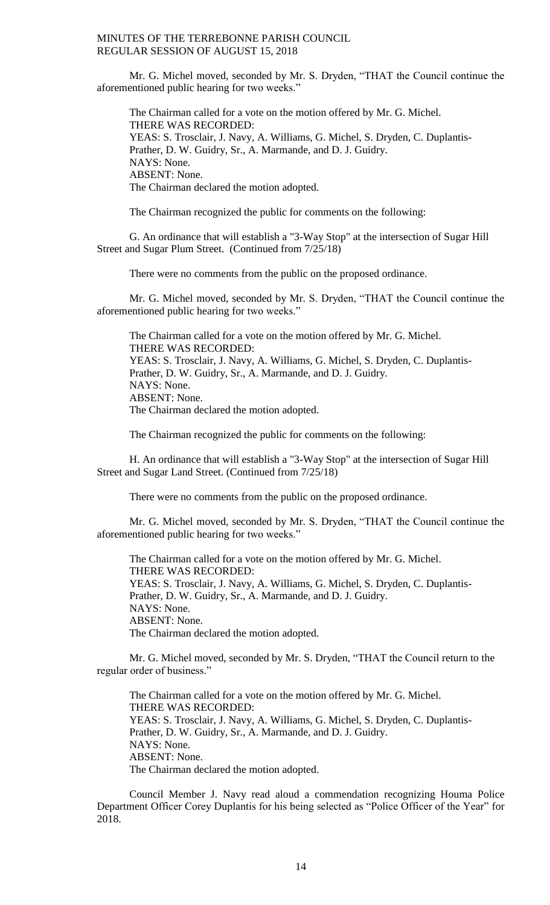Mr. G. Michel moved, seconded by Mr. S. Dryden, "THAT the Council continue the aforementioned public hearing for two weeks."

The Chairman called for a vote on the motion offered by Mr. G. Michel.
THERE WAS RECORDED:
YEAS: S. Trosclair, J. Navy, A. Williams, G. Michel, S. Dryden, C. Duplantis-Prather, D. W. Guidry, Sr., A. Marmande, and D. J. Guidry.
NAYS: None.
ABSENT: None.
The Chairman declared the motion adopted.

The Chairman recognized the public for comments on the following:

G. An ordinance that will establish a "3-Way Stop" at the intersection of Sugar Hill Street and Sugar Plum Street. (Continued from 7/25/18)

There were no comments from the public on the proposed ordinance.

Mr. G. Michel moved, seconded by Mr. S. Dryden, "THAT the Council continue the aforementioned public hearing for two weeks."

The Chairman called for a vote on the motion offered by Mr. G. Michel.
THERE WAS RECORDED:
YEAS: S. Trosclair, J. Navy, A. Williams, G. Michel, S. Dryden, C. Duplantis-Prather, D. W. Guidry, Sr., A. Marmande, and D. J. Guidry.
NAYS: None.
ABSENT: None.
The Chairman declared the motion adopted.

The Chairman recognized the public for comments on the following:

H. An ordinance that will establish a "3-Way Stop" at the intersection of Sugar Hill Street and Sugar Land Street. (Continued from 7/25/18)

There were no comments from the public on the proposed ordinance.

Mr. G. Michel moved, seconded by Mr. S. Dryden, "THAT the Council continue the aforementioned public hearing for two weeks."

The Chairman called for a vote on the motion offered by Mr. G. Michel.
THERE WAS RECORDED:
YEAS: S. Trosclair, J. Navy, A. Williams, G. Michel, S. Dryden, C. Duplantis-Prather, D. W. Guidry, Sr., A. Marmande, and D. J. Guidry.
NAYS: None.
ABSENT: None.
The Chairman declared the motion adopted.

Mr. G. Michel moved, seconded by Mr. S. Dryden, "THAT the Council return to the regular order of business."

The Chairman called for a vote on the motion offered by Mr. G. Michel.
THERE WAS RECORDED:
YEAS: S. Trosclair, J. Navy, A. Williams, G. Michel, S. Dryden, C. Duplantis-Prather, D. W. Guidry, Sr., A. Marmande, and D. J. Guidry.
NAYS: None.
ABSENT: None.
The Chairman declared the motion adopted.

Council Member J. Navy read aloud a commendation recognizing Houma Police Department Officer Corey Duplantis for his being selected as "Police Officer of the Year" for 2018.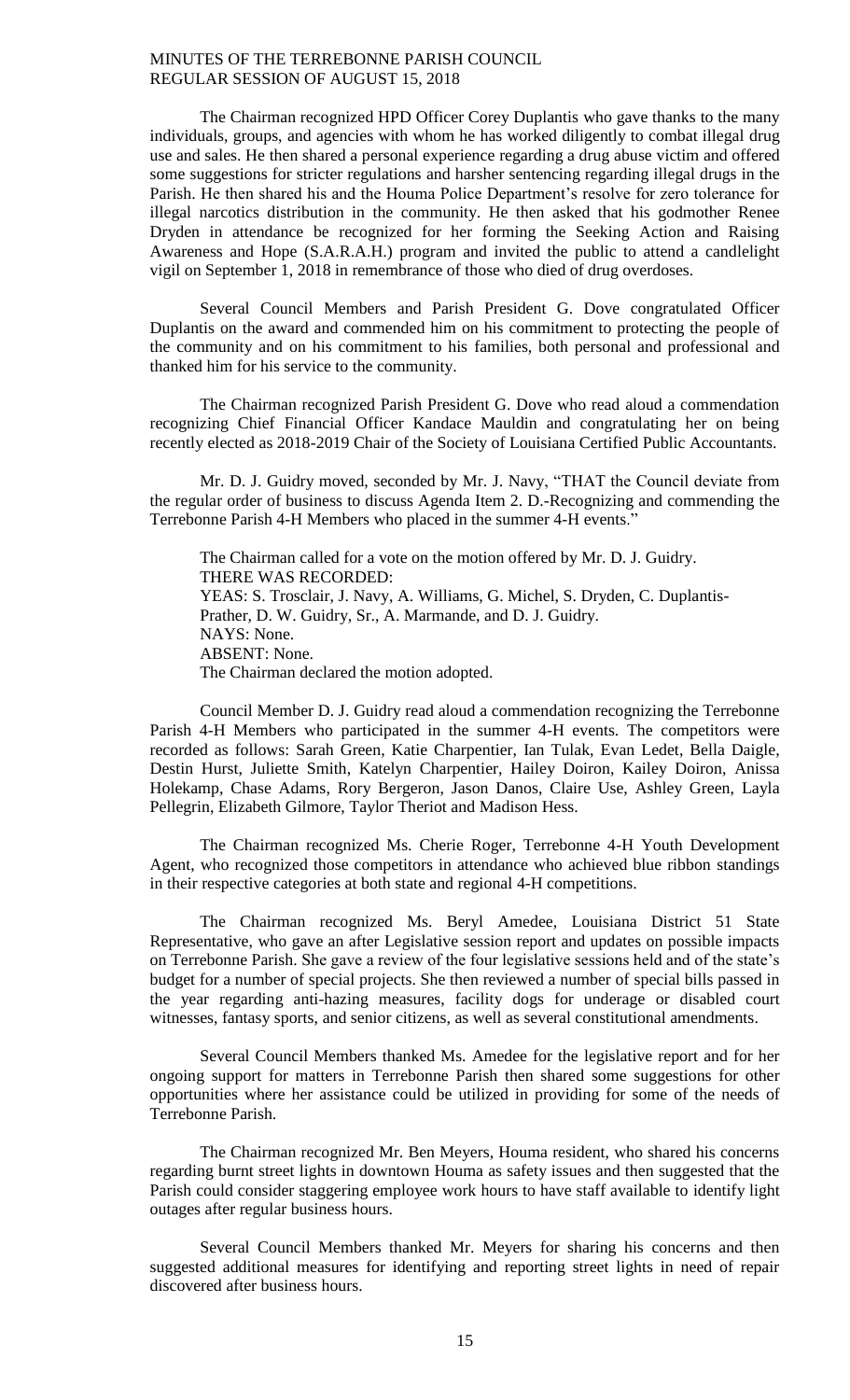The Chairman recognized HPD Officer Corey Duplantis who gave thanks to the many individuals, groups, and agencies with whom he has worked diligently to combat illegal drug use and sales. He then shared a personal experience regarding a drug abuse victim and offered some suggestions for stricter regulations and harsher sentencing regarding illegal drugs in the Parish. He then shared his and the Houma Police Department's resolve for zero tolerance for illegal narcotics distribution in the community. He then asked that his godmother Renee Dryden in attendance be recognized for her forming the Seeking Action and Raising Awareness and Hope (S.A.R.A.H.) program and invited the public to attend a candlelight vigil on September 1, 2018 in remembrance of those who died of drug overdoses.

Several Council Members and Parish President G. Dove congratulated Officer Duplantis on the award and commended him on his commitment to protecting the people of the community and on his commitment to his families, both personal and professional and thanked him for his service to the community.

The Chairman recognized Parish President G. Dove who read aloud a commendation recognizing Chief Financial Officer Kandace Mauldin and congratulating her on being recently elected as 2018-2019 Chair of the Society of Louisiana Certified Public Accountants.

Mr. D. J. Guidry moved, seconded by Mr. J. Navy, "THAT the Council deviate from the regular order of business to discuss Agenda Item 2. D.-Recognizing and commending the Terrebonne Parish 4-H Members who placed in the summer 4-H events."

The Chairman called for a vote on the motion offered by Mr. D. J. Guidry.
THERE WAS RECORDED:
YEAS: S. Trosclair, J. Navy, A. Williams, G. Michel, S. Dryden, C. Duplantis-Prather, D. W. Guidry, Sr., A. Marmande, and D. J. Guidry.
NAYS: None.
ABSENT: None.
The Chairman declared the motion adopted.

Council Member D. J. Guidry read aloud a commendation recognizing the Terrebonne Parish 4-H Members who participated in the summer 4-H events. The competitors were recorded as follows: Sarah Green, Katie Charpentier, Ian Tulak, Evan Ledet, Bella Daigle, Destin Hurst, Juliette Smith, Katelyn Charpentier, Hailey Doiron, Kailey Doiron, Anissa Holekamp, Chase Adams, Rory Bergeron, Jason Danos, Claire Use, Ashley Green, Layla Pellegrin, Elizabeth Gilmore, Taylor Theriot and Madison Hess.

The Chairman recognized Ms. Cherie Roger, Terrebonne 4-H Youth Development Agent, who recognized those competitors in attendance who achieved blue ribbon standings in their respective categories at both state and regional 4-H competitions.

The Chairman recognized Ms. Beryl Amedee, Louisiana District 51 State Representative, who gave an after Legislative session report and updates on possible impacts on Terrebonne Parish. She gave a review of the four legislative sessions held and of the state's budget for a number of special projects. She then reviewed a number of special bills passed in the year regarding anti-hazing measures, facility dogs for underage or disabled court witnesses, fantasy sports, and senior citizens, as well as several constitutional amendments.

Several Council Members thanked Ms. Amedee for the legislative report and for her ongoing support for matters in Terrebonne Parish then shared some suggestions for other opportunities where her assistance could be utilized in providing for some of the needs of Terrebonne Parish.

The Chairman recognized Mr. Ben Meyers, Houma resident, who shared his concerns regarding burnt street lights in downtown Houma as safety issues and then suggested that the Parish could consider staggering employee work hours to have staff available to identify light outages after regular business hours.

Several Council Members thanked Mr. Meyers for sharing his concerns and then suggested additional measures for identifying and reporting street lights in need of repair discovered after business hours.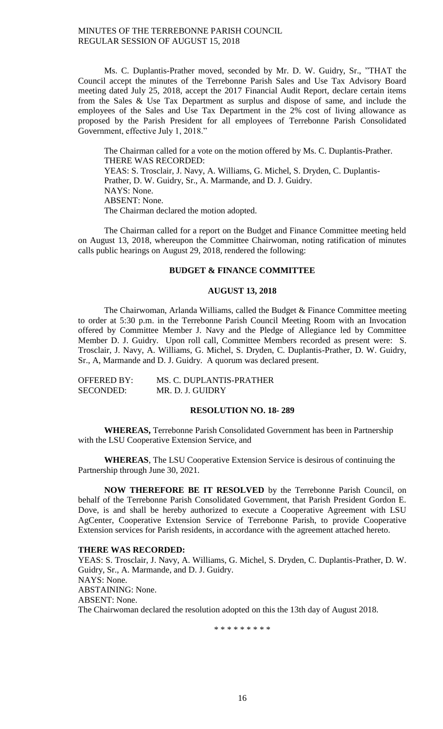Ms. C. Duplantis-Prather moved, seconded by Mr. D. W. Guidry, Sr., "THAT the Council accept the minutes of the Terrebonne Parish Sales and Use Tax Advisory Board meeting dated July 25, 2018, accept the 2017 Financial Audit Report, declare certain items from the Sales & Use Tax Department as surplus and dispose of same, and include the employees of the Sales and Use Tax Department in the 2% cost of living allowance as proposed by the Parish President for all employees of Terrebonne Parish Consolidated Government, effective July 1, 2018."

The Chairman called for a vote on the motion offered by Ms. C. Duplantis-Prather.
THERE WAS RECORDED:
YEAS: S. Trosclair, J. Navy, A. Williams, G. Michel, S. Dryden, C. Duplantis-Prather, D. W. Guidry, Sr., A. Marmande, and D. J. Guidry.
NAYS: None.
ABSENT: None.
The Chairman declared the motion adopted.

The Chairman called for a report on the Budget and Finance Committee meeting held on August 13, 2018, whereupon the Committee Chairwoman, noting ratification of minutes calls public hearings on August 29, 2018, rendered the following:

**BUDGET & FINANCE COMMITTEE**

**AUGUST 13, 2018**

The Chairwoman, Arlanda Williams, called the Budget & Finance Committee meeting to order at 5:30 p.m. in the Terrebonne Parish Council Meeting Room with an Invocation offered by Committee Member J. Navy and the Pledge of Allegiance led by Committee Member D. J. Guidry. Upon roll call, Committee Members recorded as present were: S. Trosclair, J. Navy, A. Williams, G. Michel, S. Dryden, C. Duplantis-Prather, D. W. Guidry, Sr., A, Marmande and D. J. Guidry. A quorum was declared present.

OFFERED BY: MS. C. DUPLANTIS-PRATHER
SECONDED: MR. D. J. GUIDRY

**RESOLUTION NO. 18- 289**

**WHEREAS,** Terrebonne Parish Consolidated Government has been in Partnership with the LSU Cooperative Extension Service, and

**WHEREAS**, The LSU Cooperative Extension Service is desirous of continuing the Partnership through June 30, 2021.

**NOW THEREFORE BE IT RESOLVED** by the Terrebonne Parish Council, on behalf of the Terrebonne Parish Consolidated Government, that Parish President Gordon E. Dove, is and shall be hereby authorized to execute a Cooperative Agreement with LSU AgCenter, Cooperative Extension Service of Terrebonne Parish, to provide Cooperative Extension services for Parish residents, in accordance with the agreement attached hereto.

**THERE WAS RECORDED:**
YEAS: S. Trosclair, J. Navy, A. Williams, G. Michel, S. Dryden, C. Duplantis-Prather, D. W. Guidry, Sr., A. Marmande, and D. J. Guidry.
NAYS: None.
ABSTAINING: None.
ABSENT: None.
The Chairwoman declared the resolution adopted on this the 13th day of August 2018.

\* \* \* \* \* \* \* \* \*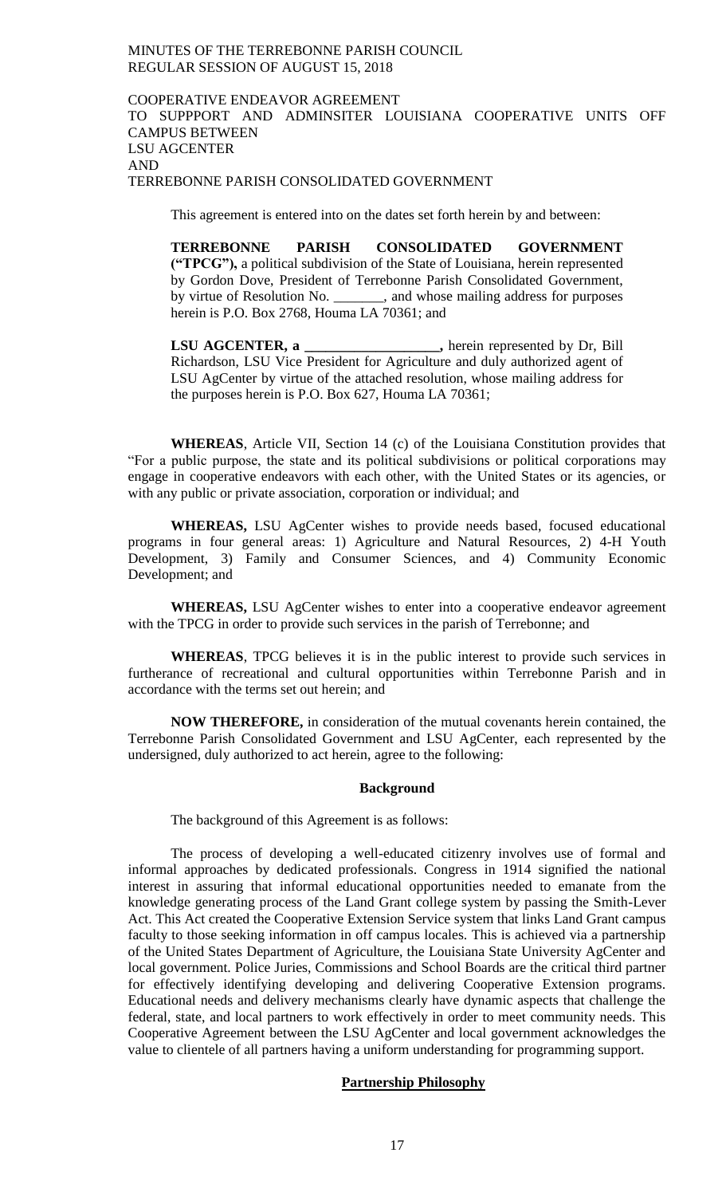COOPERATIVE ENDEAVOR AGREEMENT
TO SUPPPORT AND ADMINSITER LOUISIANA COOPERATIVE UNITS OFF CAMPUS BETWEEN
LSU AGCENTER
AND
TERREBONNE PARISH CONSOLIDATED GOVERNMENT

This agreement is entered into on the dates set forth herein by and between:

> **TERREBONNE PARISH CONSOLIDATED GOVERNMENT ("TPCG"),** a political subdivision of the State of Louisiana, herein represented by Gordon Dove, President of Terrebonne Parish Consolidated Government, by virtue of Resolution No. _______, and whose mailing address for purposes herein is P.O. Box 2768, Houma LA 70361; and
>
> **LSU AGCENTER, a __________________,** herein represented by Dr, Bill Richardson, LSU Vice President for Agriculture and duly authorized agent of LSU AgCenter by virtue of the attached resolution, whose mailing address for the purposes herein is P.O. Box 627, Houma LA 70361;

**WHEREAS**, Article VII, Section 14 (c) of the Louisiana Constitution provides that "For a public purpose, the state and its political subdivisions or political corporations may engage in cooperative endeavors with each other, with the United States or its agencies, or with any public or private association, corporation or individual; and

**WHEREAS,** LSU AgCenter wishes to provide needs based, focused educational programs in four general areas: 1) Agriculture and Natural Resources, 2) 4-H Youth Development, 3) Family and Consumer Sciences, and 4) Community Economic Development; and

**WHEREAS,** LSU AgCenter wishes to enter into a cooperative endeavor agreement with the TPCG in order to provide such services in the parish of Terrebonne; and

**WHEREAS**, TPCG believes it is in the public interest to provide such services in furtherance of recreational and cultural opportunities within Terrebonne Parish and in accordance with the terms set out herein; and

**NOW THEREFORE,** in consideration of the mutual covenants herein contained, the Terrebonne Parish Consolidated Government and LSU AgCenter, each represented by the undersigned, duly authorized to act herein, agree to the following:

**Background**

The background of this Agreement is as follows:

The process of developing a well-educated citizenry involves use of formal and informal approaches by dedicated professionals. Congress in 1914 signified the national interest in assuring that informal educational opportunities needed to emanate from the knowledge generating process of the Land Grant college system by passing the Smith-Lever Act. This Act created the Cooperative Extension Service system that links Land Grant campus faculty to those seeking information in off campus locales. This is achieved via a partnership of the United States Department of Agriculture, the Louisiana State University AgCenter and local government. Police Juries, Commissions and School Boards are the critical third partner for effectively identifying developing and delivering Cooperative Extension programs. Educational needs and delivery mechanisms clearly have dynamic aspects that challenge the federal, state, and local partners to work effectively in order to meet community needs. This Cooperative Agreement between the LSU AgCenter and local government acknowledges the value to clientele of all partners having a uniform understanding for programming support.

**Partnership Philosophy**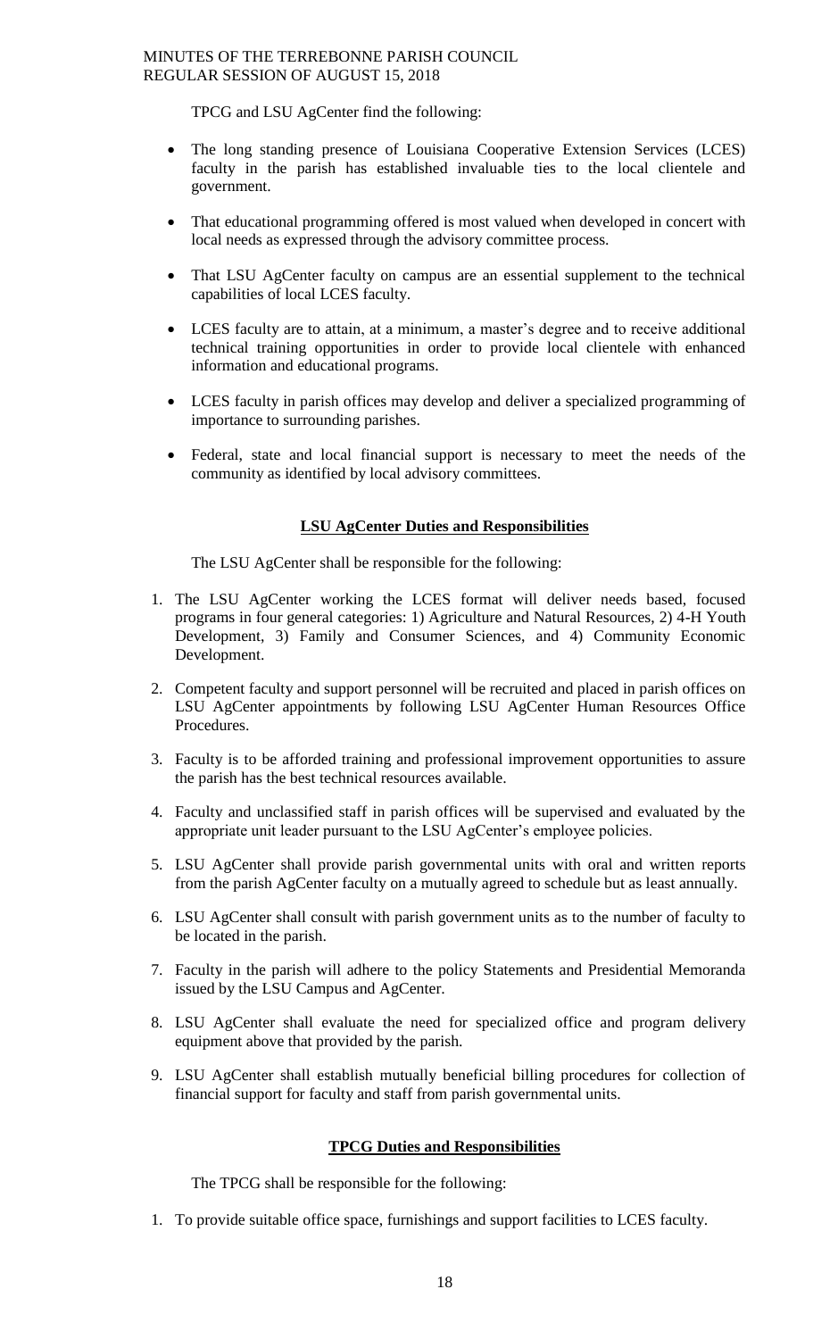TPCG and LSU AgCenter find the following:

- The long standing presence of Louisiana Cooperative Extension Services (LCES) faculty in the parish has established invaluable ties to the local clientele and government.
- That educational programming offered is most valued when developed in concert with local needs as expressed through the advisory committee process.
- That LSU AgCenter faculty on campus are an essential supplement to the technical capabilities of local LCES faculty.
- LCES faculty are to attain, at a minimum, a master's degree and to receive additional technical training opportunities in order to provide local clientele with enhanced information and educational programs.
- LCES faculty in parish offices may develop and deliver a specialized programming of importance to surrounding parishes.
- Federal, state and local financial support is necessary to meet the needs of the community as identified by local advisory committees.

**LSU AgCenter Duties and Responsibilities**

The LSU AgCenter shall be responsible for the following:

1. The LSU AgCenter working the LCES format will deliver needs based, focused programs in four general categories: 1) Agriculture and Natural Resources, 2) 4-H Youth Development, 3) Family and Consumer Sciences, and 4) Community Economic Development.
2. Competent faculty and support personnel will be recruited and placed in parish offices on LSU AgCenter appointments by following LSU AgCenter Human Resources Office Procedures.
3. Faculty is to be afforded training and professional improvement opportunities to assure the parish has the best technical resources available.
4. Faculty and unclassified staff in parish offices will be supervised and evaluated by the appropriate unit leader pursuant to the LSU AgCenter's employee policies.
5. LSU AgCenter shall provide parish governmental units with oral and written reports from the parish AgCenter faculty on a mutually agreed to schedule but as least annually.
6. LSU AgCenter shall consult with parish government units as to the number of faculty to be located in the parish.
7. Faculty in the parish will adhere to the policy Statements and Presidential Memoranda issued by the LSU Campus and AgCenter.
8. LSU AgCenter shall evaluate the need for specialized office and program delivery equipment above that provided by the parish.
9. LSU AgCenter shall establish mutually beneficial billing procedures for collection of financial support for faculty and staff from parish governmental units.

**TPCG Duties and Responsibilities**

The TPCG shall be responsible for the following:

1. To provide suitable office space, furnishings and support facilities to LCES faculty.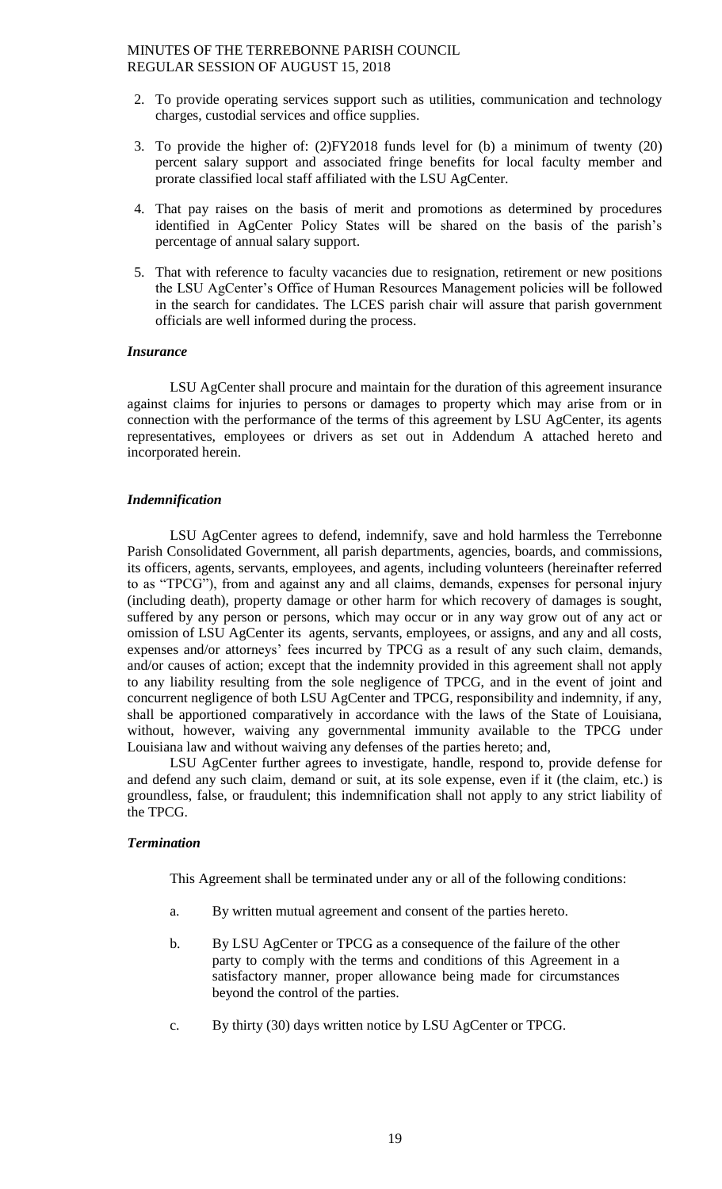2. To provide operating services support such as utilities, communication and technology charges, custodial services and office supplies.

3. To provide the higher of: (2)FY2018 funds level for (b) a minimum of twenty (20) percent salary support and associated fringe benefits for local faculty member and prorate classified local staff affiliated with the LSU AgCenter.

4. That pay raises on the basis of merit and promotions as determined by procedures identified in AgCenter Policy States will be shared on the basis of the parish's percentage of annual salary support.

5. That with reference to faculty vacancies due to resignation, retirement or new positions the LSU AgCenter's Office of Human Resources Management policies will be followed in the search for candidates. The LCES parish chair will assure that parish government officials are well informed during the process.

***Insurance***

LSU AgCenter shall procure and maintain for the duration of this agreement insurance against claims for injuries to persons or damages to property which may arise from or in connection with the performance of the terms of this agreement by LSU AgCenter, its agents representatives, employees or drivers as set out in Addendum A attached hereto and incorporated herein.

***Indemnification***

LSU AgCenter agrees to defend, indemnify, save and hold harmless the Terrebonne Parish Consolidated Government, all parish departments, agencies, boards, and commissions, its officers, agents, servants, employees, and agents, including volunteers (hereinafter referred to as "TPCG"), from and against any and all claims, demands, expenses for personal injury (including death), property damage or other harm for which recovery of damages is sought, suffered by any person or persons, which may occur or in any way grow out of any act or omission of LSU AgCenter its agents, servants, employees, or assigns, and any and all costs, expenses and/or attorneys' fees incurred by TPCG as a result of any such claim, demands, and/or causes of action; except that the indemnity provided in this agreement shall not apply to any liability resulting from the sole negligence of TPCG, and in the event of joint and concurrent negligence of both LSU AgCenter and TPCG, responsibility and indemnity, if any, shall be apportioned comparatively in accordance with the laws of the State of Louisiana, without, however, waiving any governmental immunity available to the TPCG under Louisiana law and without waiving any defenses of the parties hereto; and,

LSU AgCenter further agrees to investigate, handle, respond to, provide defense for and defend any such claim, demand or suit, at its sole expense, even if it (the claim, etc.) is groundless, false, or fraudulent; this indemnification shall not apply to any strict liability of the TPCG.

***Termination***

This Agreement shall be terminated under any or all of the following conditions:

a. By written mutual agreement and consent of the parties hereto.

b. By LSU AgCenter or TPCG as a consequence of the failure of the other party to comply with the terms and conditions of this Agreement in a satisfactory manner, proper allowance being made for circumstances beyond the control of the parties.

c. By thirty (30) days written notice by LSU AgCenter or TPCG.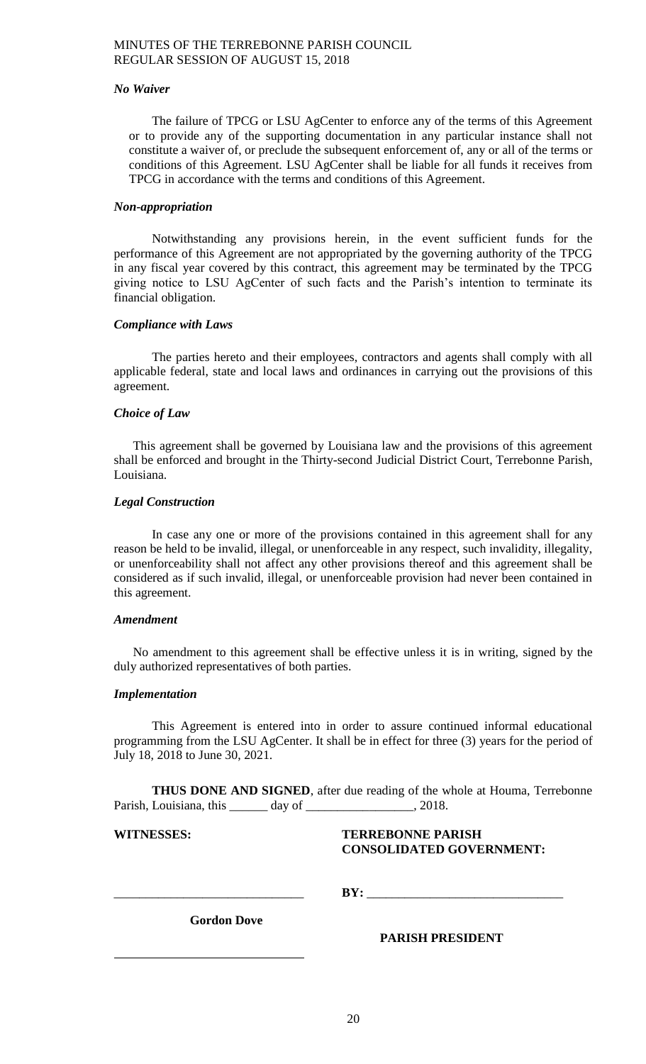***No Waiver***

The failure of TPCG or LSU AgCenter to enforce any of the terms of this Agreement or to provide any of the supporting documentation in any particular instance shall not constitute a waiver of, or preclude the subsequent enforcement of, any or all of the terms or conditions of this Agreement. LSU AgCenter shall be liable for all funds it receives from TPCG in accordance with the terms and conditions of this Agreement.

***Non-appropriation***

Notwithstanding any provisions herein, in the event sufficient funds for the performance of this Agreement are not appropriated by the governing authority of the TPCG in any fiscal year covered by this contract, this agreement may be terminated by the TPCG giving notice to LSU AgCenter of such facts and the Parish's intention to terminate its financial obligation.

***Compliance with Laws***

The parties hereto and their employees, contractors and agents shall comply with all applicable federal, state and local laws and ordinances in carrying out the provisions of this agreement.

***Choice of Law***

This agreement shall be governed by Louisiana law and the provisions of this agreement shall be enforced and brought in the Thirty-second Judicial District Court, Terrebonne Parish, Louisiana.

***Legal Construction***

In case any one or more of the provisions contained in this agreement shall for any reason be held to be invalid, illegal, or unenforceable in any respect, such invalidity, illegality, or unenforceability shall not affect any other provisions thereof and this agreement shall be considered as if such invalid, illegal, or unenforceable provision had never been contained in this agreement.

***Amendment***

No amendment to this agreement shall be effective unless it is in writing, signed by the duly authorized representatives of both parties.

***Implementation***

This Agreement is entered into in order to assure continued informal educational programming from the LSU AgCenter. It shall be in effect for three (3) years for the period of July 18, 2018 to June 30, 2021.

**THUS DONE AND SIGNED**, after due reading of the whole at Houma, Terrebonne Parish, Louisiana, this ______ day of _________________, 2018.

**WITNESSES:**

**TERREBONNE PARISH CONSOLIDATED GOVERNMENT:**

______________________________

**BY:** ______________________________

**Gordon Dove**

**PARISH PRESIDENT**

______________________________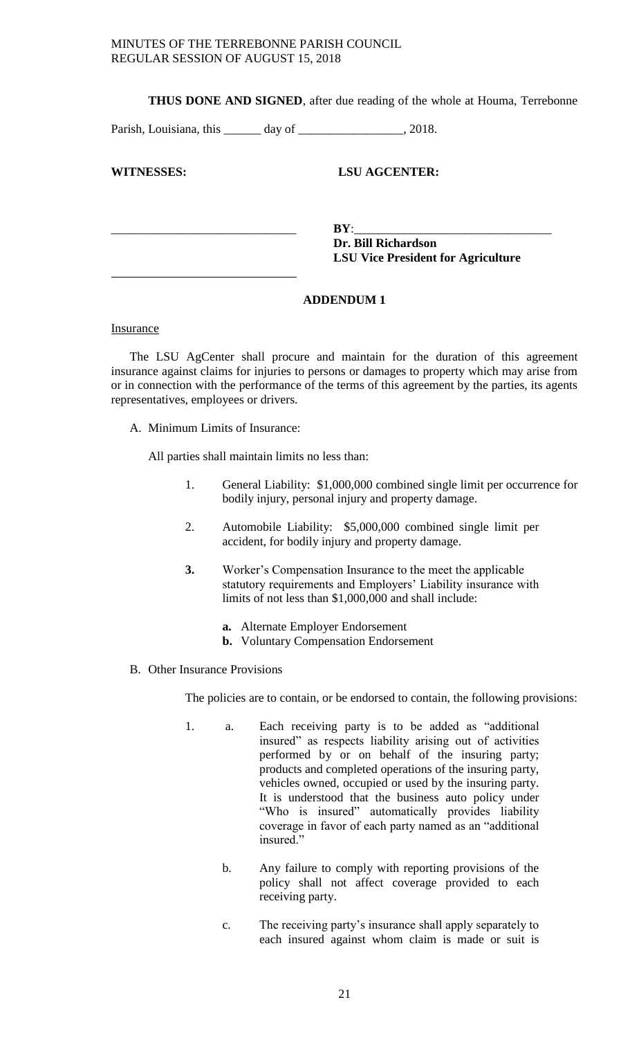**THUS DONE AND SIGNED**, after due reading of the whole at Houma, Terrebonne Parish, Louisiana, this ______ day of _________________, 2018.

**WITNESSES:** **LSU AGCENTER:**

______________________________ **BY**:________________________________

**Dr. Bill Richardson**
**LSU Vice President for Agriculture**

______________________________

**ADDENDUM 1**

Insurance

The LSU AgCenter shall procure and maintain for the duration of this agreement insurance against claims for injuries to persons or damages to property which may arise from or in connection with the performance of the terms of this agreement by the parties, its agents representatives, employees or drivers.

A. Minimum Limits of Insurance:

All parties shall maintain limits no less than:

1. General Liability: $1,000,000 combined single limit per occurrence for bodily injury, personal injury and property damage.

2. Automobile Liability: $5,000,000 combined single limit per accident, for bodily injury and property damage.

**3.** Worker's Compensation Insurance to the meet the applicable statutory requirements and Employers' Liability insurance with limits of not less than $1,000,000 and shall include:

**a.** Alternate Employer Endorsement
**b.** Voluntary Compensation Endorsement

B. Other Insurance Provisions

The policies are to contain, or be endorsed to contain, the following provisions:

1. a. Each receiving party is to be added as "additional insured" as respects liability arising out of activities performed by or on behalf of the insuring party; products and completed operations of the insuring party, vehicles owned, occupied or used by the insuring party. It is understood that the business auto policy under "Who is insured" automatically provides liability coverage in favor of each party named as an "additional insured."

b. Any failure to comply with reporting provisions of the policy shall not affect coverage provided to each receiving party.

c. The receiving party's insurance shall apply separately to each insured against whom claim is made or suit is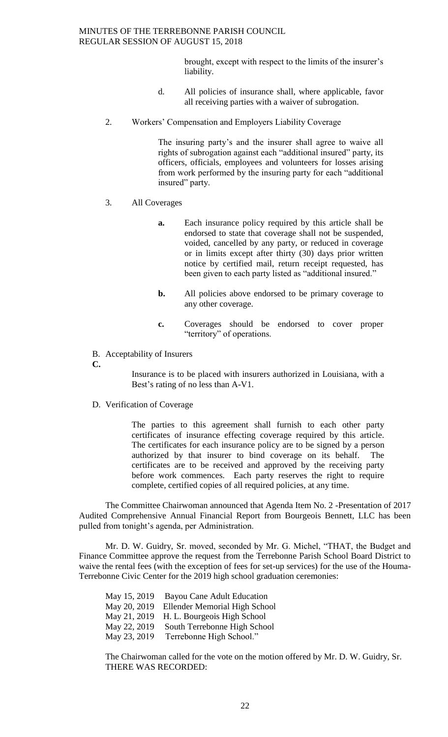brought, except with respect to the limits of the insurer's liability.

d. All policies of insurance shall, where applicable, favor all receiving parties with a waiver of subrogation.

2. Workers' Compensation and Employers Liability Coverage

The insuring party's and the insurer shall agree to waive all rights of subrogation against each "additional insured" party, its officers, officials, employees and volunteers for losses arising from work performed by the insuring party for each "additional insured" party.

3. All Coverages

**a.** Each insurance policy required by this article shall be endorsed to state that coverage shall not be suspended, voided, cancelled by any party, or reduced in coverage or in limits except after thirty (30) days prior written notice by certified mail, return receipt requested, has been given to each party listed as "additional insured."

**b.** All policies above endorsed to be primary coverage to any other coverage.

**c.** Coverages should be endorsed to cover proper "territory" of operations.

B. Acceptability of Insurers

**C.**

Insurance is to be placed with insurers authorized in Louisiana, with a Best's rating of no less than A-V1.

D. Verification of Coverage

The parties to this agreement shall furnish to each other party certificates of insurance effecting coverage required by this article. The certificates for each insurance policy are to be signed by a person authorized by that insurer to bind coverage on its behalf. The certificates are to be received and approved by the receiving party before work commences. Each party reserves the right to require complete, certified copies of all required policies, at any time.

The Committee Chairwoman announced that Agenda Item No. 2 -Presentation of 2017 Audited Comprehensive Annual Financial Report from Bourgeois Bennett, LLC has been pulled from tonight's agenda, per Administration.

Mr. D. W. Guidry, Sr. moved, seconded by Mr. G. Michel, "THAT, the Budget and Finance Committee approve the request from the Terrebonne Parish School Board District to waive the rental fees (with the exception of fees for set-up services) for the use of the Houma-Terrebonne Civic Center for the 2019 high school graduation ceremonies:

May 15, 2019 Bayou Cane Adult Education
May 20, 2019 Ellender Memorial High School
May 21, 2019 H. L. Bourgeois High School
May 22, 2019 South Terrebonne High School
May 23, 2019 Terrebonne High School."

The Chairwoman called for the vote on the motion offered by Mr. D. W. Guidry, Sr. THERE WAS RECORDED: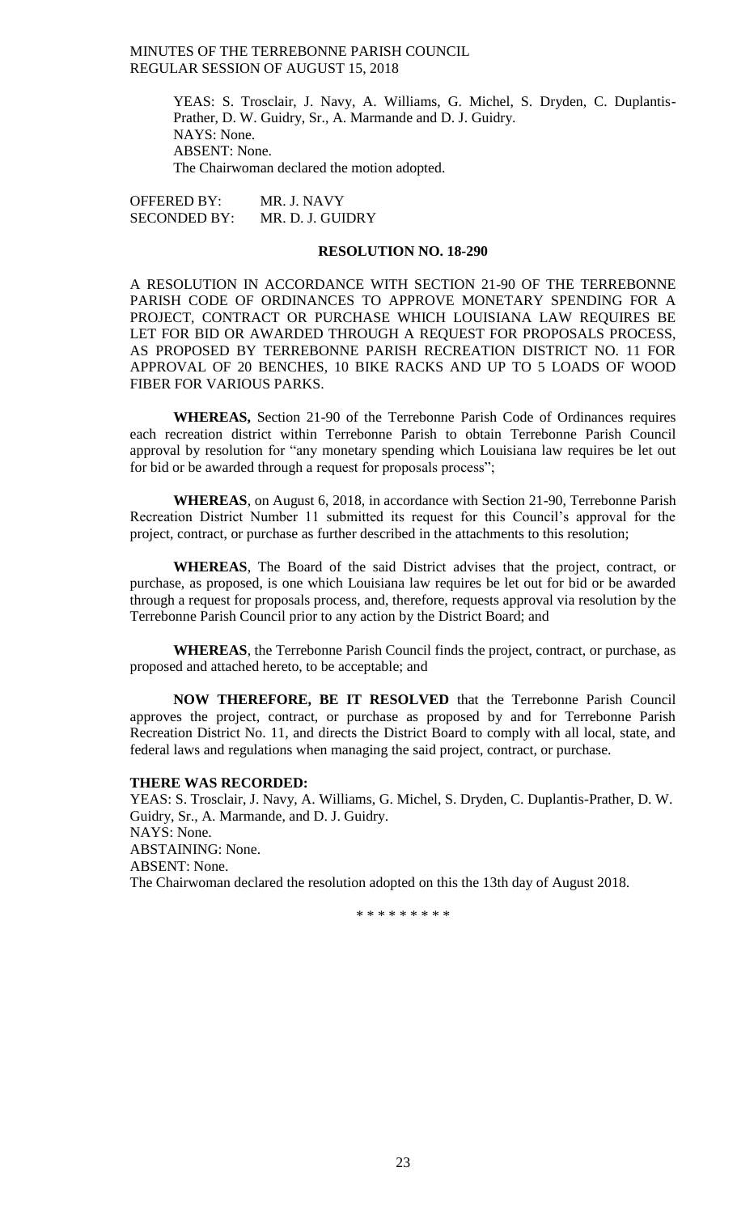YEAS: S. Trosclair, J. Navy, A. Williams, G. Michel, S. Dryden, C. Duplantis-Prather, D. W. Guidry, Sr., A. Marmande and D. J. Guidry.
NAYS: None.
ABSENT: None.
The Chairwoman declared the motion adopted.

OFFERED BY: MR. J. NAVY
SECONDED BY: MR. D. J. GUIDRY

**RESOLUTION NO. 18-290**

A RESOLUTION IN ACCORDANCE WITH SECTION 21-90 OF THE TERREBONNE PARISH CODE OF ORDINANCES TO APPROVE MONETARY SPENDING FOR A PROJECT, CONTRACT OR PURCHASE WHICH LOUISIANA LAW REQUIRES BE LET FOR BID OR AWARDED THROUGH A REQUEST FOR PROPOSALS PROCESS, AS PROPOSED BY TERREBONNE PARISH RECREATION DISTRICT NO. 11 FOR APPROVAL OF 20 BENCHES, 10 BIKE RACKS AND UP TO 5 LOADS OF WOOD FIBER FOR VARIOUS PARKS.

**WHEREAS,** Section 21-90 of the Terrebonne Parish Code of Ordinances requires each recreation district within Terrebonne Parish to obtain Terrebonne Parish Council approval by resolution for "any monetary spending which Louisiana law requires be let out for bid or be awarded through a request for proposals process";

**WHEREAS**, on August 6, 2018, in accordance with Section 21-90, Terrebonne Parish Recreation District Number 11 submitted its request for this Council's approval for the project, contract, or purchase as further described in the attachments to this resolution;

**WHEREAS**, The Board of the said District advises that the project, contract, or purchase, as proposed, is one which Louisiana law requires be let out for bid or be awarded through a request for proposals process, and, therefore, requests approval via resolution by the Terrebonne Parish Council prior to any action by the District Board; and

**WHEREAS**, the Terrebonne Parish Council finds the project, contract, or purchase, as proposed and attached hereto, to be acceptable; and

**NOW THEREFORE, BE IT RESOLVED** that the Terrebonne Parish Council approves the project, contract, or purchase as proposed by and for Terrebonne Parish Recreation District No. 11, and directs the District Board to comply with all local, state, and federal laws and regulations when managing the said project, contract, or purchase.

**THERE WAS RECORDED:**

YEAS: S. Trosclair, J. Navy, A. Williams, G. Michel, S. Dryden, C. Duplantis-Prather, D. W. Guidry, Sr., A. Marmande, and D. J. Guidry.
NAYS: None.
ABSTAINING: None.
ABSENT: None.
The Chairwoman declared the resolution adopted on this the 13th day of August 2018.

\* \* \* \* \* \* \* \* \*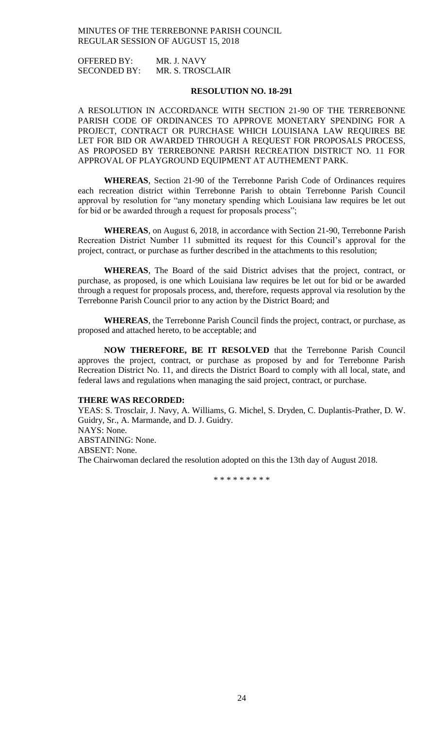OFFERED BY: MR. J. NAVY
SECONDED BY: MR. S. TROSCLAIR

**RESOLUTION NO. 18-291**

A RESOLUTION IN ACCORDANCE WITH SECTION 21-90 OF THE TERREBONNE PARISH CODE OF ORDINANCES TO APPROVE MONETARY SPENDING FOR A PROJECT, CONTRACT OR PURCHASE WHICH LOUISIANA LAW REQUIRES BE LET FOR BID OR AWARDED THROUGH A REQUEST FOR PROPOSALS PROCESS, AS PROPOSED BY TERREBONNE PARISH RECREATION DISTRICT NO. 11 FOR APPROVAL OF PLAYGROUND EQUIPMENT AT AUTHEMENT PARK.

**WHEREAS**, Section 21-90 of the Terrebonne Parish Code of Ordinances requires each recreation district within Terrebonne Parish to obtain Terrebonne Parish Council approval by resolution for "any monetary spending which Louisiana law requires be let out for bid or be awarded through a request for proposals process";

**WHEREAS**, on August 6, 2018, in accordance with Section 21-90, Terrebonne Parish Recreation District Number 11 submitted its request for this Council's approval for the project, contract, or purchase as further described in the attachments to this resolution;

**WHEREAS**, The Board of the said District advises that the project, contract, or purchase, as proposed, is one which Louisiana law requires be let out for bid or be awarded through a request for proposals process, and, therefore, requests approval via resolution by the Terrebonne Parish Council prior to any action by the District Board; and

**WHEREAS**, the Terrebonne Parish Council finds the project, contract, or purchase, as proposed and attached hereto, to be acceptable; and

**NOW THEREFORE, BE IT RESOLVED** that the Terrebonne Parish Council approves the project, contract, or purchase as proposed by and for Terrebonne Parish Recreation District No. 11, and directs the District Board to comply with all local, state, and federal laws and regulations when managing the said project, contract, or purchase.

**THERE WAS RECORDED:**

YEAS: S. Trosclair, J. Navy, A. Williams, G. Michel, S. Dryden, C. Duplantis-Prather, D. W. Guidry, Sr., A. Marmande, and D. J. Guidry.
NAYS: None.
ABSTAINING: None.
ABSENT: None.
The Chairwoman declared the resolution adopted on this the 13th day of August 2018.

\* \* \* \* \* \* \* \* \*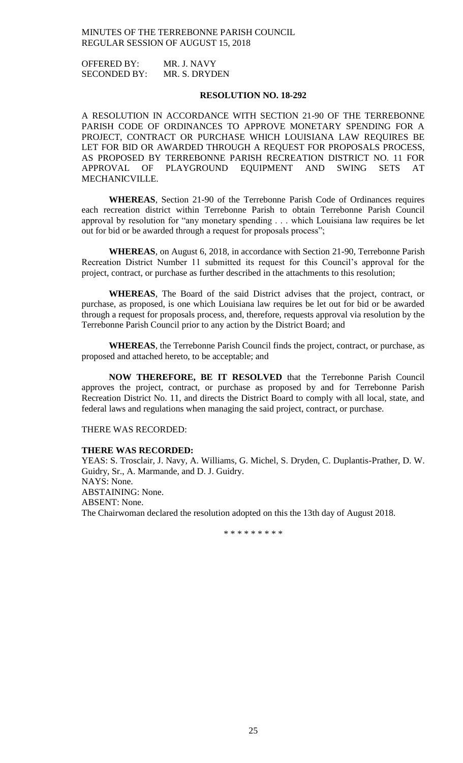OFFERED BY: MR. J. NAVY
SECONDED BY: MR. S. DRYDEN

**RESOLUTION NO. 18-292**

A RESOLUTION IN ACCORDANCE WITH SECTION 21-90 OF THE TERREBONNE PARISH CODE OF ORDINANCES TO APPROVE MONETARY SPENDING FOR A PROJECT, CONTRACT OR PURCHASE WHICH LOUISIANA LAW REQUIRES BE LET FOR BID OR AWARDED THROUGH A REQUEST FOR PROPOSALS PROCESS, AS PROPOSED BY TERREBONNE PARISH RECREATION DISTRICT NO. 11 FOR APPROVAL OF PLAYGROUND EQUIPMENT AND SWING SETS AT MECHANICVILLE.

**WHEREAS**, Section 21-90 of the Terrebonne Parish Code of Ordinances requires each recreation district within Terrebonne Parish to obtain Terrebonne Parish Council approval by resolution for "any monetary spending . . . which Louisiana law requires be let out for bid or be awarded through a request for proposals process";

**WHEREAS**, on August 6, 2018, in accordance with Section 21-90, Terrebonne Parish Recreation District Number 11 submitted its request for this Council's approval for the project, contract, or purchase as further described in the attachments to this resolution;

**WHEREAS**, The Board of the said District advises that the project, contract, or purchase, as proposed, is one which Louisiana law requires be let out for bid or be awarded through a request for proposals process, and, therefore, requests approval via resolution by the Terrebonne Parish Council prior to any action by the District Board; and

**WHEREAS**, the Terrebonne Parish Council finds the project, contract, or purchase, as proposed and attached hereto, to be acceptable; and

**NOW THEREFORE, BE IT RESOLVED** that the Terrebonne Parish Council approves the project, contract, or purchase as proposed by and for Terrebonne Parish Recreation District No. 11, and directs the District Board to comply with all local, state, and federal laws and regulations when managing the said project, contract, or purchase.

THERE WAS RECORDED:

**THERE WAS RECORDED:**

YEAS: S. Trosclair, J. Navy, A. Williams, G. Michel, S. Dryden, C. Duplantis-Prather, D. W. Guidry, Sr., A. Marmande, and D. J. Guidry.
NAYS: None.
ABSTAINING: None.
ABSENT: None.
The Chairwoman declared the resolution adopted on this the 13th day of August 2018.

\* \* \* \* \* \* \* \* \*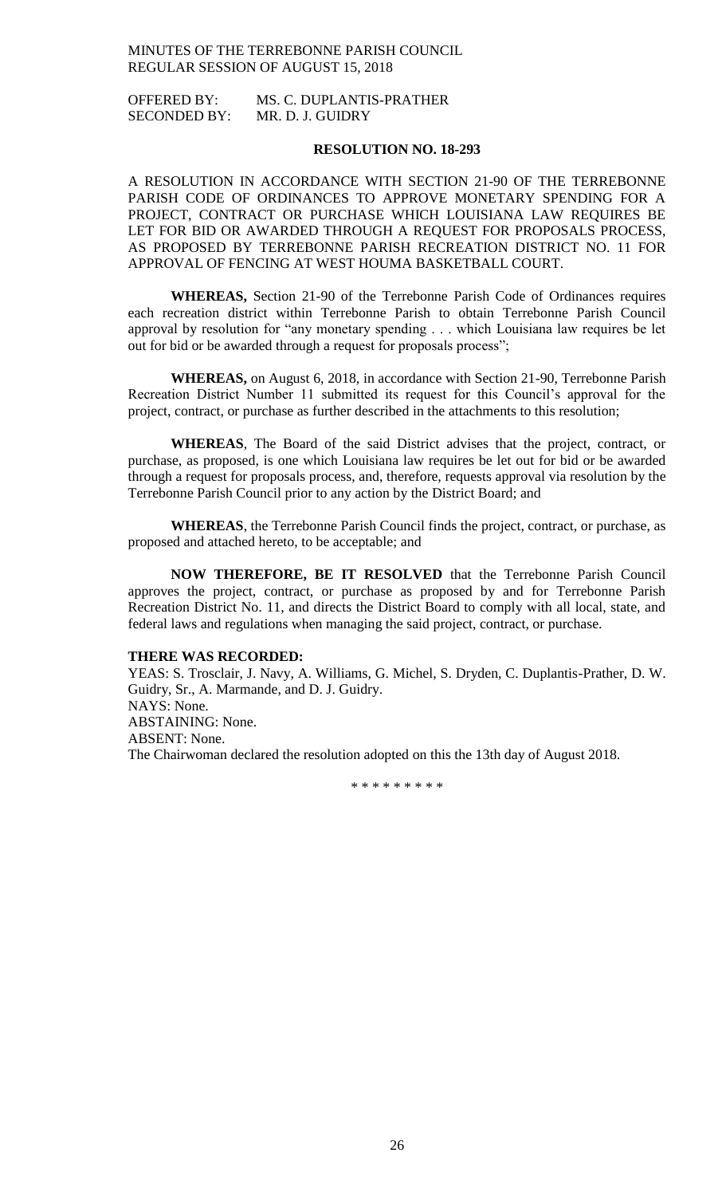OFFERED BY: MS. C. DUPLANTIS-PRATHER
SECONDED BY: MR. D. J. GUIDRY

**RESOLUTION NO. 18-293**

A RESOLUTION IN ACCORDANCE WITH SECTION 21-90 OF THE TERREBONNE PARISH CODE OF ORDINANCES TO APPROVE MONETARY SPENDING FOR A PROJECT, CONTRACT OR PURCHASE WHICH LOUISIANA LAW REQUIRES BE LET FOR BID OR AWARDED THROUGH A REQUEST FOR PROPOSALS PROCESS, AS PROPOSED BY TERREBONNE PARISH RECREATION DISTRICT NO. 11 FOR APPROVAL OF FENCING AT WEST HOUMA BASKETBALL COURT.

**WHEREAS,** Section 21-90 of the Terrebonne Parish Code of Ordinances requires each recreation district within Terrebonne Parish to obtain Terrebonne Parish Council approval by resolution for "any monetary spending . . . which Louisiana law requires be let out for bid or be awarded through a request for proposals process";

**WHEREAS,** on August 6, 2018, in accordance with Section 21-90, Terrebonne Parish Recreation District Number 11 submitted its request for this Council's approval for the project, contract, or purchase as further described in the attachments to this resolution;

**WHEREAS**, The Board of the said District advises that the project, contract, or purchase, as proposed, is one which Louisiana law requires be let out for bid or be awarded through a request for proposals process, and, therefore, requests approval via resolution by the Terrebonne Parish Council prior to any action by the District Board; and

**WHEREAS**, the Terrebonne Parish Council finds the project, contract, or purchase, as proposed and attached hereto, to be acceptable; and

**NOW THEREFORE, BE IT RESOLVED** that the Terrebonne Parish Council approves the project, contract, or purchase as proposed by and for Terrebonne Parish Recreation District No. 11, and directs the District Board to comply with all local, state, and federal laws and regulations when managing the said project, contract, or purchase.

**THERE WAS RECORDED:**
YEAS: S. Trosclair, J. Navy, A. Williams, G. Michel, S. Dryden, C. Duplantis-Prather, D. W. Guidry, Sr., A. Marmande, and D. J. Guidry.
NAYS: None.
ABSTAINING: None.
ABSENT: None.
The Chairwoman declared the resolution adopted on this the 13th day of August 2018.

\* \* \* \* \* \* \* \* \*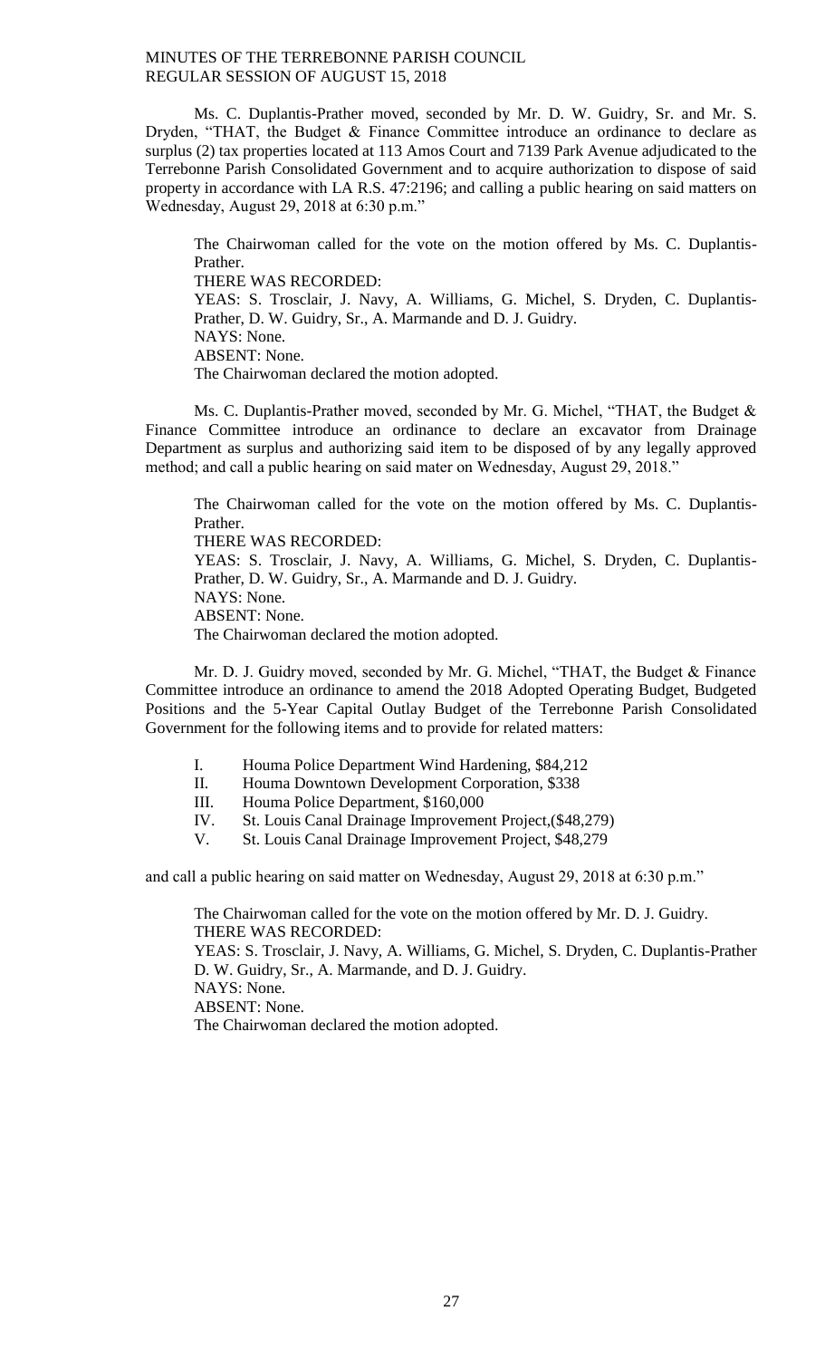Ms. C. Duplantis-Prather moved, seconded by Mr. D. W. Guidry, Sr. and Mr. S. Dryden, "THAT, the Budget & Finance Committee introduce an ordinance to declare as surplus (2) tax properties located at 113 Amos Court and 7139 Park Avenue adjudicated to the Terrebonne Parish Consolidated Government and to acquire authorization to dispose of said property in accordance with LA R.S. 47:2196; and calling a public hearing on said matters on Wednesday, August 29, 2018 at 6:30 p.m."

The Chairwoman called for the vote on the motion offered by Ms. C. Duplantis-Prather.
THERE WAS RECORDED:
YEAS: S. Trosclair, J. Navy, A. Williams, G. Michel, S. Dryden, C. Duplantis-Prather, D. W. Guidry, Sr., A. Marmande and D. J. Guidry.
NAYS: None.
ABSENT: None.
The Chairwoman declared the motion adopted.

Ms. C. Duplantis-Prather moved, seconded by Mr. G. Michel, "THAT, the Budget & Finance Committee introduce an ordinance to declare an excavator from Drainage Department as surplus and authorizing said item to be disposed of by any legally approved method; and call a public hearing on said mater on Wednesday, August 29, 2018."

The Chairwoman called for the vote on the motion offered by Ms. C. Duplantis-Prather.
THERE WAS RECORDED:
YEAS: S. Trosclair, J. Navy, A. Williams, G. Michel, S. Dryden, C. Duplantis-Prather, D. W. Guidry, Sr., A. Marmande and D. J. Guidry.
NAYS: None.
ABSENT: None.
The Chairwoman declared the motion adopted.

Mr. D. J. Guidry moved, seconded by Mr. G. Michel, "THAT, the Budget & Finance Committee introduce an ordinance to amend the 2018 Adopted Operating Budget, Budgeted Positions and the 5-Year Capital Outlay Budget of the Terrebonne Parish Consolidated Government for the following items and to provide for related matters:

I. Houma Police Department Wind Hardening, $84,212
II. Houma Downtown Development Corporation, $338
III. Houma Police Department, $160,000
IV. St. Louis Canal Drainage Improvement Project,($48,279)
V. St. Louis Canal Drainage Improvement Project, $48,279

and call a public hearing on said matter on Wednesday, August 29, 2018 at 6:30 p.m."

The Chairwoman called for the vote on the motion offered by Mr. D. J. Guidry.
THERE WAS RECORDED:
YEAS: S. Trosclair, J. Navy, A. Williams, G. Michel, S. Dryden, C. Duplantis-Prather D. W. Guidry, Sr., A. Marmande, and D. J. Guidry.
NAYS: None.
ABSENT: None.
The Chairwoman declared the motion adopted.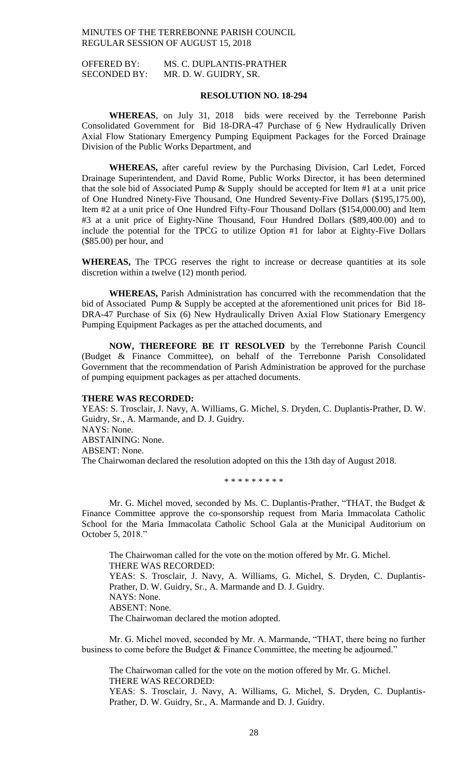OFFERED BY: MS. C. DUPLANTIS-PRATHER
SECONDED BY: MR. D. W. GUIDRY, SR.

**RESOLUTION NO. 18-294**

**WHEREAS**, on July 31, 2018 bids were received by the Terrebonne Parish Consolidated Government for Bid 18-DRA-47 Purchase of 6 New Hydraulically Driven Axial Flow Stationary Emergency Pumping Equipment Packages for the Forced Drainage Division of the Public Works Department, and

**WHEREAS,** after careful review by the Purchasing Division, Carl Ledet, Forced Drainage Superintendent, and David Rome, Public Works Director, it has been determined that the sole bid of Associated Pump & Supply should be accepted for Item #1 at a unit price of One Hundred Ninety-Five Thousand, One Hundred Seventy-Five Dollars ($195,175.00), Item #2 at a unit price of One Hundred Fifty-Four Thousand Dollars ($154,000.00) and Item #3 at a unit price of Eighty-Nine Thousand, Four Hundred Dollars ($89,400.00) and to include the potential for the TPCG to utilize Option #1 for labor at Eighty-Five Dollars ($85.00) per hour, and

**WHEREAS,** The TPCG reserves the right to increase or decrease quantities at its sole discretion within a twelve (12) month period.

**WHEREAS,** Parish Administration has concurred with the recommendation that the bid of Associated Pump & Supply be accepted at the aforementioned unit prices for Bid 18-DRA-47 Purchase of Six (6) New Hydraulically Driven Axial Flow Stationary Emergency Pumping Equipment Packages as per the attached documents, and

**NOW, THEREFORE BE IT RESOLVED** by the Terrebonne Parish Council (Budget & Finance Committee), on behalf of the Terrebonne Parish Consolidated Government that the recommendation of Parish Administration be approved for the purchase of pumping equipment packages as per attached documents.

**THERE WAS RECORDED:**
YEAS: S. Trosclair, J. Navy, A. Williams, G. Michel, S. Dryden, C. Duplantis-Prather, D. W. Guidry, Sr., A. Marmande, and D. J. Guidry.
NAYS: None.
ABSTAINING: None.
ABSENT: None.
The Chairwoman declared the resolution adopted on this the 13th day of August 2018.

\* \* \* \* \* \* \* \* \*

Mr. G. Michel moved, seconded by Ms. C. Duplantis-Prather, "THAT, the Budget & Finance Committee approve the co-sponsorship request from Maria Immacolata Catholic School for the Maria Immacolata Catholic School Gala at the Municipal Auditorium on October 5, 2018."

The Chairwoman called for the vote on the motion offered by Mr. G. Michel.
THERE WAS RECORDED:
YEAS: S. Trosclair, J. Navy, A. Williams, G. Michel, S. Dryden, C. Duplantis-Prather, D. W. Guidry, Sr., A. Marmande and D. J. Guidry.
NAYS: None.
ABSENT: None.
The Chairwoman declared the motion adopted.

Mr. G. Michel moved, seconded by Mr. A. Marmande, "THAT, there being no further business to come before the Budget & Finance Committee, the meeting be adjourned."

The Chairwoman called for the vote on the motion offered by Mr. G. Michel.
THERE WAS RECORDED:
YEAS: S. Trosclair, J. Navy, A. Williams, G. Michel, S. Dryden, C. Duplantis-Prather, D. W. Guidry, Sr., A. Marmande and D. J. Guidry.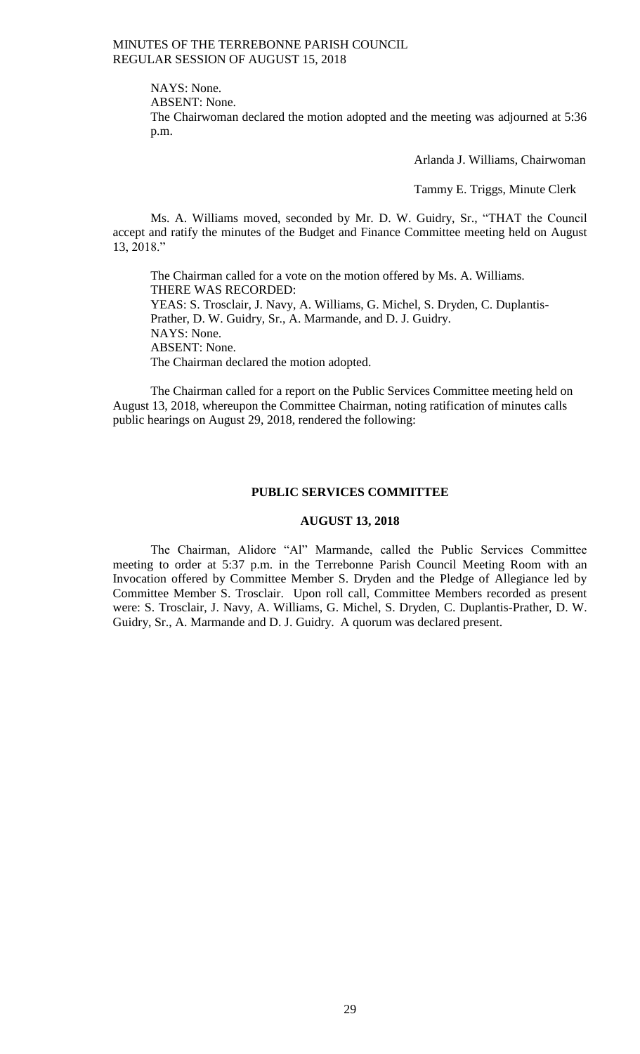NAYS: None.
ABSENT: None.
The Chairwoman declared the motion adopted and the meeting was adjourned at 5:36 p.m.

Arlanda J. Williams, Chairwoman

Tammy E. Triggs, Minute Clerk

Ms. A. Williams moved, seconded by Mr. D. W. Guidry, Sr., "THAT the Council accept and ratify the minutes of the Budget and Finance Committee meeting held on August 13, 2018."

The Chairman called for a vote on the motion offered by Ms. A. Williams.
THERE WAS RECORDED:
YEAS: S. Trosclair, J. Navy, A. Williams, G. Michel, S. Dryden, C. Duplantis-Prather, D. W. Guidry, Sr., A. Marmande, and D. J. Guidry.
NAYS: None.
ABSENT: None.
The Chairman declared the motion adopted.

The Chairman called for a report on the Public Services Committee meeting held on August 13, 2018, whereupon the Committee Chairman, noting ratification of minutes calls public hearings on August 29, 2018, rendered the following:

**PUBLIC SERVICES COMMITTEE**

**AUGUST 13, 2018**

The Chairman, Alidore "Al" Marmande, called the Public Services Committee meeting to order at 5:37 p.m. in the Terrebonne Parish Council Meeting Room with an Invocation offered by Committee Member S. Dryden and the Pledge of Allegiance led by Committee Member S. Trosclair. Upon roll call, Committee Members recorded as present were: S. Trosclair, J. Navy, A. Williams, G. Michel, S. Dryden, C. Duplantis-Prather, D. W. Guidry, Sr., A. Marmande and D. J. Guidry. A quorum was declared present.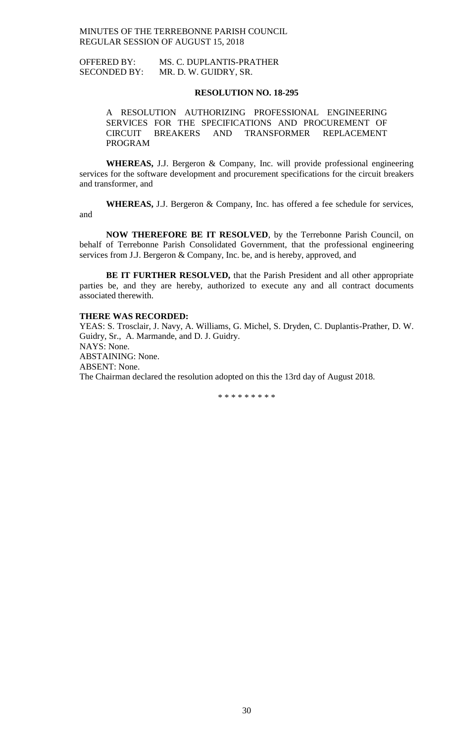OFFERED BY: MS. C. DUPLANTIS-PRATHER
SECONDED BY: MR. D. W. GUIDRY, SR.

**RESOLUTION NO. 18-295**

A RESOLUTION AUTHORIZING PROFESSIONAL ENGINEERING SERVICES FOR THE SPECIFICATIONS AND PROCUREMENT OF CIRCUIT BREAKERS AND TRANSFORMER REPLACEMENT PROGRAM

**WHEREAS,** J.J. Bergeron & Company, Inc. will provide professional engineering services for the software development and procurement specifications for the circuit breakers and transformer, and

**WHEREAS,** J.J. Bergeron & Company, Inc. has offered a fee schedule for services, and

**NOW THEREFORE BE IT RESOLVED**, by the Terrebonne Parish Council, on behalf of Terrebonne Parish Consolidated Government, that the professional engineering services from J.J. Bergeron & Company, Inc. be, and is hereby, approved, and

**BE IT FURTHER RESOLVED,** that the Parish President and all other appropriate parties be, and they are hereby, authorized to execute any and all contract documents associated therewith.

**THERE WAS RECORDED:**
YEAS: S. Trosclair, J. Navy, A. Williams, G. Michel, S. Dryden, C. Duplantis-Prather, D. W. Guidry, Sr., A. Marmande, and D. J. Guidry.
NAYS: None.
ABSTAINING: None.
ABSENT: None.
The Chairman declared the resolution adopted on this the 13rd day of August 2018.

\* \* \* \* \* \* \* \* \*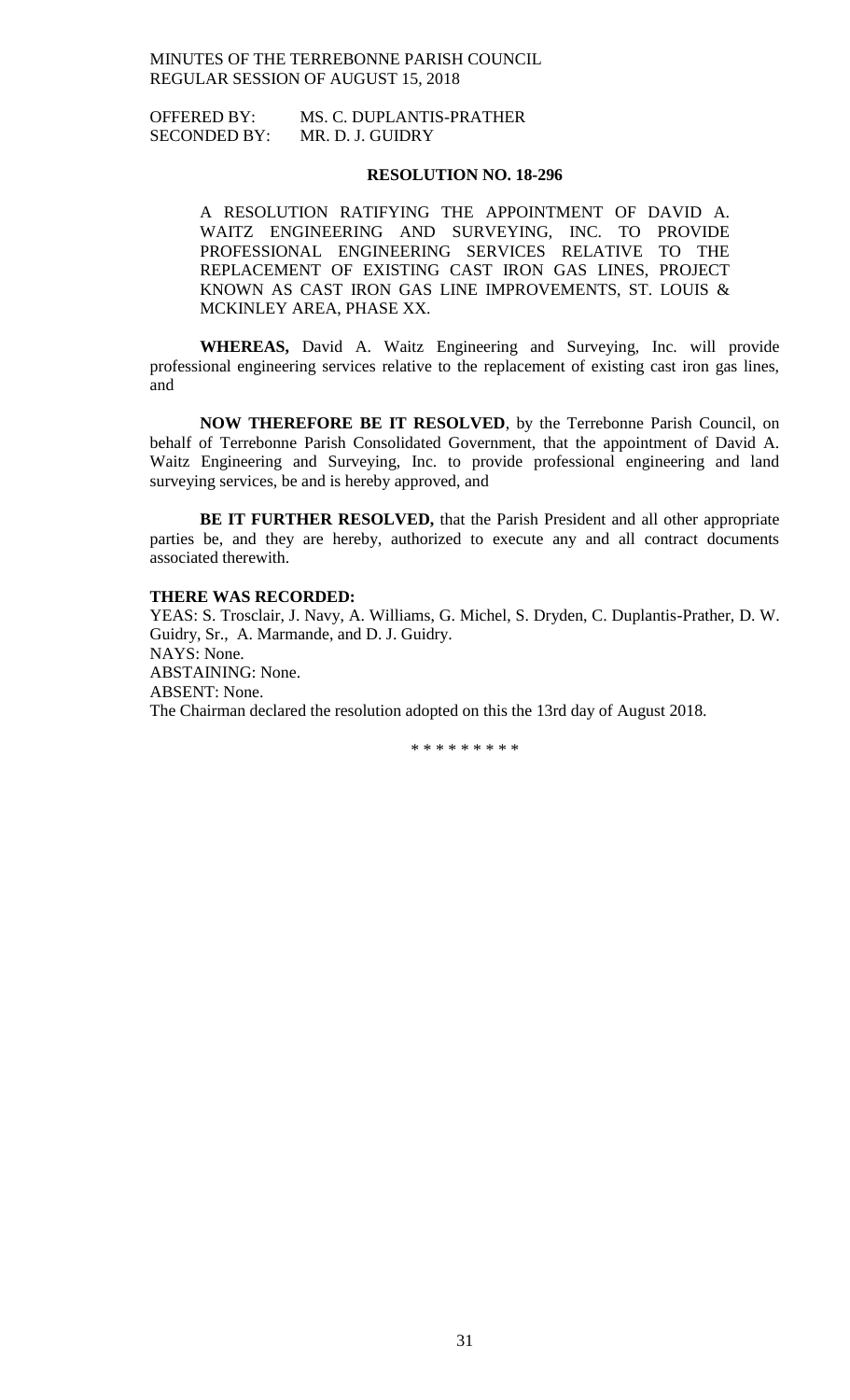OFFERED BY: MS. C. DUPLANTIS-PRATHER
SECONDED BY: MR. D. J. GUIDRY

**RESOLUTION NO. 18-296**

A RESOLUTION RATIFYING THE APPOINTMENT OF DAVID A. WAITZ ENGINEERING AND SURVEYING, INC. TO PROVIDE PROFESSIONAL ENGINEERING SERVICES RELATIVE TO THE REPLACEMENT OF EXISTING CAST IRON GAS LINES, PROJECT KNOWN AS CAST IRON GAS LINE IMPROVEMENTS, ST. LOUIS & MCKINLEY AREA, PHASE XX.

**WHEREAS,** David A. Waitz Engineering and Surveying, Inc. will provide professional engineering services relative to the replacement of existing cast iron gas lines, and

**NOW THEREFORE BE IT RESOLVED**, by the Terrebonne Parish Council, on behalf of Terrebonne Parish Consolidated Government, that the appointment of David A. Waitz Engineering and Surveying, Inc. to provide professional engineering and land surveying services, be and is hereby approved, and

**BE IT FURTHER RESOLVED,** that the Parish President and all other appropriate parties be, and they are hereby, authorized to execute any and all contract documents associated therewith.

**THERE WAS RECORDED:**
YEAS: S. Trosclair, J. Navy, A. Williams, G. Michel, S. Dryden, C. Duplantis-Prather, D. W. Guidry, Sr., A. Marmande, and D. J. Guidry.
NAYS: None.
ABSTAINING: None.
ABSENT: None.
The Chairman declared the resolution adopted on this the 13rd day of August 2018.

\* \* \* \* \* \* \* \* \*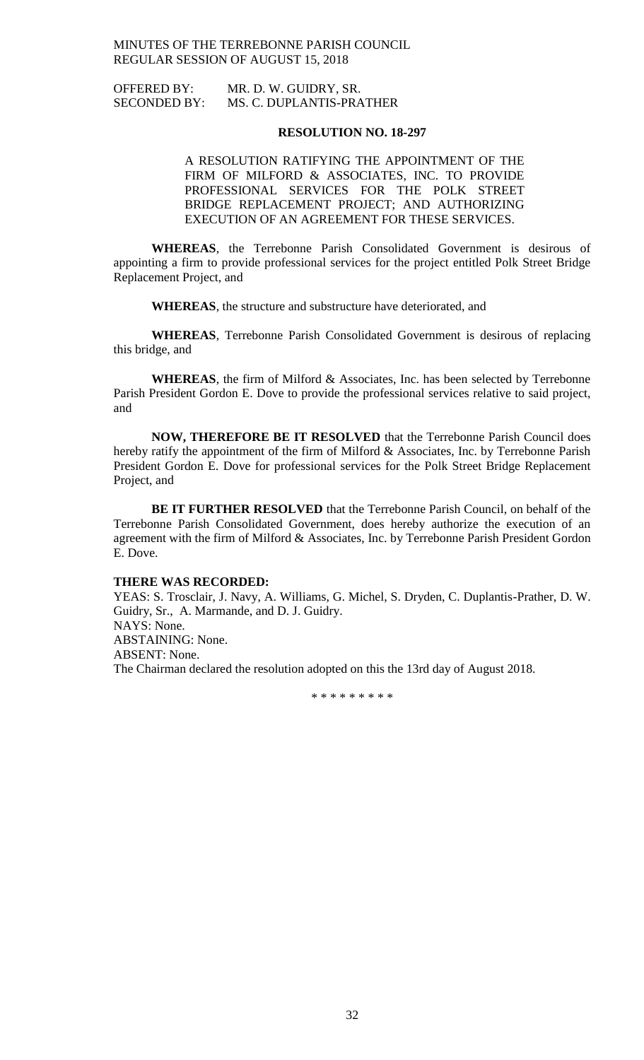OFFERED BY: MR. D. W. GUIDRY, SR.
SECONDED BY: MS. C. DUPLANTIS-PRATHER

**RESOLUTION NO. 18-297**

A RESOLUTION RATIFYING THE APPOINTMENT OF THE FIRM OF MILFORD & ASSOCIATES, INC. TO PROVIDE PROFESSIONAL SERVICES FOR THE POLK STREET BRIDGE REPLACEMENT PROJECT; AND AUTHORIZING EXECUTION OF AN AGREEMENT FOR THESE SERVICES.

**WHEREAS**, the Terrebonne Parish Consolidated Government is desirous of appointing a firm to provide professional services for the project entitled Polk Street Bridge Replacement Project, and

**WHEREAS**, the structure and substructure have deteriorated, and

**WHEREAS**, Terrebonne Parish Consolidated Government is desirous of replacing this bridge, and

**WHEREAS**, the firm of Milford & Associates, Inc. has been selected by Terrebonne Parish President Gordon E. Dove to provide the professional services relative to said project, and

**NOW, THEREFORE BE IT RESOLVED** that the Terrebonne Parish Council does hereby ratify the appointment of the firm of Milford & Associates, Inc. by Terrebonne Parish President Gordon E. Dove for professional services for the Polk Street Bridge Replacement Project, and

**BE IT FURTHER RESOLVED** that the Terrebonne Parish Council, on behalf of the Terrebonne Parish Consolidated Government, does hereby authorize the execution of an agreement with the firm of Milford & Associates, Inc. by Terrebonne Parish President Gordon E. Dove.

**THERE WAS RECORDED:**

YEAS: S. Trosclair, J. Navy, A. Williams, G. Michel, S. Dryden, C. Duplantis-Prather, D. W. Guidry, Sr., A. Marmande, and D. J. Guidry.
NAYS: None.
ABSTAINING: None.
ABSENT: None.
The Chairman declared the resolution adopted on this the 13rd day of August 2018.

\* \* \* \* \* \* \* \* \*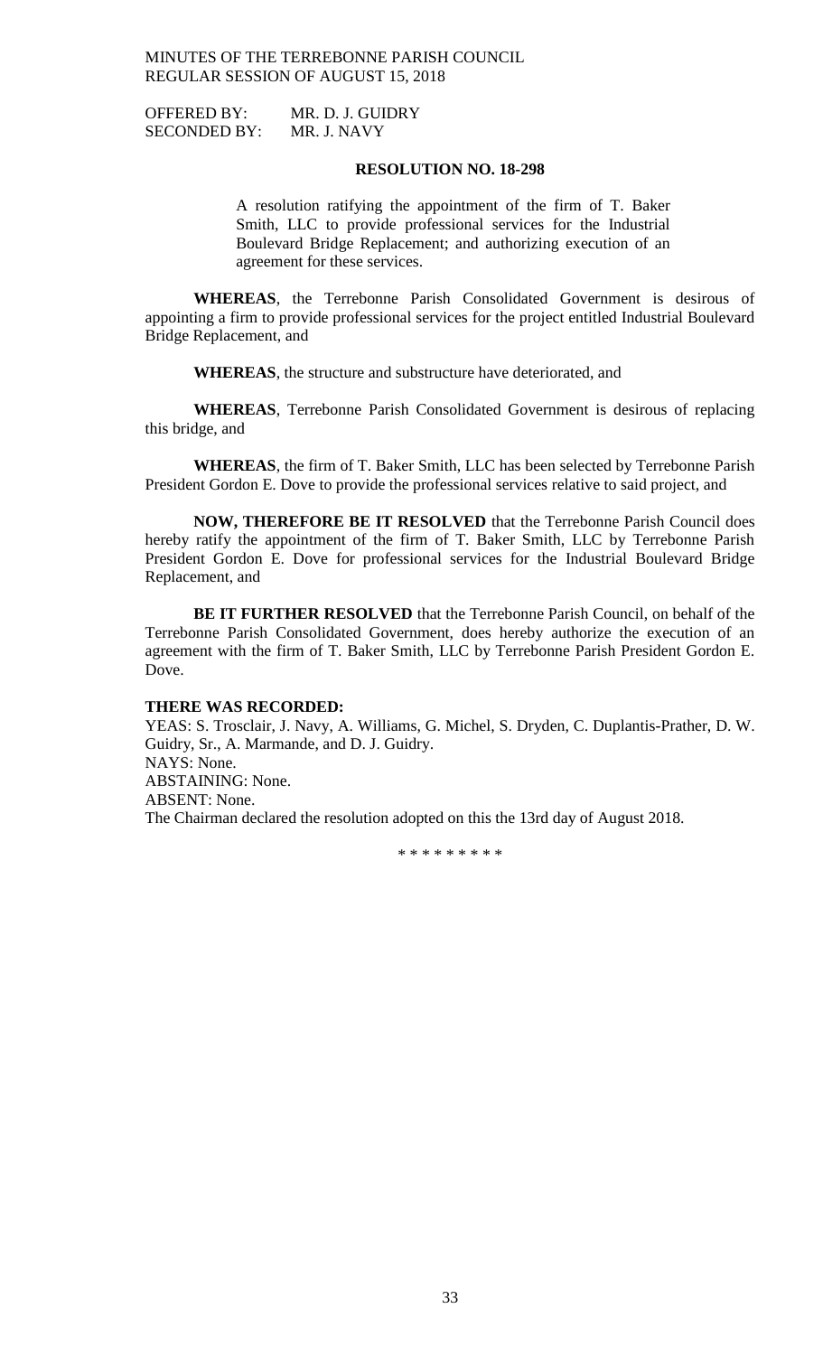OFFERED BY: MR. D. J. GUIDRY
SECONDED BY: MR. J. NAVY

**RESOLUTION NO. 18-298**

A resolution ratifying the appointment of the firm of T. Baker Smith, LLC to provide professional services for the Industrial Boulevard Bridge Replacement; and authorizing execution of an agreement for these services.

**WHEREAS**, the Terrebonne Parish Consolidated Government is desirous of appointing a firm to provide professional services for the project entitled Industrial Boulevard Bridge Replacement, and

**WHEREAS**, the structure and substructure have deteriorated, and

**WHEREAS**, Terrebonne Parish Consolidated Government is desirous of replacing this bridge, and

**WHEREAS**, the firm of T. Baker Smith, LLC has been selected by Terrebonne Parish President Gordon E. Dove to provide the professional services relative to said project, and

**NOW, THEREFORE BE IT RESOLVED** that the Terrebonne Parish Council does hereby ratify the appointment of the firm of T. Baker Smith, LLC by Terrebonne Parish President Gordon E. Dove for professional services for the Industrial Boulevard Bridge Replacement, and

**BE IT FURTHER RESOLVED** that the Terrebonne Parish Council, on behalf of the Terrebonne Parish Consolidated Government, does hereby authorize the execution of an agreement with the firm of T. Baker Smith, LLC by Terrebonne Parish President Gordon E. Dove.

**THERE WAS RECORDED:**
YEAS: S. Trosclair, J. Navy, A. Williams, G. Michel, S. Dryden, C. Duplantis-Prather, D. W. Guidry, Sr., A. Marmande, and D. J. Guidry.
NAYS: None.
ABSTAINING: None.
ABSENT: None.
The Chairman declared the resolution adopted on this the 13rd day of August 2018.

\* \* \* \* \* \* \* \* \*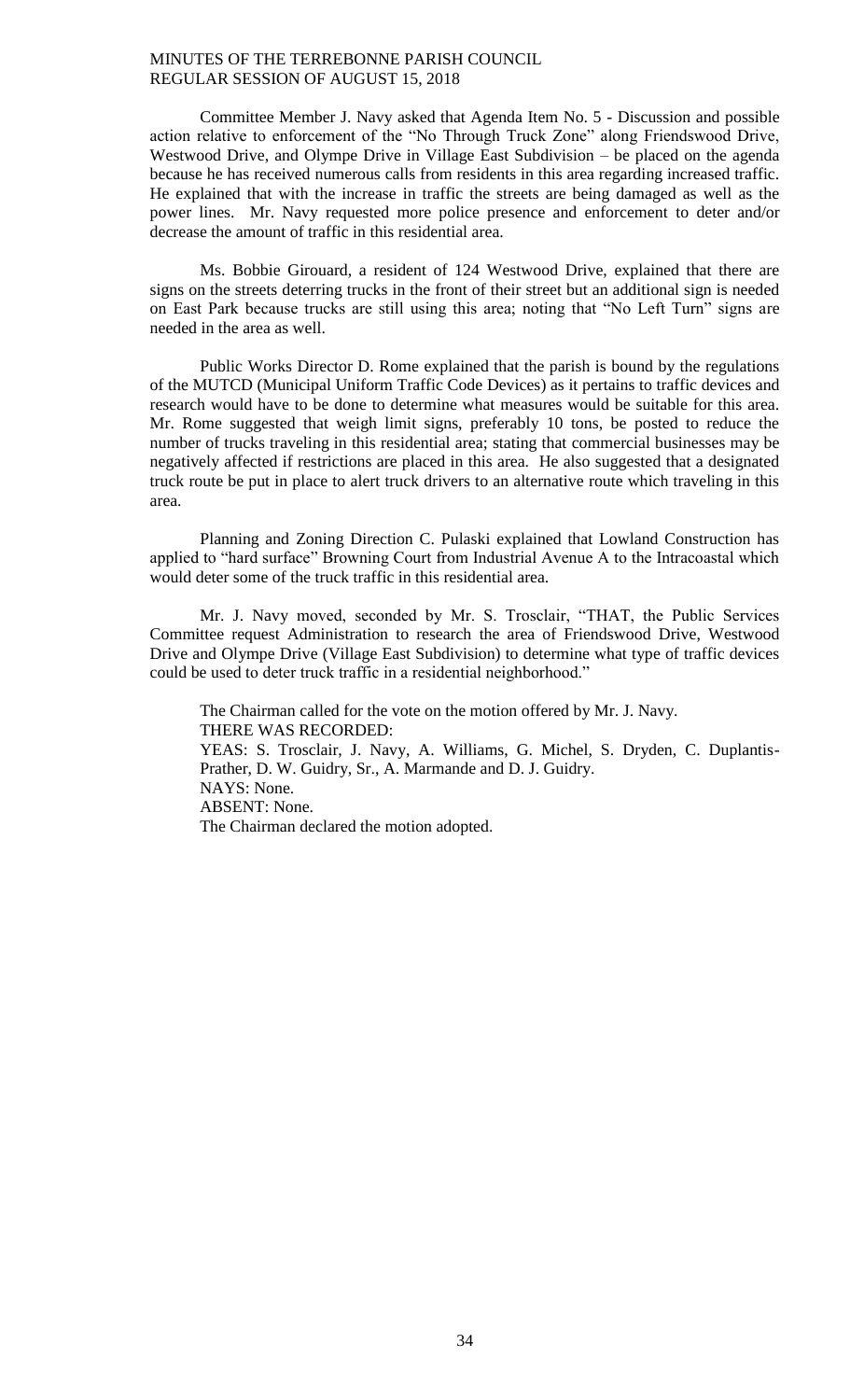Committee Member J. Navy asked that Agenda Item No. 5 - Discussion and possible action relative to enforcement of the "No Through Truck Zone" along Friendswood Drive, Westwood Drive, and Olympe Drive in Village East Subdivision – be placed on the agenda because he has received numerous calls from residents in this area regarding increased traffic. He explained that with the increase in traffic the streets are being damaged as well as the power lines. Mr. Navy requested more police presence and enforcement to deter and/or decrease the amount of traffic in this residential area.

Ms. Bobbie Girouard, a resident of 124 Westwood Drive, explained that there are signs on the streets deterring trucks in the front of their street but an additional sign is needed on East Park because trucks are still using this area; noting that "No Left Turn" signs are needed in the area as well.

Public Works Director D. Rome explained that the parish is bound by the regulations of the MUTCD (Municipal Uniform Traffic Code Devices) as it pertains to traffic devices and research would have to be done to determine what measures would be suitable for this area. Mr. Rome suggested that weigh limit signs, preferably 10 tons, be posted to reduce the number of trucks traveling in this residential area; stating that commercial businesses may be negatively affected if restrictions are placed in this area. He also suggested that a designated truck route be put in place to alert truck drivers to an alternative route which traveling in this area.

Planning and Zoning Direction C. Pulaski explained that Lowland Construction has applied to "hard surface" Browning Court from Industrial Avenue A to the Intracoastal which would deter some of the truck traffic in this residential area.

Mr. J. Navy moved, seconded by Mr. S. Trosclair, "THAT, the Public Services Committee request Administration to research the area of Friendswood Drive, Westwood Drive and Olympe Drive (Village East Subdivision) to determine what type of traffic devices could be used to deter truck traffic in a residential neighborhood."

The Chairman called for the vote on the motion offered by Mr. J. Navy.
THERE WAS RECORDED:
YEAS: S. Trosclair, J. Navy, A. Williams, G. Michel, S. Dryden, C. Duplantis-Prather, D. W. Guidry, Sr., A. Marmande and D. J. Guidry.
NAYS: None.
ABSENT: None.
The Chairman declared the motion adopted.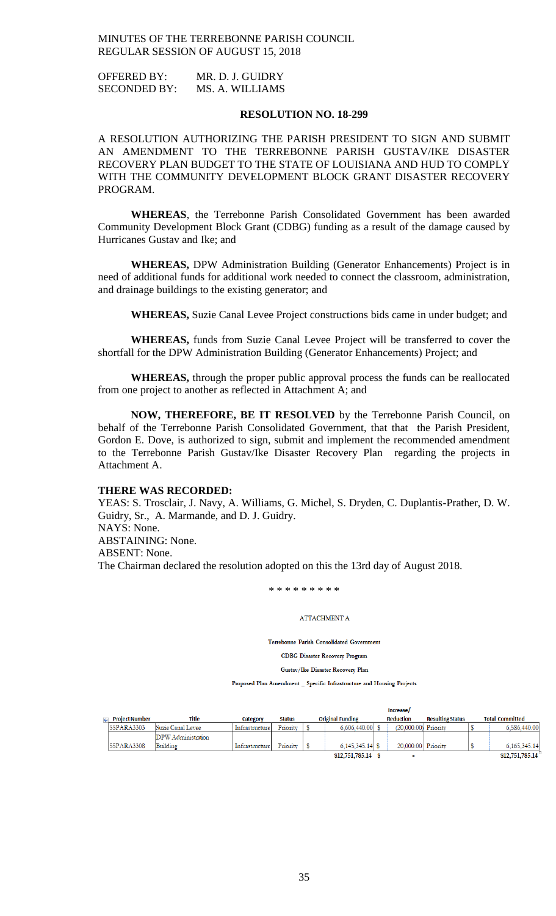MINUTES OF THE TERREBONNE PARISH COUNCIL
REGULAR SESSION OF AUGUST 15, 2018

OFFERED BY: MR. D. J. GUIDRY
SECONDED BY: MS. A. WILLIAMS

**RESOLUTION NO. 18-299**

A RESOLUTION AUTHORIZING THE PARISH PRESIDENT TO SIGN AND SUBMIT AN AMENDMENT TO THE TERREBONNE PARISH GUSTAV/IKE DISASTER RECOVERY PLAN BUDGET TO THE STATE OF LOUISIANA AND HUD TO COMPLY WITH THE COMMUNITY DEVELOPMENT BLOCK GRANT DISASTER RECOVERY PROGRAM.

**WHEREAS**, the Terrebonne Parish Consolidated Government has been awarded Community Development Block Grant (CDBG) funding as a result of the damage caused by Hurricanes Gustav and Ike; and

**WHEREAS,** DPW Administration Building (Generator Enhancements) Project is in need of additional funds for additional work needed to connect the classroom, administration, and drainage buildings to the existing generator; and

**WHEREAS,** Suzie Canal Levee Project constructions bids came in under budget; and

**WHEREAS,** funds from Suzie Canal Levee Project will be transferred to cover the shortfall for the DPW Administration Building (Generator Enhancements) Project; and

**WHEREAS,** through the proper public approval process the funds can be reallocated from one project to another as reflected in Attachment A; and

**NOW, THEREFORE, BE IT RESOLVED** by the Terrebonne Parish Council, on behalf of the Terrebonne Parish Consolidated Government, that that the Parish President, Gordon E. Dove, is authorized to sign, submit and implement the recommended amendment to the Terrebonne Parish Gustav/Ike Disaster Recovery Plan regarding the projects in Attachment A.

**THERE WAS RECORDED:**
YEAS: S. Trosclair, J. Navy, A. Williams, G. Michel, S. Dryden, C. Duplantis-Prather, D. W. Guidry, Sr., A. Marmande, and D. J. Guidry.
NAYS: None.
ABSTAINING: None.
ABSENT: None.
The Chairman declared the resolution adopted on this the 13rd day of August 2018.

\* \* \* \* \* \* \* \* \*

ATTACHMENT A

Terrebonne Parish Consolidated Government

CDBG Disaster Recovery Program

Gustav/Ike Disaster Recovery Plan

Proposed Plan Amendment _ Specific Infrastructure and Housing Projects

| Project Number | Title | Category | Status | Original Funding | Increase/ Reduction | Resulting Status | Total Committed |
|---|---|---|---|---|---|---|---|
| 55PARA3303 | Suzie Canal Levee | Infrastructure | Priority | $ 6,606,440.00 | $ (20,000.00) | Priority | $ 6,586,440.00 |
| 55PARA3308 | DPW Administration Building | Infrastructure | Priority | $ 6,145,345.14 | $ 20,000.00 | Priority | $ 6,165,345.14 |
| | | | | $12,751,785.14 | $ - | | $12,751,785.14 |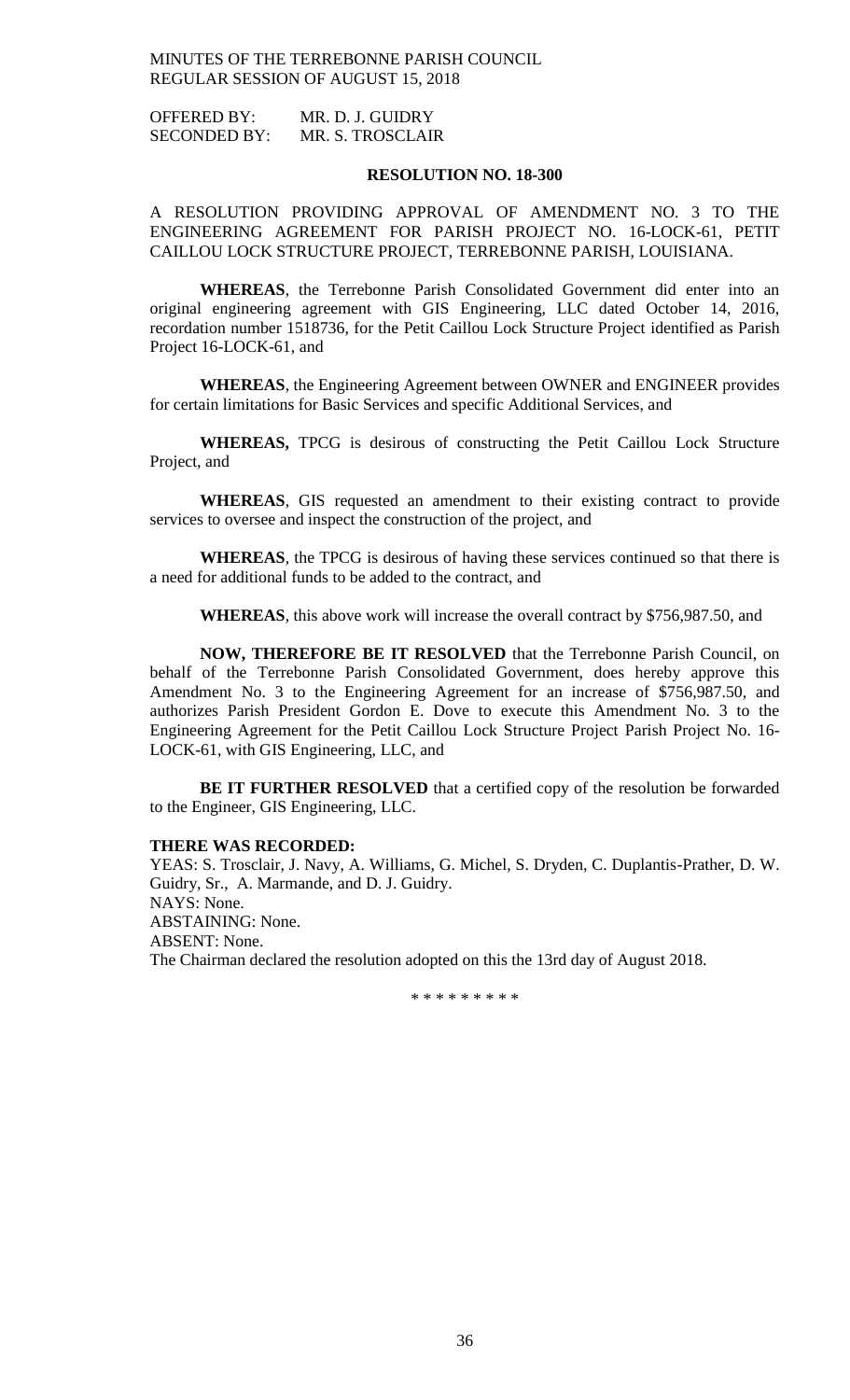MINUTES OF THE TERREBONNE PARISH COUNCIL
REGULAR SESSION OF AUGUST 15, 2018

OFFERED BY: MR. D. J. GUIDRY
SECONDED BY: MR. S. TROSCLAIR

**RESOLUTION NO. 18-300**

A RESOLUTION PROVIDING APPROVAL OF AMENDMENT NO. 3 TO THE ENGINEERING AGREEMENT FOR PARISH PROJECT NO. 16-LOCK-61, PETIT CAILLOU LOCK STRUCTURE PROJECT, TERREBONNE PARISH, LOUISIANA.

**WHEREAS**, the Terrebonne Parish Consolidated Government did enter into an original engineering agreement with GIS Engineering, LLC dated October 14, 2016, recordation number 1518736, for the Petit Caillou Lock Structure Project identified as Parish Project 16-LOCK-61, and

**WHEREAS**, the Engineering Agreement between OWNER and ENGINEER provides for certain limitations for Basic Services and specific Additional Services, and

**WHEREAS,** TPCG is desirous of constructing the Petit Caillou Lock Structure Project, and

**WHEREAS**, GIS requested an amendment to their existing contract to provide services to oversee and inspect the construction of the project, and

**WHEREAS**, the TPCG is desirous of having these services continued so that there is a need for additional funds to be added to the contract, and

**WHEREAS**, this above work will increase the overall contract by $756,987.50, and

**NOW, THEREFORE BE IT RESOLVED** that the Terrebonne Parish Council, on behalf of the Terrebonne Parish Consolidated Government, does hereby approve this Amendment No. 3 to the Engineering Agreement for an increase of $756,987.50, and authorizes Parish President Gordon E. Dove to execute this Amendment No. 3 to the Engineering Agreement for the Petit Caillou Lock Structure Project Parish Project No. 16-LOCK-61, with GIS Engineering, LLC, and

**BE IT FURTHER RESOLVED** that a certified copy of the resolution be forwarded to the Engineer, GIS Engineering, LLC.

**THERE WAS RECORDED:**
YEAS: S. Trosclair, J. Navy, A. Williams, G. Michel, S. Dryden, C. Duplantis-Prather, D. W. Guidry, Sr., A. Marmande, and D. J. Guidry.
NAYS: None.
ABSTAINING: None.
ABSENT: None.
The Chairman declared the resolution adopted on this the 13rd day of August 2018.

\* \* \* \* \* \* \* \* \*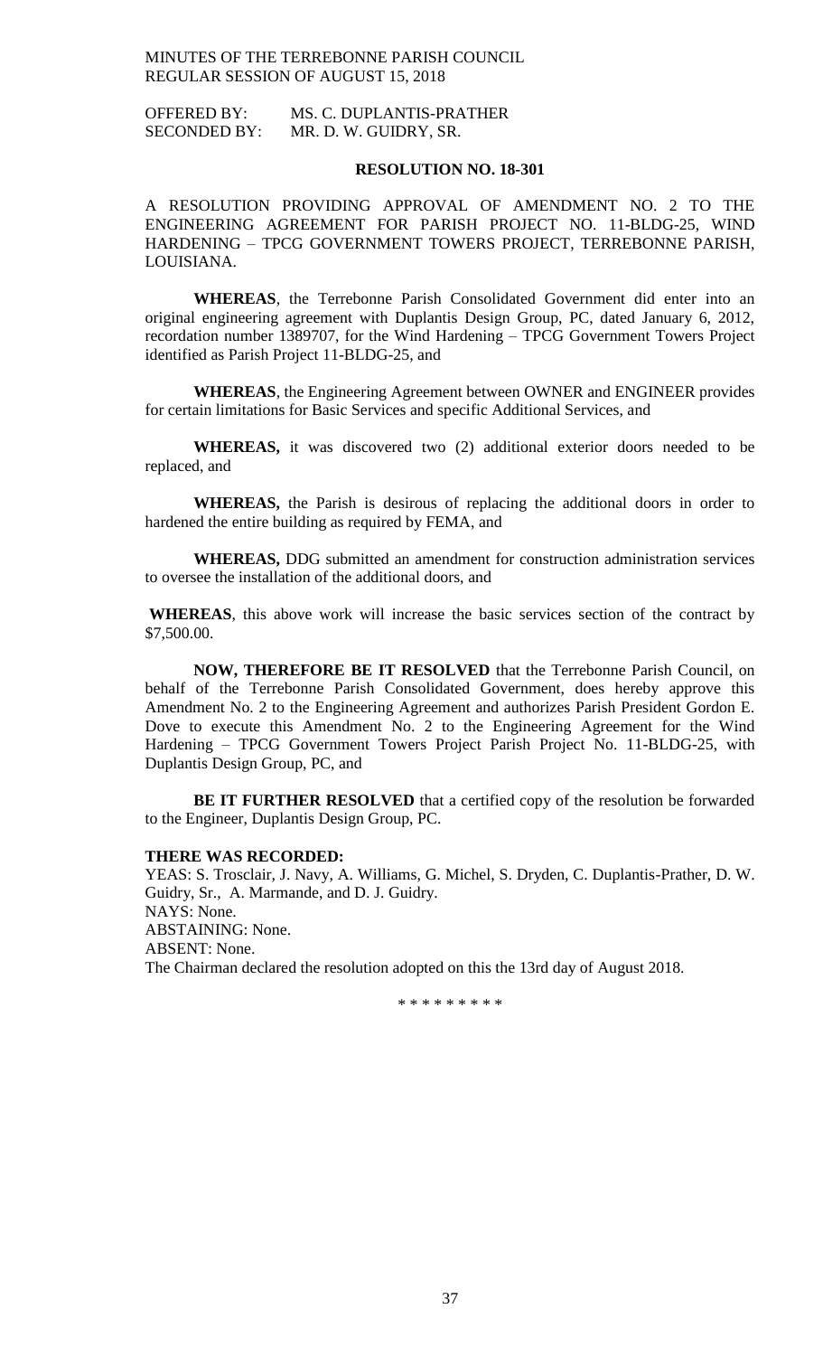OFFERED BY: MS. C. DUPLANTIS-PRATHER
SECONDED BY: MR. D. W. GUIDRY, SR.

**RESOLUTION NO. 18-301**

A RESOLUTION PROVIDING APPROVAL OF AMENDMENT NO. 2 TO THE ENGINEERING AGREEMENT FOR PARISH PROJECT NO. 11-BLDG-25, WIND HARDENING – TPCG GOVERNMENT TOWERS PROJECT, TERREBONNE PARISH, LOUISIANA.

**WHEREAS**, the Terrebonne Parish Consolidated Government did enter into an original engineering agreement with Duplantis Design Group, PC, dated January 6, 2012, recordation number 1389707, for the Wind Hardening – TPCG Government Towers Project identified as Parish Project 11-BLDG-25, and

**WHEREAS**, the Engineering Agreement between OWNER and ENGINEER provides for certain limitations for Basic Services and specific Additional Services, and

**WHEREAS,** it was discovered two (2) additional exterior doors needed to be replaced, and

**WHEREAS,** the Parish is desirous of replacing the additional doors in order to hardened the entire building as required by FEMA, and

**WHEREAS,** DDG submitted an amendment for construction administration services to oversee the installation of the additional doors, and

**WHEREAS**, this above work will increase the basic services section of the contract by $7,500.00.

**NOW, THEREFORE BE IT RESOLVED** that the Terrebonne Parish Council, on behalf of the Terrebonne Parish Consolidated Government, does hereby approve this Amendment No. 2 to the Engineering Agreement and authorizes Parish President Gordon E. Dove to execute this Amendment No. 2 to the Engineering Agreement for the Wind Hardening – TPCG Government Towers Project Parish Project No. 11-BLDG-25, with Duplantis Design Group, PC, and

**BE IT FURTHER RESOLVED** that a certified copy of the resolution be forwarded to the Engineer, Duplantis Design Group, PC.

**THERE WAS RECORDED:**

YEAS: S. Trosclair, J. Navy, A. Williams, G. Michel, S. Dryden, C. Duplantis-Prather, D. W. Guidry, Sr., A. Marmande, and D. J. Guidry.
NAYS: None.
ABSTAINING: None.
ABSENT: None.
The Chairman declared the resolution adopted on this the 13rd day of August 2018.

\* \* \* \* \* \* \* \* \*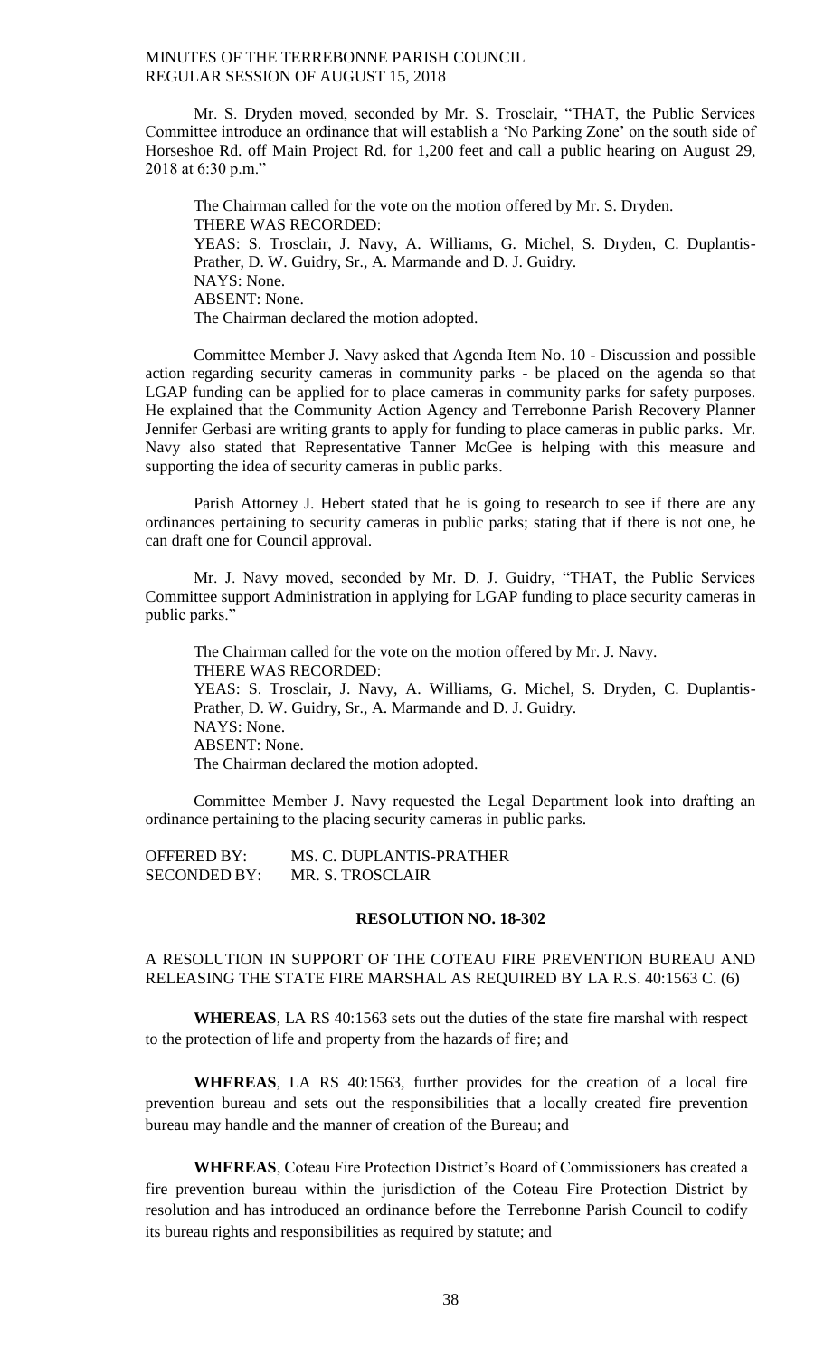Mr. S. Dryden moved, seconded by Mr. S. Trosclair, "THAT, the Public Services Committee introduce an ordinance that will establish a 'No Parking Zone' on the south side of Horseshoe Rd. off Main Project Rd. for 1,200 feet and call a public hearing on August 29, 2018 at 6:30 p.m."

The Chairman called for the vote on the motion offered by Mr. S. Dryden.
THERE WAS RECORDED:
YEAS: S. Trosclair, J. Navy, A. Williams, G. Michel, S. Dryden, C. Duplantis-Prather, D. W. Guidry, Sr., A. Marmande and D. J. Guidry.
NAYS: None.
ABSENT: None.
The Chairman declared the motion adopted.

Committee Member J. Navy asked that Agenda Item No. 10 - Discussion and possible action regarding security cameras in community parks - be placed on the agenda so that LGAP funding can be applied for to place cameras in community parks for safety purposes. He explained that the Community Action Agency and Terrebonne Parish Recovery Planner Jennifer Gerbasi are writing grants to apply for funding to place cameras in public parks. Mr. Navy also stated that Representative Tanner McGee is helping with this measure and supporting the idea of security cameras in public parks.

Parish Attorney J. Hebert stated that he is going to research to see if there are any ordinances pertaining to security cameras in public parks; stating that if there is not one, he can draft one for Council approval.

Mr. J. Navy moved, seconded by Mr. D. J. Guidry, "THAT, the Public Services Committee support Administration in applying for LGAP funding to place security cameras in public parks."

The Chairman called for the vote on the motion offered by Mr. J. Navy.
THERE WAS RECORDED:
YEAS: S. Trosclair, J. Navy, A. Williams, G. Michel, S. Dryden, C. Duplantis-Prather, D. W. Guidry, Sr., A. Marmande and D. J. Guidry.
NAYS: None.
ABSENT: None.
The Chairman declared the motion adopted.

Committee Member J. Navy requested the Legal Department look into drafting an ordinance pertaining to the placing security cameras in public parks.

OFFERED BY: MS. C. DUPLANTIS-PRATHER
SECONDED BY: MR. S. TROSCLAIR

**RESOLUTION NO. 18-302**

A RESOLUTION IN SUPPORT OF THE COTEAU FIRE PREVENTION BUREAU AND RELEASING THE STATE FIRE MARSHAL AS REQUIRED BY LA R.S. 40:1563 C. (6)

**WHEREAS**, LA RS 40:1563 sets out the duties of the state fire marshal with respect to the protection of life and property from the hazards of fire; and

**WHEREAS**, LA RS 40:1563, further provides for the creation of a local fire prevention bureau and sets out the responsibilities that a locally created fire prevention bureau may handle and the manner of creation of the Bureau; and

**WHEREAS**, Coteau Fire Protection District's Board of Commissioners has created a fire prevention bureau within the jurisdiction of the Coteau Fire Protection District by resolution and has introduced an ordinance before the Terrebonne Parish Council to codify its bureau rights and responsibilities as required by statute; and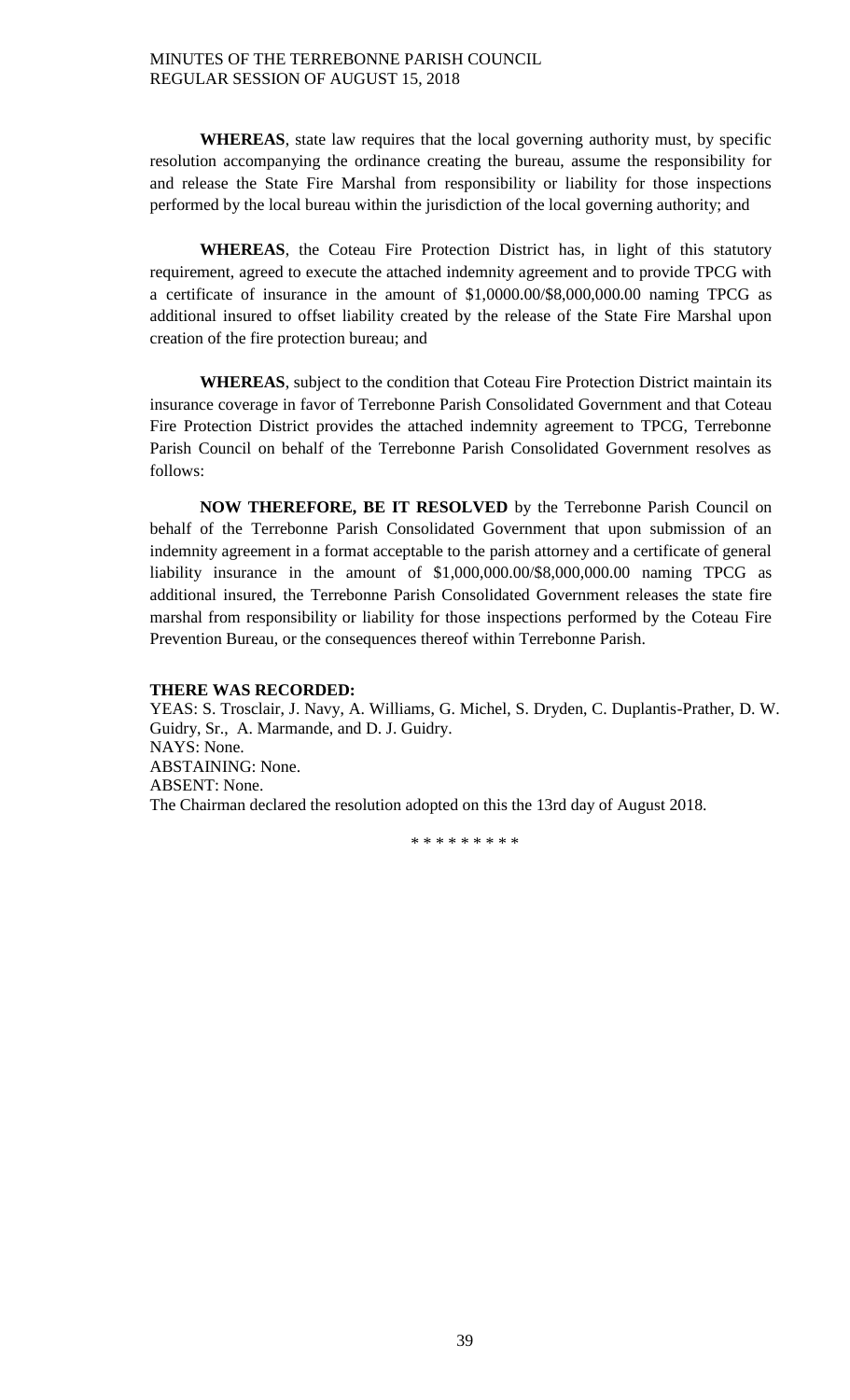**WHEREAS**, state law requires that the local governing authority must, by specific resolution accompanying the ordinance creating the bureau, assume the responsibility for and release the State Fire Marshal from responsibility or liability for those inspections performed by the local bureau within the jurisdiction of the local governing authority; and

**WHEREAS**, the Coteau Fire Protection District has, in light of this statutory requirement, agreed to execute the attached indemnity agreement and to provide TPCG with a certificate of insurance in the amount of $1,0000.00/$8,000,000.00 naming TPCG as additional insured to offset liability created by the release of the State Fire Marshal upon creation of the fire protection bureau; and

**WHEREAS**, subject to the condition that Coteau Fire Protection District maintain its insurance coverage in favor of Terrebonne Parish Consolidated Government and that Coteau Fire Protection District provides the attached indemnity agreement to TPCG, Terrebonne Parish Council on behalf of the Terrebonne Parish Consolidated Government resolves as follows:

**NOW THEREFORE, BE IT RESOLVED** by the Terrebonne Parish Council on behalf of the Terrebonne Parish Consolidated Government that upon submission of an indemnity agreement in a format acceptable to the parish attorney and a certificate of general liability insurance in the amount of $1,000,000.00/$8,000,000.00 naming TPCG as additional insured, the Terrebonne Parish Consolidated Government releases the state fire marshal from responsibility or liability for those inspections performed by the Coteau Fire Prevention Bureau, or the consequences thereof within Terrebonne Parish.

**THERE WAS RECORDED:**

YEAS: S. Trosclair, J. Navy, A. Williams, G. Michel, S. Dryden, C. Duplantis-Prather, D. W. Guidry, Sr., A. Marmande, and D. J. Guidry.
NAYS: None.
ABSTAINING: None.
ABSENT: None.
The Chairman declared the resolution adopted on this the 13rd day of August 2018.

\* \* \* \* \* \* \* \* \*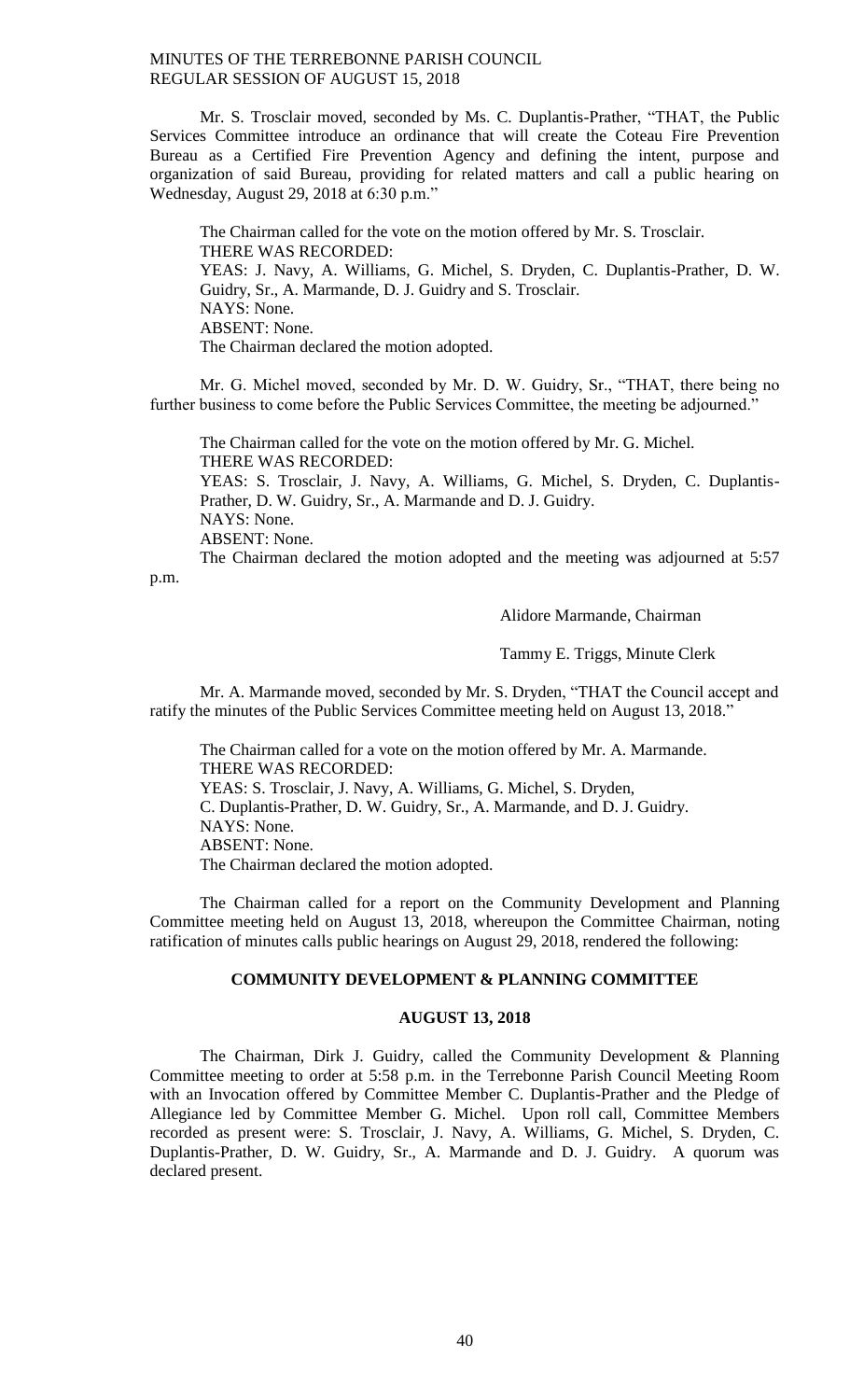Mr. S. Trosclair moved, seconded by Ms. C. Duplantis-Prather, "THAT, the Public Services Committee introduce an ordinance that will create the Coteau Fire Prevention Bureau as a Certified Fire Prevention Agency and defining the intent, purpose and organization of said Bureau, providing for related matters and call a public hearing on Wednesday, August 29, 2018 at 6:30 p.m."

The Chairman called for the vote on the motion offered by Mr. S. Trosclair.
THERE WAS RECORDED:
YEAS: J. Navy, A. Williams, G. Michel, S. Dryden, C. Duplantis-Prather, D. W. Guidry, Sr., A. Marmande, D. J. Guidry and S. Trosclair.
NAYS: None.
ABSENT: None.
The Chairman declared the motion adopted.

Mr. G. Michel moved, seconded by Mr. D. W. Guidry, Sr., "THAT, there being no further business to come before the Public Services Committee, the meeting be adjourned."

The Chairman called for the vote on the motion offered by Mr. G. Michel.
THERE WAS RECORDED:
YEAS: S. Trosclair, J. Navy, A. Williams, G. Michel, S. Dryden, C. Duplantis-Prather, D. W. Guidry, Sr., A. Marmande and D. J. Guidry.
NAYS: None.
ABSENT: None.
The Chairman declared the motion adopted and the meeting was adjourned at 5:57 p.m.

Alidore Marmande, Chairman

Tammy E. Triggs, Minute Clerk

Mr. A. Marmande moved, seconded by Mr. S. Dryden, "THAT the Council accept and ratify the minutes of the Public Services Committee meeting held on August 13, 2018."

The Chairman called for a vote on the motion offered by Mr. A. Marmande.
THERE WAS RECORDED:
YEAS: S. Trosclair, J. Navy, A. Williams, G. Michel, S. Dryden,
C. Duplantis-Prather, D. W. Guidry, Sr., A. Marmande, and D. J. Guidry.
NAYS: None.
ABSENT: None.
The Chairman declared the motion adopted.

The Chairman called for a report on the Community Development and Planning Committee meeting held on August 13, 2018, whereupon the Committee Chairman, noting ratification of minutes calls public hearings on August 29, 2018, rendered the following:

## COMMUNITY DEVELOPMENT & PLANNING COMMITTEE

## AUGUST 13, 2018

The Chairman, Dirk J. Guidry, called the Community Development & Planning Committee meeting to order at 5:58 p.m. in the Terrebonne Parish Council Meeting Room with an Invocation offered by Committee Member C. Duplantis-Prather and the Pledge of Allegiance led by Committee Member G. Michel. Upon roll call, Committee Members recorded as present were: S. Trosclair, J. Navy, A. Williams, G. Michel, S. Dryden, C. Duplantis-Prather, D. W. Guidry, Sr., A. Marmande and D. J. Guidry. A quorum was declared present.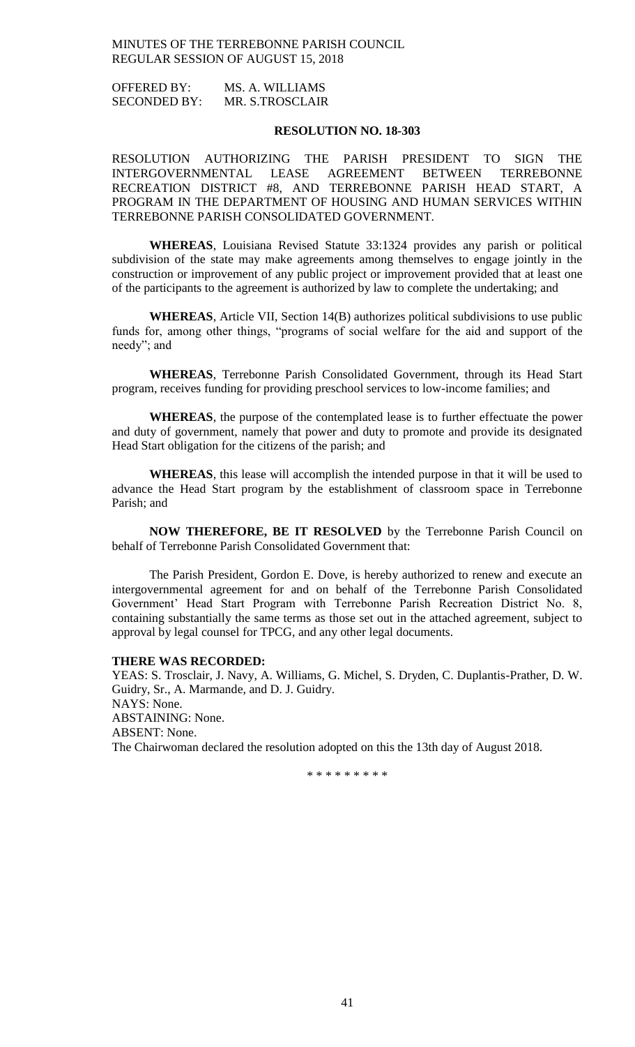OFFERED BY: MS. A. WILLIAMS
SECONDED BY: MR. S.TROSCLAIR

**RESOLUTION NO. 18-303**

RESOLUTION AUTHORIZING THE PARISH PRESIDENT TO SIGN THE INTERGOVERNMENTAL LEASE AGREEMENT BETWEEN TERREBONNE RECREATION DISTRICT #8, AND TERREBONNE PARISH HEAD START, A PROGRAM IN THE DEPARTMENT OF HOUSING AND HUMAN SERVICES WITHIN TERREBONNE PARISH CONSOLIDATED GOVERNMENT.

**WHEREAS**, Louisiana Revised Statute 33:1324 provides any parish or political subdivision of the state may make agreements among themselves to engage jointly in the construction or improvement of any public project or improvement provided that at least one of the participants to the agreement is authorized by law to complete the undertaking; and

**WHEREAS**, Article VII, Section 14(B) authorizes political subdivisions to use public funds for, among other things, "programs of social welfare for the aid and support of the needy"; and

**WHEREAS**, Terrebonne Parish Consolidated Government, through its Head Start program, receives funding for providing preschool services to low-income families; and

**WHEREAS**, the purpose of the contemplated lease is to further effectuate the power and duty of government, namely that power and duty to promote and provide its designated Head Start obligation for the citizens of the parish; and

**WHEREAS**, this lease will accomplish the intended purpose in that it will be used to advance the Head Start program by the establishment of classroom space in Terrebonne Parish; and

**NOW THEREFORE, BE IT RESOLVED** by the Terrebonne Parish Council on behalf of Terrebonne Parish Consolidated Government that:

The Parish President, Gordon E. Dove, is hereby authorized to renew and execute an intergovernmental agreement for and on behalf of the Terrebonne Parish Consolidated Government' Head Start Program with Terrebonne Parish Recreation District No. 8, containing substantially the same terms as those set out in the attached agreement, subject to approval by legal counsel for TPCG, and any other legal documents.

**THERE WAS RECORDED:**
YEAS: S. Trosclair, J. Navy, A. Williams, G. Michel, S. Dryden, C. Duplantis-Prather, D. W. Guidry, Sr., A. Marmande, and D. J. Guidry.
NAYS: None.
ABSTAINING: None.
ABSENT: None.
The Chairwoman declared the resolution adopted on this the 13th day of August 2018.

\* \* \* \* \* \* \* \* \*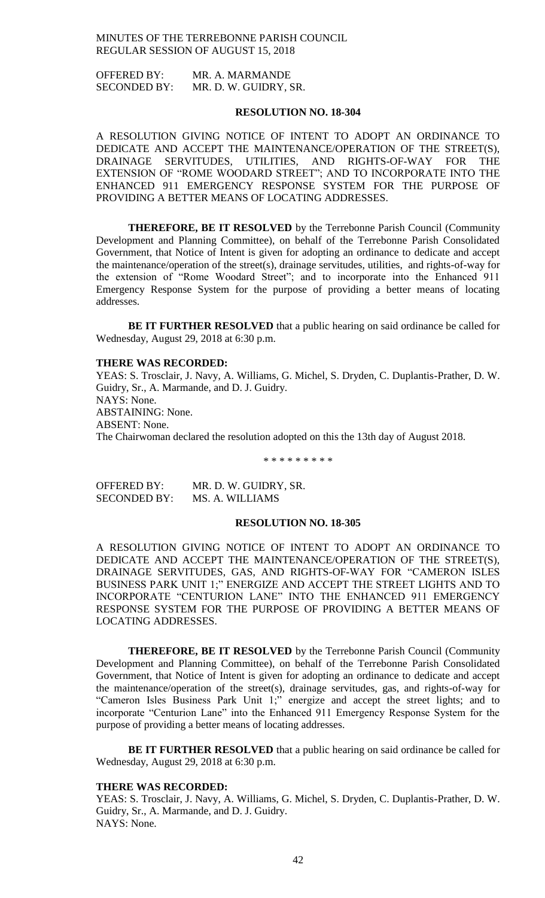OFFERED BY: MR. A. MARMANDE
SECONDED BY: MR. D. W. GUIDRY, SR.

**RESOLUTION NO. 18-304**

A RESOLUTION GIVING NOTICE OF INTENT TO ADOPT AN ORDINANCE TO DEDICATE AND ACCEPT THE MAINTENANCE/OPERATION OF THE STREET(S), DRAINAGE SERVITUDES, UTILITIES, AND RIGHTS-OF-WAY FOR THE EXTENSION OF "ROME WOODARD STREET"; AND TO INCORPORATE INTO THE ENHANCED 911 EMERGENCY RESPONSE SYSTEM FOR THE PURPOSE OF PROVIDING A BETTER MEANS OF LOCATING ADDRESSES.

**THEREFORE, BE IT RESOLVED** by the Terrebonne Parish Council (Community Development and Planning Committee), on behalf of the Terrebonne Parish Consolidated Government, that Notice of Intent is given for adopting an ordinance to dedicate and accept the maintenance/operation of the street(s), drainage servitudes, utilities, and rights-of-way for the extension of "Rome Woodard Street"; and to incorporate into the Enhanced 911 Emergency Response System for the purpose of providing a better means of locating addresses.

**BE IT FURTHER RESOLVED** that a public hearing on said ordinance be called for Wednesday, August 29, 2018 at 6:30 p.m.

**THERE WAS RECORDED:**
YEAS: S. Trosclair, J. Navy, A. Williams, G. Michel, S. Dryden, C. Duplantis-Prather, D. W. Guidry, Sr., A. Marmande, and D. J. Guidry.
NAYS: None.
ABSTAINING: None.
ABSENT: None.
The Chairwoman declared the resolution adopted on this the 13th day of August 2018.

\* \* \* \* \* \* \* \* \*

OFFERED BY: MR. D. W. GUIDRY, SR.
SECONDED BY: MS. A. WILLIAMS

**RESOLUTION NO. 18-305**

A RESOLUTION GIVING NOTICE OF INTENT TO ADOPT AN ORDINANCE TO DEDICATE AND ACCEPT THE MAINTENANCE/OPERATION OF THE STREET(S), DRAINAGE SERVITUDES, GAS, AND RIGHTS-OF-WAY FOR "CAMERON ISLES BUSINESS PARK UNIT 1;" ENERGIZE AND ACCEPT THE STREET LIGHTS AND TO INCORPORATE "CENTURION LANE" INTO THE ENHANCED 911 EMERGENCY RESPONSE SYSTEM FOR THE PURPOSE OF PROVIDING A BETTER MEANS OF LOCATING ADDRESSES.

**THEREFORE, BE IT RESOLVED** by the Terrebonne Parish Council (Community Development and Planning Committee), on behalf of the Terrebonne Parish Consolidated Government, that Notice of Intent is given for adopting an ordinance to dedicate and accept the maintenance/operation of the street(s), drainage servitudes, gas, and rights-of-way for "Cameron Isles Business Park Unit 1;" energize and accept the street lights; and to incorporate "Centurion Lane" into the Enhanced 911 Emergency Response System for the purpose of providing a better means of locating addresses.

**BE IT FURTHER RESOLVED** that a public hearing on said ordinance be called for Wednesday, August 29, 2018 at 6:30 p.m.

**THERE WAS RECORDED:**
YEAS: S. Trosclair, J. Navy, A. Williams, G. Michel, S. Dryden, C. Duplantis-Prather, D. W. Guidry, Sr., A. Marmande, and D. J. Guidry.
NAYS: None.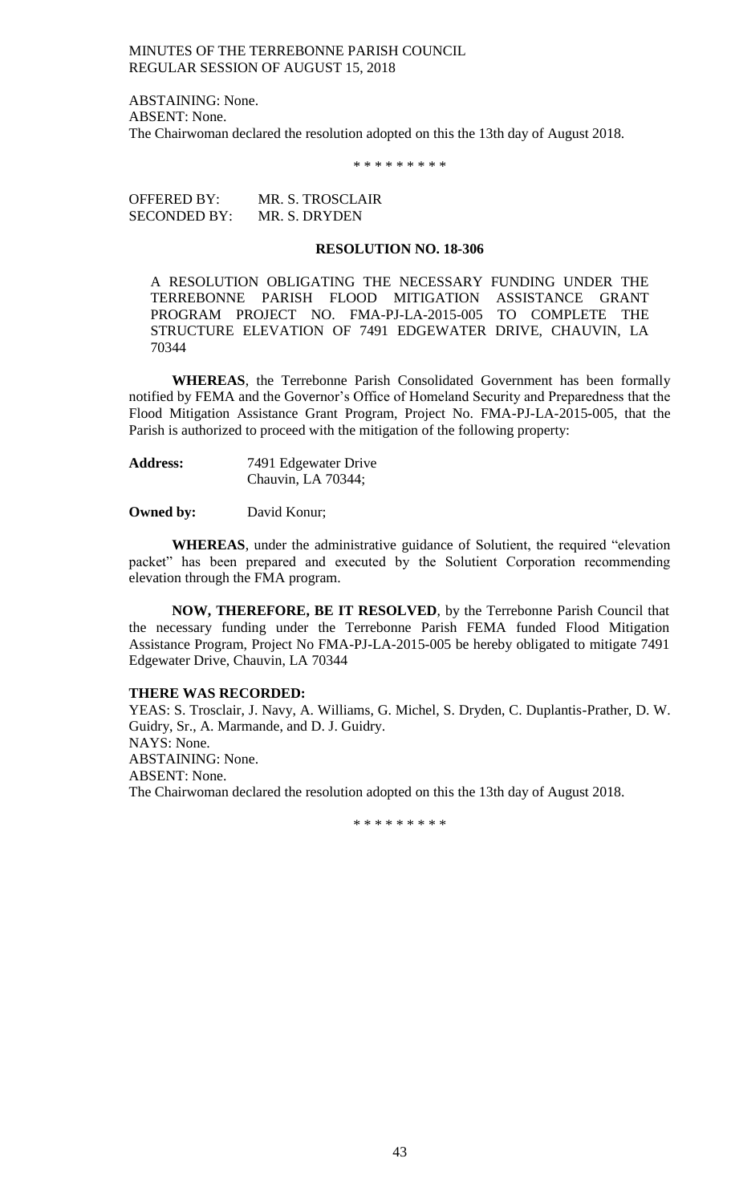ABSTAINING: None.
ABSENT: None.
The Chairwoman declared the resolution adopted on this the 13th day of August 2018.

\* \* \* \* \* \* \* \* \*

OFFERED BY: MR. S. TROSCLAIR
SECONDED BY: MR. S. DRYDEN

**RESOLUTION NO. 18-306**

A RESOLUTION OBLIGATING THE NECESSARY FUNDING UNDER THE TERREBONNE PARISH FLOOD MITIGATION ASSISTANCE GRANT PROGRAM PROJECT NO. FMA-PJ-LA-2015-005 TO COMPLETE THE STRUCTURE ELEVATION OF 7491 EDGEWATER DRIVE, CHAUVIN, LA 70344

**WHEREAS**, the Terrebonne Parish Consolidated Government has been formally notified by FEMA and the Governor's Office of Homeland Security and Preparedness that the Flood Mitigation Assistance Grant Program, Project No. FMA-PJ-LA-2015-005, that the Parish is authorized to proceed with the mitigation of the following property:

**Address:** 7491 Edgewater Drive
Chauvin, LA 70344;

**Owned by:** David Konur;

**WHEREAS**, under the administrative guidance of Solutient, the required "elevation packet" has been prepared and executed by the Solutient Corporation recommending elevation through the FMA program.

**NOW, THEREFORE, BE IT RESOLVED**, by the Terrebonne Parish Council that the necessary funding under the Terrebonne Parish FEMA funded Flood Mitigation Assistance Program, Project No FMA-PJ-LA-2015-005 be hereby obligated to mitigate 7491 Edgewater Drive, Chauvin, LA 70344

**THERE WAS RECORDED:**
YEAS: S. Trosclair, J. Navy, A. Williams, G. Michel, S. Dryden, C. Duplantis-Prather, D. W. Guidry, Sr., A. Marmande, and D. J. Guidry.
NAYS: None.
ABSTAINING: None.
ABSENT: None.
The Chairwoman declared the resolution adopted on this the 13th day of August 2018.

\* \* \* \* \* \* \* \* \*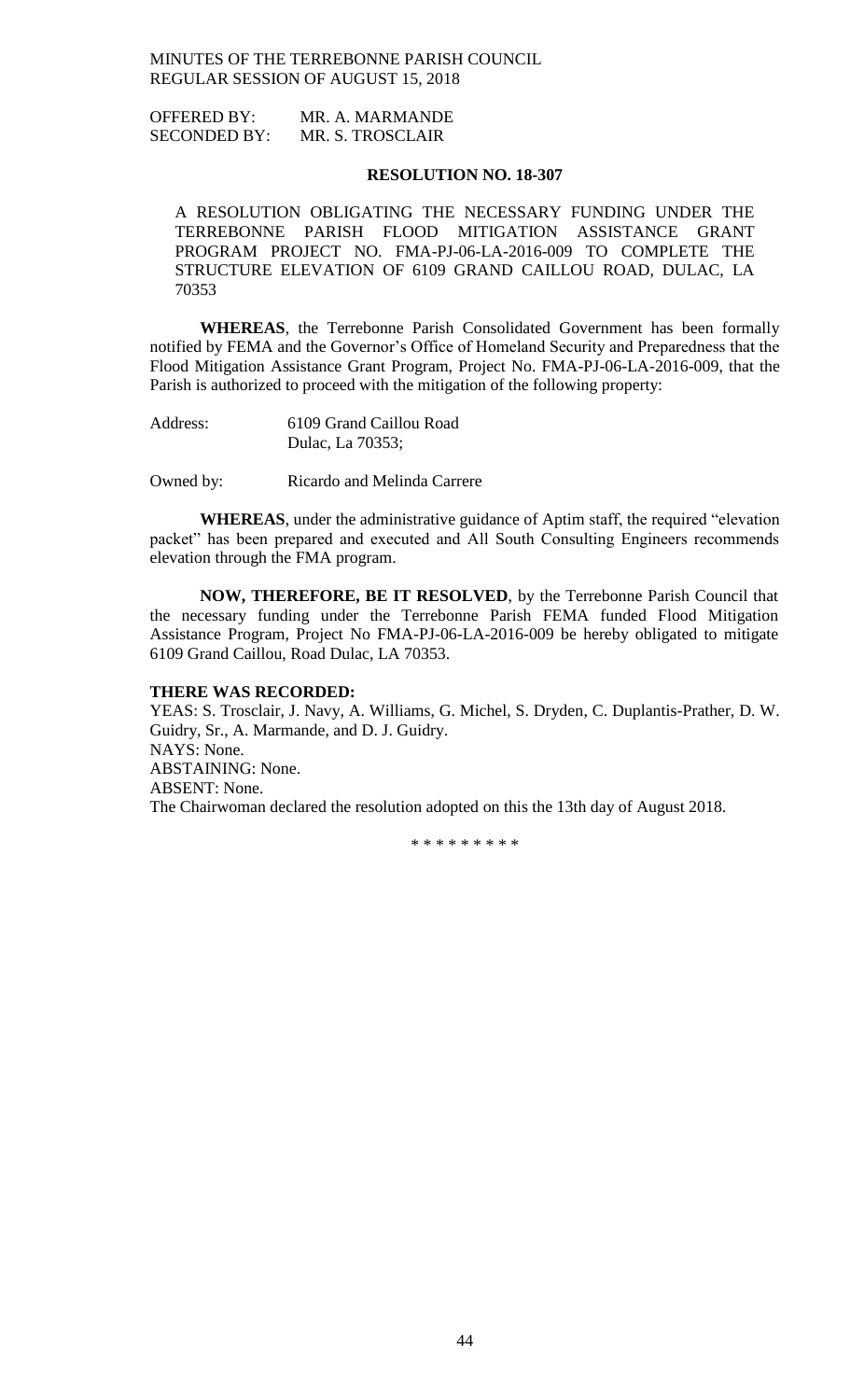OFFERED BY: MR. A. MARMANDE
SECONDED BY: MR. S. TROSCLAIR

**RESOLUTION NO. 18-307**

A RESOLUTION OBLIGATING THE NECESSARY FUNDING UNDER THE TERREBONNE PARISH FLOOD MITIGATION ASSISTANCE GRANT PROGRAM PROJECT NO. FMA-PJ-06-LA-2016-009 TO COMPLETE THE STRUCTURE ELEVATION OF 6109 GRAND CAILLOU ROAD, DULAC, LA 70353

**WHEREAS**, the Terrebonne Parish Consolidated Government has been formally notified by FEMA and the Governor's Office of Homeland Security and Preparedness that the Flood Mitigation Assistance Grant Program, Project No. FMA-PJ-06-LA-2016-009, that the Parish is authorized to proceed with the mitigation of the following property:

Address: 6109 Grand Caillou Road
Dulac, La 70353;

Owned by: Ricardo and Melinda Carrere

**WHEREAS**, under the administrative guidance of Aptim staff, the required "elevation packet" has been prepared and executed and All South Consulting Engineers recommends elevation through the FMA program.

**NOW, THEREFORE, BE IT RESOLVED**, by the Terrebonne Parish Council that the necessary funding under the Terrebonne Parish FEMA funded Flood Mitigation Assistance Program, Project No FMA-PJ-06-LA-2016-009 be hereby obligated to mitigate 6109 Grand Caillou, Road Dulac, LA 70353.

**THERE WAS RECORDED:**
YEAS: S. Trosclair, J. Navy, A. Williams, G. Michel, S. Dryden, C. Duplantis-Prather, D. W. Guidry, Sr., A. Marmande, and D. J. Guidry.
NAYS: None.
ABSTAINING: None.
ABSENT: None.
The Chairwoman declared the resolution adopted on this the 13th day of August 2018.

\* \* \* \* \* \* \* \* \*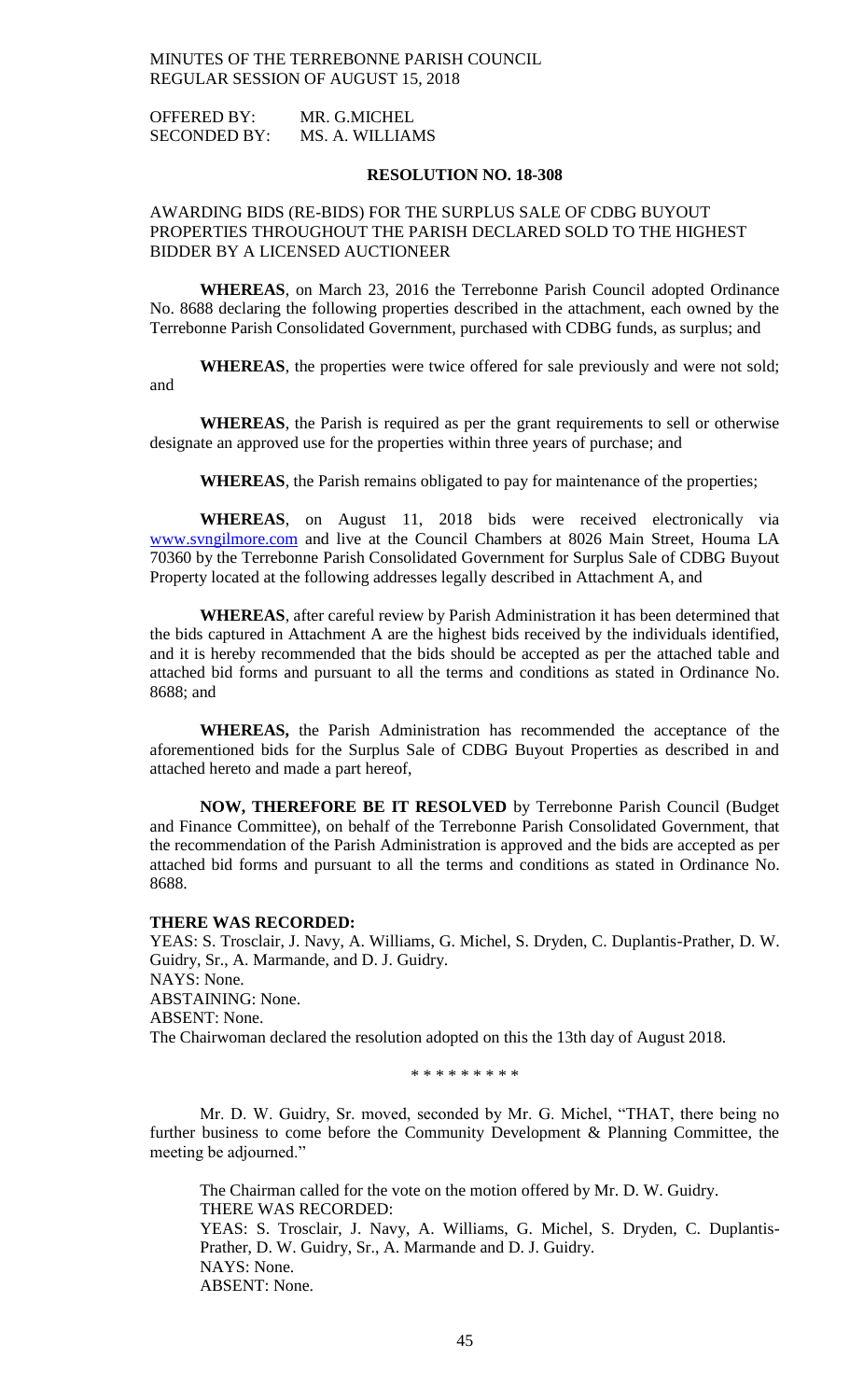MINUTES OF THE TERREBONNE PARISH COUNCIL
REGULAR SESSION OF AUGUST 15, 2018

OFFERED BY: MR. G.MICHEL
SECONDED BY: MS. A. WILLIAMS

**RESOLUTION NO. 18-308**

AWARDING BIDS (RE-BIDS) FOR THE SURPLUS SALE OF CDBG BUYOUT PROPERTIES THROUGHOUT THE PARISH DECLARED SOLD TO THE HIGHEST BIDDER BY A LICENSED AUCTIONEER

**WHEREAS**, on March 23, 2016 the Terrebonne Parish Council adopted Ordinance No. 8688 declaring the following properties described in the attachment, each owned by the Terrebonne Parish Consolidated Government, purchased with CDBG funds, as surplus; and

**WHEREAS**, the properties were twice offered for sale previously and were not sold; and

**WHEREAS**, the Parish is required as per the grant requirements to sell or otherwise designate an approved use for the properties within three years of purchase; and

**WHEREAS**, the Parish remains obligated to pay for maintenance of the properties;

**WHEREAS**, on August 11, 2018 bids were received electronically via www.svngilmore.com and live at the Council Chambers at 8026 Main Street, Houma LA 70360 by the Terrebonne Parish Consolidated Government for Surplus Sale of CDBG Buyout Property located at the following addresses legally described in Attachment A, and

**WHEREAS**, after careful review by Parish Administration it has been determined that the bids captured in Attachment A are the highest bids received by the individuals identified, and it is hereby recommended that the bids should be accepted as per the attached table and attached bid forms and pursuant to all the terms and conditions as stated in Ordinance No. 8688; and

**WHEREAS,** the Parish Administration has recommended the acceptance of the aforementioned bids for the Surplus Sale of CDBG Buyout Properties as described in and attached hereto and made a part hereof,

**NOW, THEREFORE BE IT RESOLVED** by Terrebonne Parish Council (Budget and Finance Committee), on behalf of the Terrebonne Parish Consolidated Government, that the recommendation of the Parish Administration is approved and the bids are accepted as per attached bid forms and pursuant to all the terms and conditions as stated in Ordinance No. 8688.

**THERE WAS RECORDED:**
YEAS: S. Trosclair, J. Navy, A. Williams, G. Michel, S. Dryden, C. Duplantis-Prather, D. W. Guidry, Sr., A. Marmande, and D. J. Guidry.
NAYS: None.
ABSTAINING: None.
ABSENT: None.
The Chairwoman declared the resolution adopted on this the 13th day of August 2018.

\* \* \* \* \* \* \* \* \*

Mr. D. W. Guidry, Sr. moved, seconded by Mr. G. Michel, "THAT, there being no further business to come before the Community Development & Planning Committee, the meeting be adjourned."

The Chairman called for the vote on the motion offered by Mr. D. W. Guidry.
THERE WAS RECORDED:
YEAS: S. Trosclair, J. Navy, A. Williams, G. Michel, S. Dryden, C. Duplantis-Prather, D. W. Guidry, Sr., A. Marmande and D. J. Guidry.
NAYS: None.
ABSENT: None.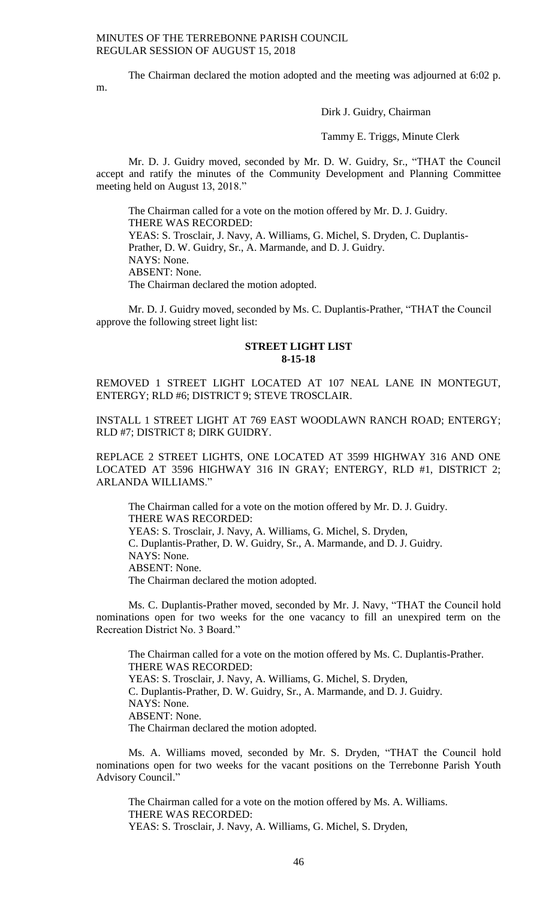The Chairman declared the motion adopted and the meeting was adjourned at 6:02 p. m.

Dirk J. Guidry, Chairman

Tammy E. Triggs, Minute Clerk

Mr. D. J. Guidry moved, seconded by Mr. D. W. Guidry, Sr., "THAT the Council accept and ratify the minutes of the Community Development and Planning Committee meeting held on August 13, 2018."

The Chairman called for a vote on the motion offered by Mr. D. J. Guidry.
THERE WAS RECORDED:
YEAS: S. Trosclair, J. Navy, A. Williams, G. Michel, S. Dryden, C. Duplantis-Prather, D. W. Guidry, Sr., A. Marmande, and D. J. Guidry.
NAYS: None.
ABSENT: None.
The Chairman declared the motion adopted.

Mr. D. J. Guidry moved, seconded by Ms. C. Duplantis-Prather, "THAT the Council approve the following street light list:

**STREET LIGHT LIST**
**8-15-18**

REMOVED 1 STREET LIGHT LOCATED AT 107 NEAL LANE IN MONTEGUT, ENTERGY; RLD #6; DISTRICT 9; STEVE TROSCLAIR.

INSTALL 1 STREET LIGHT AT 769 EAST WOODLAWN RANCH ROAD; ENTERGY; RLD #7; DISTRICT 8; DIRK GUIDRY.

REPLACE 2 STREET LIGHTS, ONE LOCATED AT 3599 HIGHWAY 316 AND ONE LOCATED AT 3596 HIGHWAY 316 IN GRAY; ENTERGY, RLD #1, DISTRICT 2; ARLANDA WILLIAMS."

The Chairman called for a vote on the motion offered by Mr. D. J. Guidry.
THERE WAS RECORDED:
YEAS: S. Trosclair, J. Navy, A. Williams, G. Michel, S. Dryden, C. Duplantis-Prather, D. W. Guidry, Sr., A. Marmande, and D. J. Guidry.
NAYS: None.
ABSENT: None.
The Chairman declared the motion adopted.

Ms. C. Duplantis-Prather moved, seconded by Mr. J. Navy, "THAT the Council hold nominations open for two weeks for the one vacancy to fill an unexpired term on the Recreation District No. 3 Board."

The Chairman called for a vote on the motion offered by Ms. C. Duplantis-Prather.
THERE WAS RECORDED:
YEAS: S. Trosclair, J. Navy, A. Williams, G. Michel, S. Dryden, C. Duplantis-Prather, D. W. Guidry, Sr., A. Marmande, and D. J. Guidry.
NAYS: None.
ABSENT: None.
The Chairman declared the motion adopted.

Ms. A. Williams moved, seconded by Mr. S. Dryden, "THAT the Council hold nominations open for two weeks for the vacant positions on the Terrebonne Parish Youth Advisory Council."

The Chairman called for a vote on the motion offered by Ms. A. Williams.
THERE WAS RECORDED:
YEAS: S. Trosclair, J. Navy, A. Williams, G. Michel, S. Dryden,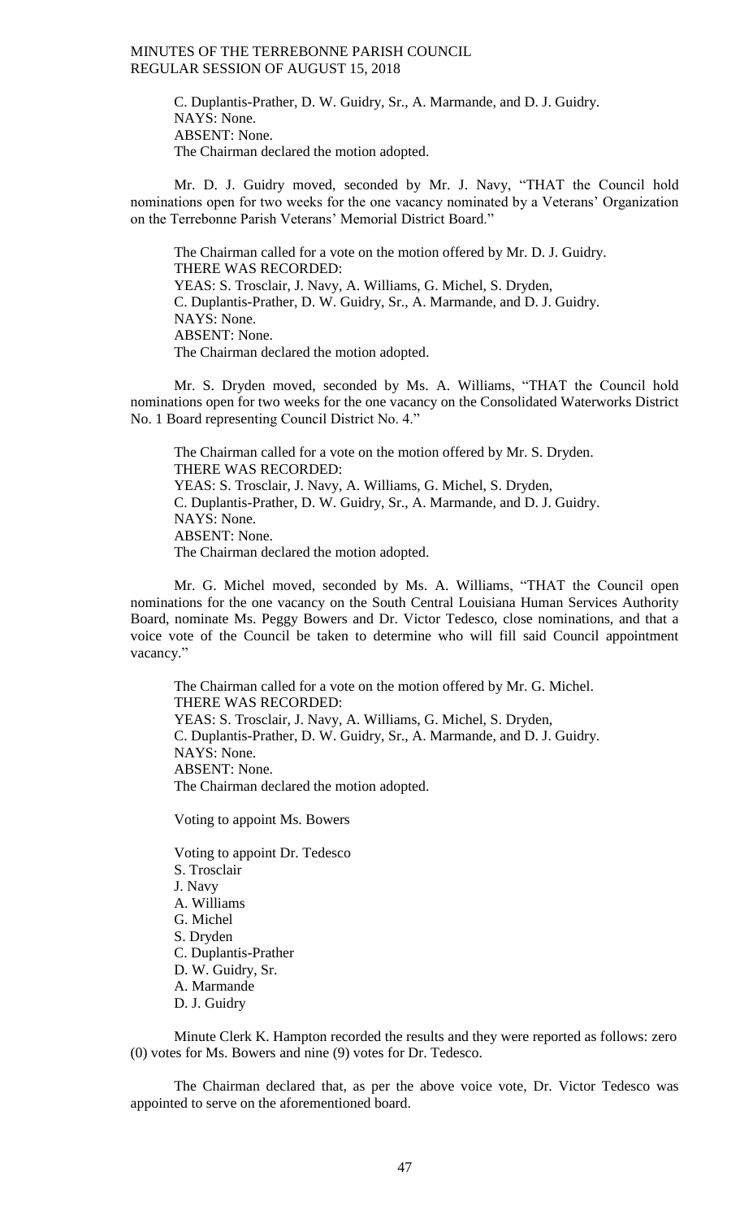C. Duplantis-Prather, D. W. Guidry, Sr., A. Marmande, and D. J. Guidry.
NAYS: None.
ABSENT: None.
The Chairman declared the motion adopted.

Mr. D. J. Guidry moved, seconded by Mr. J. Navy, "THAT the Council hold nominations open for two weeks for the one vacancy nominated by a Veterans' Organization on the Terrebonne Parish Veterans' Memorial District Board."

The Chairman called for a vote on the motion offered by Mr. D. J. Guidry.
THERE WAS RECORDED:
YEAS: S. Trosclair, J. Navy, A. Williams, G. Michel, S. Dryden, C. Duplantis-Prather, D. W. Guidry, Sr., A. Marmande, and D. J. Guidry.
NAYS: None.
ABSENT: None.
The Chairman declared the motion adopted.

Mr. S. Dryden moved, seconded by Ms. A. Williams, "THAT the Council hold nominations open for two weeks for the one vacancy on the Consolidated Waterworks District No. 1 Board representing Council District No. 4."

The Chairman called for a vote on the motion offered by Mr. S. Dryden.
THERE WAS RECORDED:
YEAS: S. Trosclair, J. Navy, A. Williams, G. Michel, S. Dryden, C. Duplantis-Prather, D. W. Guidry, Sr., A. Marmande, and D. J. Guidry.
NAYS: None.
ABSENT: None.
The Chairman declared the motion adopted.

Mr. G. Michel moved, seconded by Ms. A. Williams, "THAT the Council open nominations for the one vacancy on the South Central Louisiana Human Services Authority Board, nominate Ms. Peggy Bowers and Dr. Victor Tedesco, close nominations, and that a voice vote of the Council be taken to determine who will fill said Council appointment vacancy."

The Chairman called for a vote on the motion offered by Mr. G. Michel.
THERE WAS RECORDED:
YEAS: S. Trosclair, J. Navy, A. Williams, G. Michel, S. Dryden, C. Duplantis-Prather, D. W. Guidry, Sr., A. Marmande, and D. J. Guidry.
NAYS: None.
ABSENT: None.
The Chairman declared the motion adopted.

Voting to appoint Ms. Bowers

Voting to appoint Dr. Tedesco
S. Trosclair
J. Navy
A. Williams
G. Michel
S. Dryden
C. Duplantis-Prather
D. W. Guidry, Sr.
A. Marmande
D. J. Guidry

Minute Clerk K. Hampton recorded the results and they were reported as follows: zero (0) votes for Ms. Bowers and nine (9) votes for Dr. Tedesco.

The Chairman declared that, as per the above voice vote, Dr. Victor Tedesco was appointed to serve on the aforementioned board.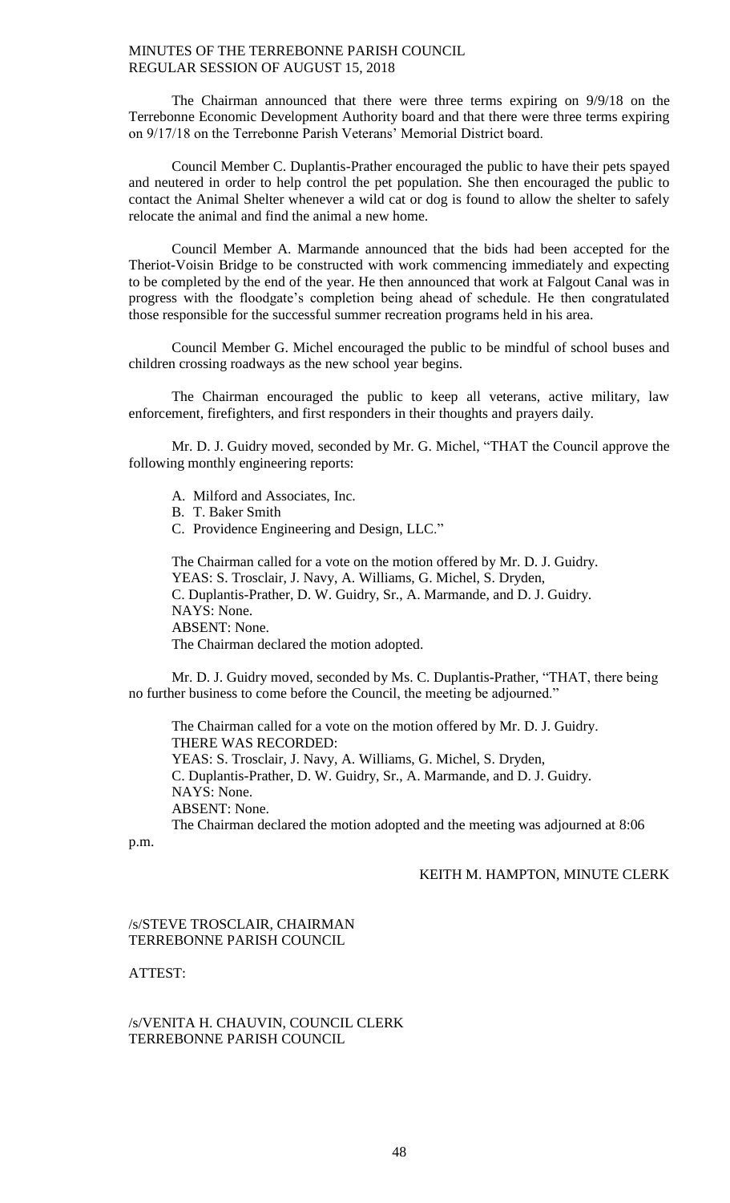The Chairman announced that there were three terms expiring on 9/9/18 on the Terrebonne Economic Development Authority board and that there were three terms expiring on 9/17/18 on the Terrebonne Parish Veterans' Memorial District board.

Council Member C. Duplantis-Prather encouraged the public to have their pets spayed and neutered in order to help control the pet population. She then encouraged the public to contact the Animal Shelter whenever a wild cat or dog is found to allow the shelter to safely relocate the animal and find the animal a new home.

Council Member A. Marmande announced that the bids had been accepted for the Theriot-Voisin Bridge to be constructed with work commencing immediately and expecting to be completed by the end of the year. He then announced that work at Falgout Canal was in progress with the floodgate's completion being ahead of schedule. He then congratulated those responsible for the successful summer recreation programs held in his area.

Council Member G. Michel encouraged the public to be mindful of school buses and children crossing roadways as the new school year begins.

The Chairman encouraged the public to keep all veterans, active military, law enforcement, firefighters, and first responders in their thoughts and prayers daily.

Mr. D. J. Guidry moved, seconded by Mr. G. Michel, "THAT the Council approve the following monthly engineering reports:

A. Milford and Associates, Inc.
B. T. Baker Smith
C. Providence Engineering and Design, LLC."

The Chairman called for a vote on the motion offered by Mr. D. J. Guidry.
YEAS: S. Trosclair, J. Navy, A. Williams, G. Michel, S. Dryden, C. Duplantis-Prather, D. W. Guidry, Sr., A. Marmande, and D. J. Guidry.
NAYS: None.
ABSENT: None.
The Chairman declared the motion adopted.

Mr. D. J. Guidry moved, seconded by Ms. C. Duplantis-Prather, "THAT, there being no further business to come before the Council, the meeting be adjourned."

The Chairman called for a vote on the motion offered by Mr. D. J. Guidry.
THERE WAS RECORDED:
YEAS: S. Trosclair, J. Navy, A. Williams, G. Michel, S. Dryden, C. Duplantis-Prather, D. W. Guidry, Sr., A. Marmande, and D. J. Guidry.
NAYS: None.
ABSENT: None.
The Chairman declared the motion adopted and the meeting was adjourned at 8:06 p.m.

KEITH M. HAMPTON, MINUTE CLERK

/s/STEVE TROSCLAIR, CHAIRMAN
TERREBONNE PARISH COUNCIL

ATTEST:

/s/VENITA H. CHAUVIN, COUNCIL CLERK
TERREBONNE PARISH COUNCIL